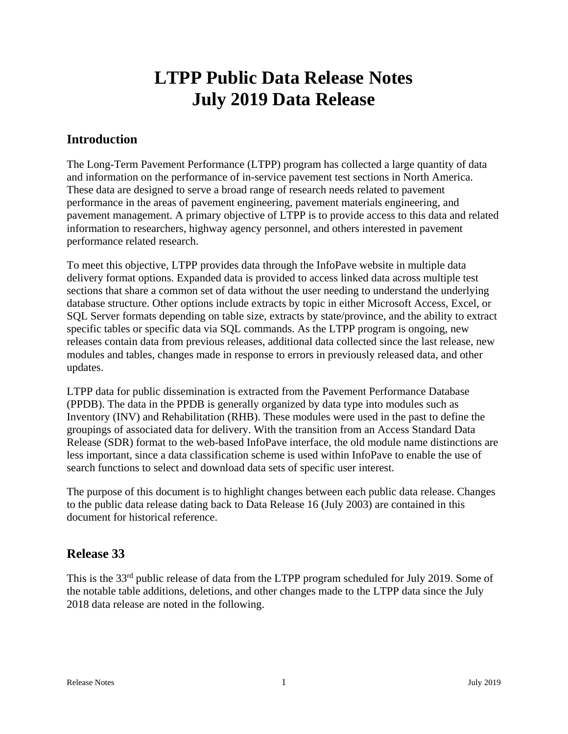# LTPP Public Data Release Notes
# July 2019 Data Release

## Introduction

The Long-Term Pavement Performance (LTPP) program has collected a large quantity of data and information on the performance of in-service pavement test sections in North America. These data are designed to serve a broad range of research needs related to pavement performance in the areas of pavement engineering, pavement materials engineering, and pavement management. A primary objective of LTPP is to provide access to this data and related information to researchers, highway agency personnel, and others interested in pavement performance related research.

To meet this objective, LTPP provides data through the InfoPave website in multiple data delivery format options. Expanded data is provided to access linked data across multiple test sections that share a common set of data without the user needing to understand the underlying database structure. Other options include extracts by topic in either Microsoft Access, Excel, or SQL Server formats depending on table size, extracts by state/province, and the ability to extract specific tables or specific data via SQL commands. As the LTPP program is ongoing, new releases contain data from previous releases, additional data collected since the last release, new modules and tables, changes made in response to errors in previously released data, and other updates.

LTPP data for public dissemination is extracted from the Pavement Performance Database (PPDB). The data in the PPDB is generally organized by data type into modules such as Inventory (INV) and Rehabilitation (RHB). These modules were used in the past to define the groupings of associated data for delivery. With the transition from an Access Standard Data Release (SDR) format to the web-based InfoPave interface, the old module name distinctions are less important, since a data classification scheme is used within InfoPave to enable the use of search functions to select and download data sets of specific user interest.

The purpose of this document is to highlight changes between each public data release. Changes to the public data release dating back to Data Release 16 (July 2003) are contained in this document for historical reference.

## Release 33

This is the 33rd public release of data from the LTPP program scheduled for July 2019. Some of the notable table additions, deletions, and other changes made to the LTPP data since the July 2018 data release are noted in the following.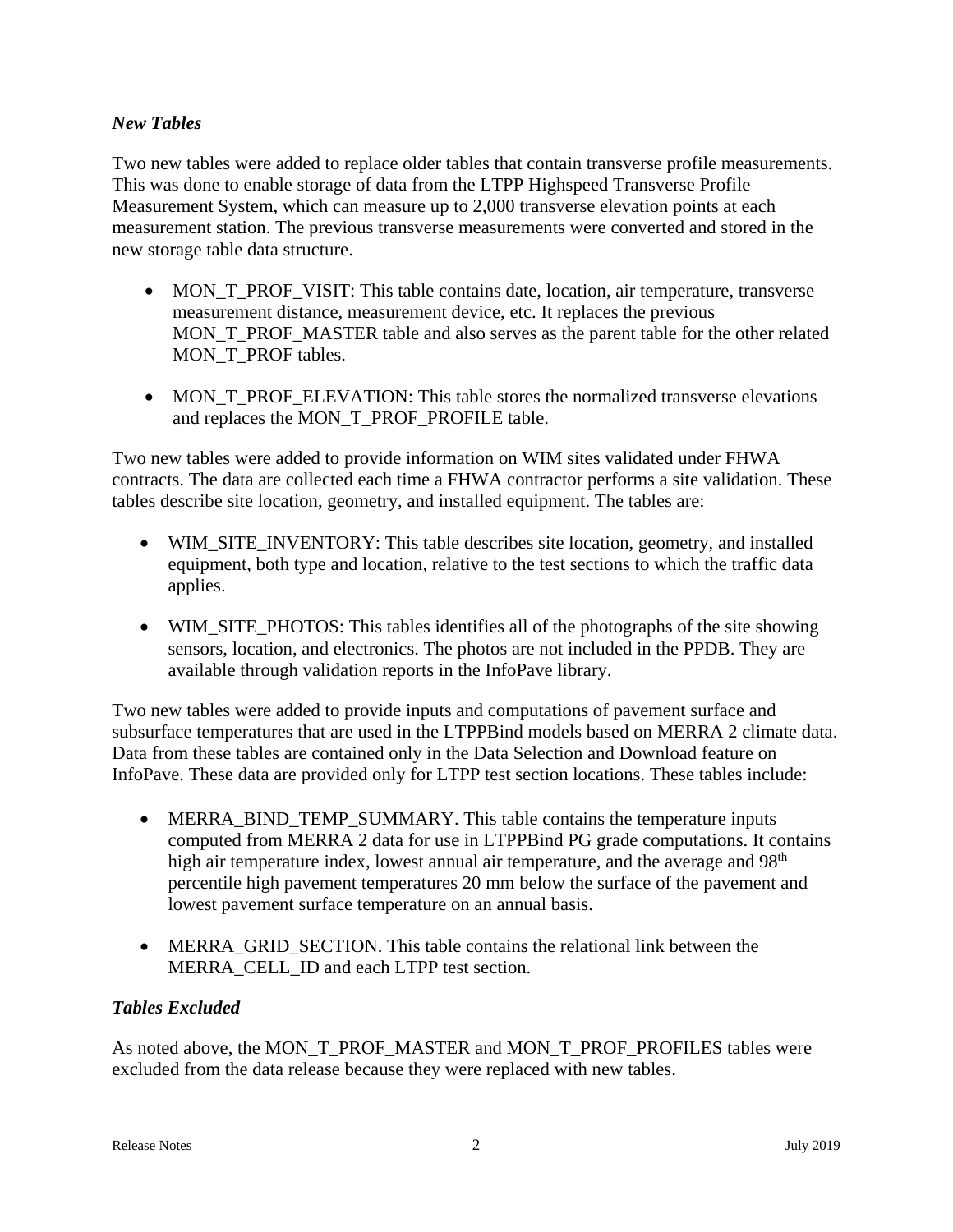### *New Tables*

Two new tables were added to replace older tables that contain transverse profile measurements. This was done to enable storage of data from the LTPP Highspeed Transverse Profile Measurement System, which can measure up to 2,000 transverse elevation points at each measurement station. The previous transverse measurements were converted and stored in the new storage table data structure.

- MON_T_PROF_VISIT: This table contains date, location, air temperature, transverse measurement distance, measurement device, etc. It replaces the previous MON_T_PROF_MASTER table and also serves as the parent table for the other related MON_T_PROF tables.
- MON_T_PROF_ELEVATION: This table stores the normalized transverse elevations and replaces the MON_T_PROF_PROFILE table.

Two new tables were added to provide information on WIM sites validated under FHWA contracts. The data are collected each time a FHWA contractor performs a site validation. These tables describe site location, geometry, and installed equipment. The tables are:

- WIM_SITE_INVENTORY: This table describes site location, geometry, and installed equipment, both type and location, relative to the test sections to which the traffic data applies.
- WIM_SITE_PHOTOS: This tables identifies all of the photographs of the site showing sensors, location, and electronics. The photos are not included in the PPDB. They are available through validation reports in the InfoPave library.

Two new tables were added to provide inputs and computations of pavement surface and subsurface temperatures that are used in the LTPPBind models based on MERRA 2 climate data. Data from these tables are contained only in the Data Selection and Download feature on InfoPave. These data are provided only for LTPP test section locations. These tables include:

- MERRA_BIND_TEMP_SUMMARY. This table contains the temperature inputs computed from MERRA 2 data for use in LTPPBind PG grade computations. It contains high air temperature index, lowest annual air temperature, and the average and 98th percentile high pavement temperatures 20 mm below the surface of the pavement and lowest pavement surface temperature on an annual basis.
- MERRA_GRID_SECTION. This table contains the relational link between the MERRA_CELL_ID and each LTPP test section.

### *Tables Excluded*

As noted above, the MON_T_PROF_MASTER and MON_T_PROF_PROFILES tables were excluded from the data release because they were replaced with new tables.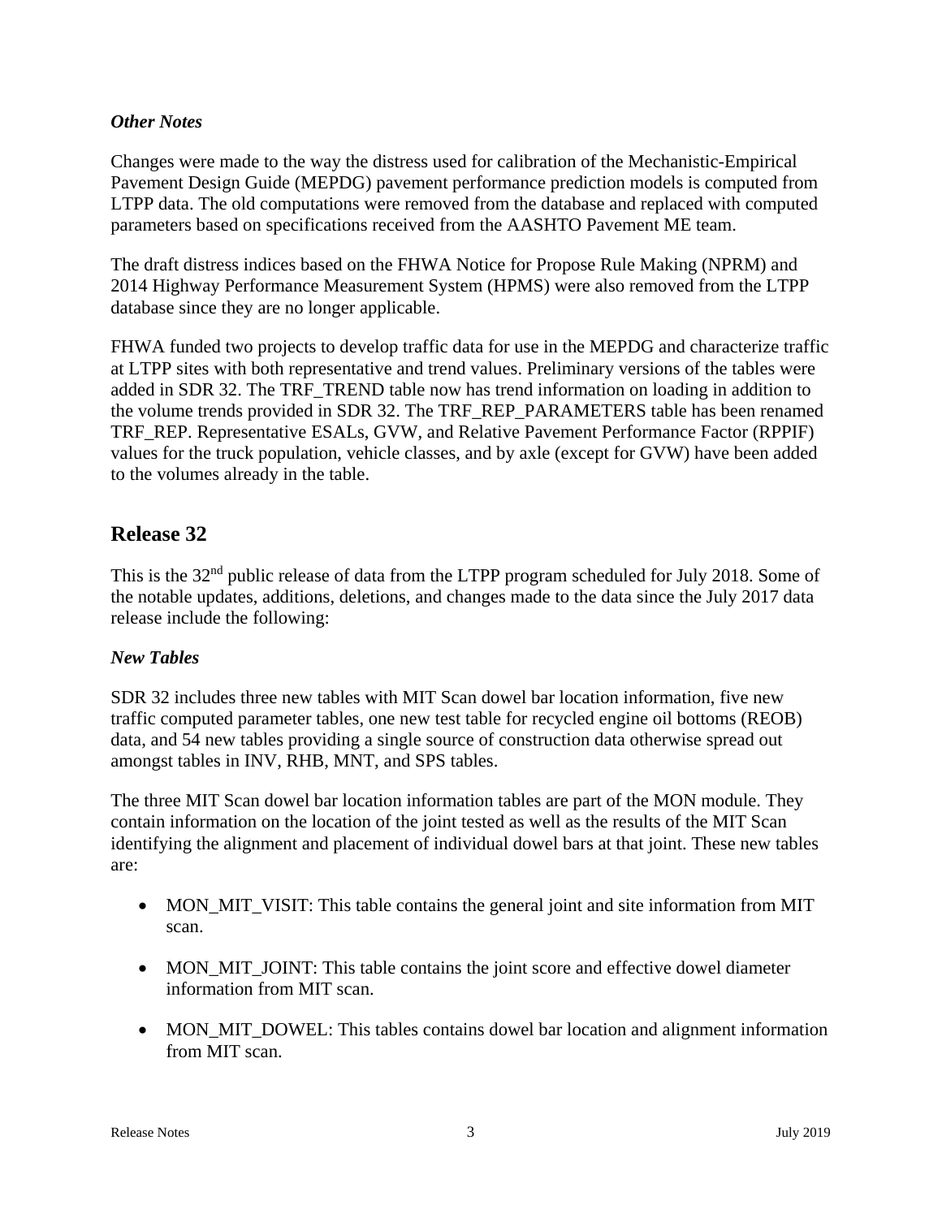### *Other Notes*

Changes were made to the way the distress used for calibration of the Mechanistic-Empirical Pavement Design Guide (MEPDG) pavement performance prediction models is computed from LTPP data. The old computations were removed from the database and replaced with computed parameters based on specifications received from the AASHTO Pavement ME team.

The draft distress indices based on the FHWA Notice for Propose Rule Making (NPRM) and 2014 Highway Performance Measurement System (HPMS) were also removed from the LTPP database since they are no longer applicable.

FHWA funded two projects to develop traffic data for use in the MEPDG and characterize traffic at LTPP sites with both representative and trend values. Preliminary versions of the tables were added in SDR 32. The TRF_TREND table now has trend information on loading in addition to the volume trends provided in SDR 32. The TRF_REP_PARAMETERS table has been renamed TRF_REP. Representative ESALs, GVW, and Relative Pavement Performance Factor (RPPIF) values for the truck population, vehicle classes, and by axle (except for GVW) have been added to the volumes already in the table.

## Release 32

This is the 32nd public release of data from the LTPP program scheduled for July 2018. Some of the notable updates, additions, deletions, and changes made to the data since the July 2017 data release include the following:

### *New Tables*

SDR 32 includes three new tables with MIT Scan dowel bar location information, five new traffic computed parameter tables, one new test table for recycled engine oil bottoms (REOB) data, and 54 new tables providing a single source of construction data otherwise spread out amongst tables in INV, RHB, MNT, and SPS tables.

The three MIT Scan dowel bar location information tables are part of the MON module. They contain information on the location of the joint tested as well as the results of the MIT Scan identifying the alignment and placement of individual dowel bars at that joint. These new tables are:

- MON_MIT_VISIT: This table contains the general joint and site information from MIT scan.
- MON_MIT_JOINT: This table contains the joint score and effective dowel diameter information from MIT scan.
- MON_MIT_DOWEL: This tables contains dowel bar location and alignment information from MIT scan.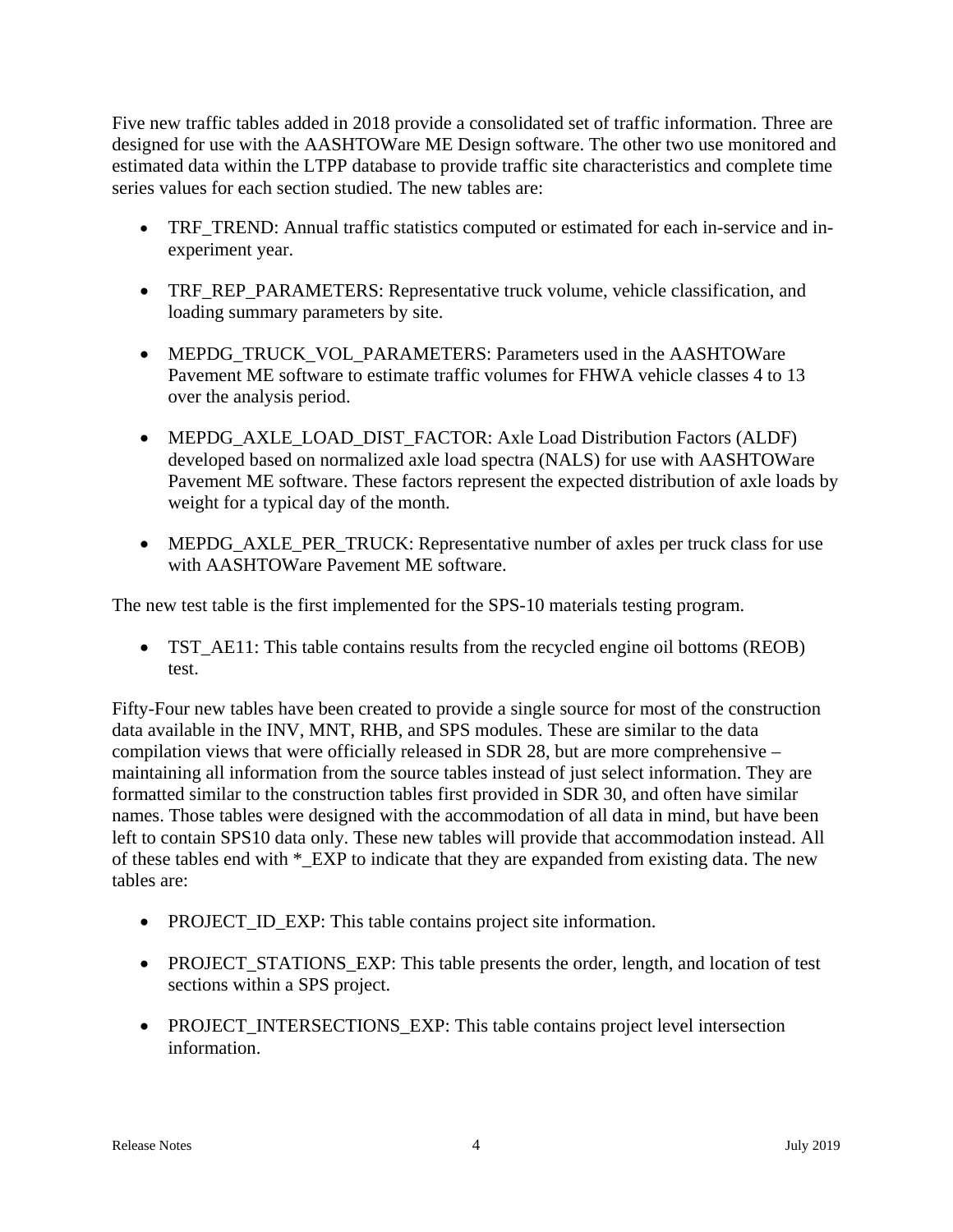Five new traffic tables added in 2018 provide a consolidated set of traffic information. Three are designed for use with the AASHTOWare ME Design software. The other two use monitored and estimated data within the LTPP database to provide traffic site characteristics and complete time series values for each section studied. The new tables are:

- TRF_TREND: Annual traffic statistics computed or estimated for each in-service and in-experiment year.
- TRF_REP_PARAMETERS: Representative truck volume, vehicle classification, and loading summary parameters by site.
- MEPDG_TRUCK_VOL_PARAMETERS: Parameters used in the AASHTOWare Pavement ME software to estimate traffic volumes for FHWA vehicle classes 4 to 13 over the analysis period.
- MEPDG_AXLE_LOAD_DIST_FACTOR: Axle Load Distribution Factors (ALDF) developed based on normalized axle load spectra (NALS) for use with AASHTOWare Pavement ME software. These factors represent the expected distribution of axle loads by weight for a typical day of the month.
- MEPDG_AXLE_PER_TRUCK: Representative number of axles per truck class for use with AASHTOWare Pavement ME software.

The new test table is the first implemented for the SPS-10 materials testing program.

- TST_AE11: This table contains results from the recycled engine oil bottoms (REOB) test.

Fifty-Four new tables have been created to provide a single source for most of the construction data available in the INV, MNT, RHB, and SPS modules. These are similar to the data compilation views that were officially released in SDR 28, but are more comprehensive – maintaining all information from the source tables instead of just select information. They are formatted similar to the construction tables first provided in SDR 30, and often have similar names. Those tables were designed with the accommodation of all data in mind, but have been left to contain SPS10 data only. These new tables will provide that accommodation instead. All of these tables end with *_EXP to indicate that they are expanded from existing data. The new tables are:

- PROJECT_ID_EXP: This table contains project site information.
- PROJECT_STATIONS_EXP: This table presents the order, length, and location of test sections within a SPS project.
- PROJECT_INTERSECTIONS_EXP: This table contains project level intersection information.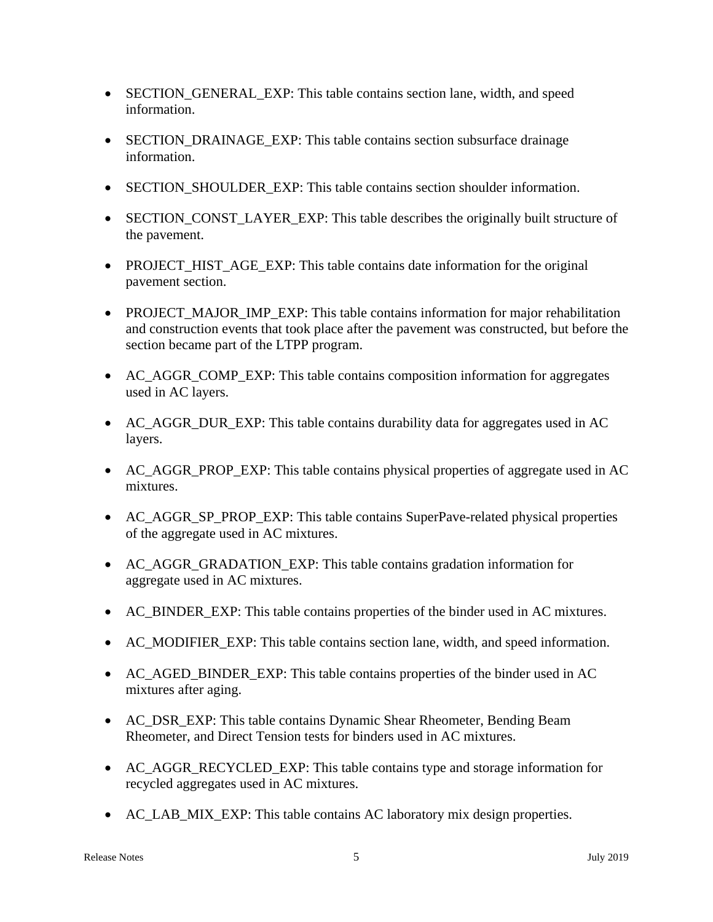- SECTION_GENERAL_EXP: This table contains section lane, width, and speed information.
- SECTION_DRAINAGE_EXP: This table contains section subsurface drainage information.
- SECTION_SHOULDER_EXP: This table contains section shoulder information.
- SECTION_CONST_LAYER_EXP: This table describes the originally built structure of the pavement.
- PROJECT_HIST_AGE_EXP: This table contains date information for the original pavement section.
- PROJECT_MAJOR_IMP_EXP: This table contains information for major rehabilitation and construction events that took place after the pavement was constructed, but before the section became part of the LTPP program.
- AC_AGGR_COMP_EXP: This table contains composition information for aggregates used in AC layers.
- AC_AGGR_DUR_EXP: This table contains durability data for aggregates used in AC layers.
- AC_AGGR_PROP_EXP: This table contains physical properties of aggregate used in AC mixtures.
- AC_AGGR_SP_PROP_EXP: This table contains SuperPave-related physical properties of the aggregate used in AC mixtures.
- AC_AGGR_GRADATION_EXP: This table contains gradation information for aggregate used in AC mixtures.
- AC_BINDER_EXP: This table contains properties of the binder used in AC mixtures.
- AC_MODIFIER_EXP: This table contains section lane, width, and speed information.
- AC_AGED_BINDER_EXP: This table contains properties of the binder used in AC mixtures after aging.
- AC_DSR_EXP: This table contains Dynamic Shear Rheometer, Bending Beam Rheometer, and Direct Tension tests for binders used in AC mixtures.
- AC_AGGR_RECYCLED_EXP: This table contains type and storage information for recycled aggregates used in AC mixtures.
- AC_LAB_MIX_EXP: This table contains AC laboratory mix design properties.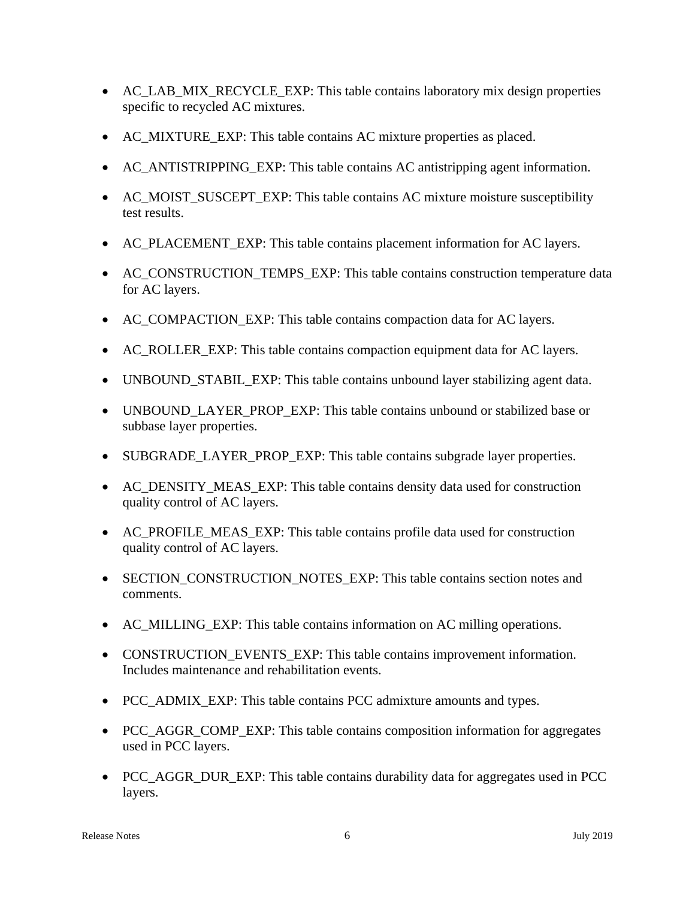- AC_LAB_MIX_RECYCLE_EXP: This table contains laboratory mix design properties specific to recycled AC mixtures.
- AC_MIXTURE_EXP: This table contains AC mixture properties as placed.
- AC_ANTISTRIPPING_EXP: This table contains AC antistripping agent information.
- AC_MOIST_SUSCEPT_EXP: This table contains AC mixture moisture susceptibility test results.
- AC_PLACEMENT_EXP: This table contains placement information for AC layers.
- AC_CONSTRUCTION_TEMPS_EXP: This table contains construction temperature data for AC layers.
- AC_COMPACTION_EXP: This table contains compaction data for AC layers.
- AC_ROLLER_EXP: This table contains compaction equipment data for AC layers.
- UNBOUND_STABIL_EXP: This table contains unbound layer stabilizing agent data.
- UNBOUND_LAYER_PROP_EXP: This table contains unbound or stabilized base or subbase layer properties.
- SUBGRADE_LAYER_PROP_EXP: This table contains subgrade layer properties.
- AC_DENSITY_MEAS_EXP: This table contains density data used for construction quality control of AC layers.
- AC_PROFILE_MEAS_EXP: This table contains profile data used for construction quality control of AC layers.
- SECTION_CONSTRUCTION_NOTES_EXP: This table contains section notes and comments.
- AC_MILLING_EXP: This table contains information on AC milling operations.
- CONSTRUCTION_EVENTS_EXP: This table contains improvement information. Includes maintenance and rehabilitation events.
- PCC_ADMIX_EXP: This table contains PCC admixture amounts and types.
- PCC_AGGR_COMP_EXP: This table contains composition information for aggregates used in PCC layers.
- PCC_AGGR_DUR_EXP: This table contains durability data for aggregates used in PCC layers.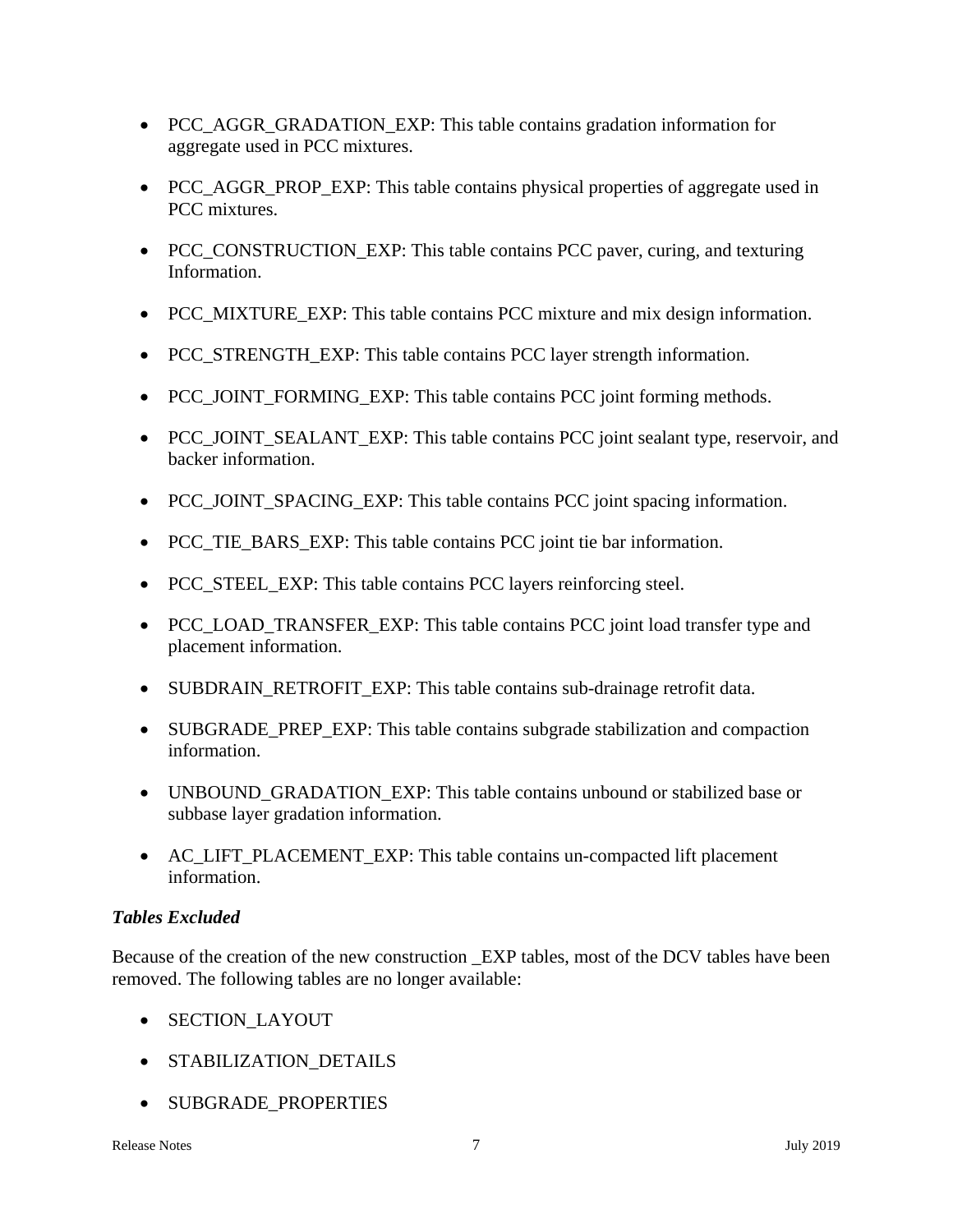- PCC_AGGR_GRADATION_EXP: This table contains gradation information for aggregate used in PCC mixtures.

- PCC_AGGR_PROP_EXP: This table contains physical properties of aggregate used in PCC mixtures.

- PCC_CONSTRUCTION_EXP: This table contains PCC paver, curing, and texturing Information.

- PCC_MIXTURE_EXP: This table contains PCC mixture and mix design information.

- PCC_STRENGTH_EXP: This table contains PCC layer strength information.

- PCC_JOINT_FORMING_EXP: This table contains PCC joint forming methods.

- PCC_JOINT_SEALANT_EXP: This table contains PCC joint sealant type, reservoir, and backer information.

- PCC_JOINT_SPACING_EXP: This table contains PCC joint spacing information.

- PCC_TIE_BARS_EXP: This table contains PCC joint tie bar information.

- PCC_STEEL_EXP: This table contains PCC layers reinforcing steel.

- PCC_LOAD_TRANSFER_EXP: This table contains PCC joint load transfer type and placement information.

- SUBDRAIN_RETROFIT_EXP: This table contains sub-drainage retrofit data.

- SUBGRADE_PREP_EXP: This table contains subgrade stabilization and compaction information.

- UNBOUND_GRADATION_EXP: This table contains unbound or stabilized base or subbase layer gradation information.

- AC_LIFT_PLACEMENT_EXP: This table contains un-compacted lift placement information.

### *Tables Excluded*

Because of the creation of the new construction _EXP tables, most of the DCV tables have been removed. The following tables are no longer available:

- SECTION_LAYOUT

- STABILIZATION_DETAILS

- SUBGRADE_PROPERTIES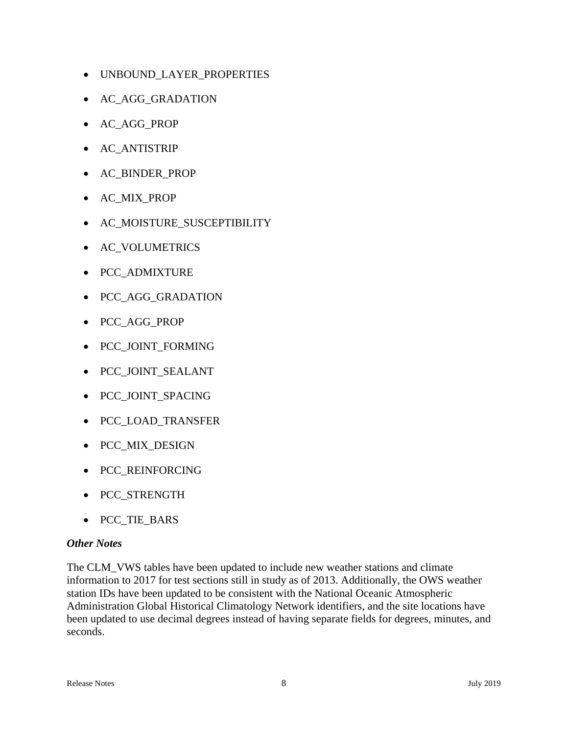- UNBOUND_LAYER_PROPERTIES
- AC_AGG_GRADATION
- AC_AGG_PROP
- AC_ANTISTRIP
- AC_BINDER_PROP
- AC_MIX_PROP
- AC_MOISTURE_SUSCEPTIBILITY
- AC_VOLUMETRICS
- PCC_ADMIXTURE
- PCC_AGG_GRADATION
- PCC_AGG_PROP
- PCC_JOINT_FORMING
- PCC_JOINT_SEALANT
- PCC_JOINT_SPACING
- PCC_LOAD_TRANSFER
- PCC_MIX_DESIGN
- PCC_REINFORCING
- PCC_STRENGTH
- PCC_TIE_BARS

***Other Notes***

The CLM_VWS tables have been updated to include new weather stations and climate information to 2017 for test sections still in study as of 2013. Additionally, the OWS weather station IDs have been updated to be consistent with the National Oceanic Atmospheric Administration Global Historical Climatology Network identifiers, and the site locations have been updated to use decimal degrees instead of having separate fields for degrees, minutes, and seconds.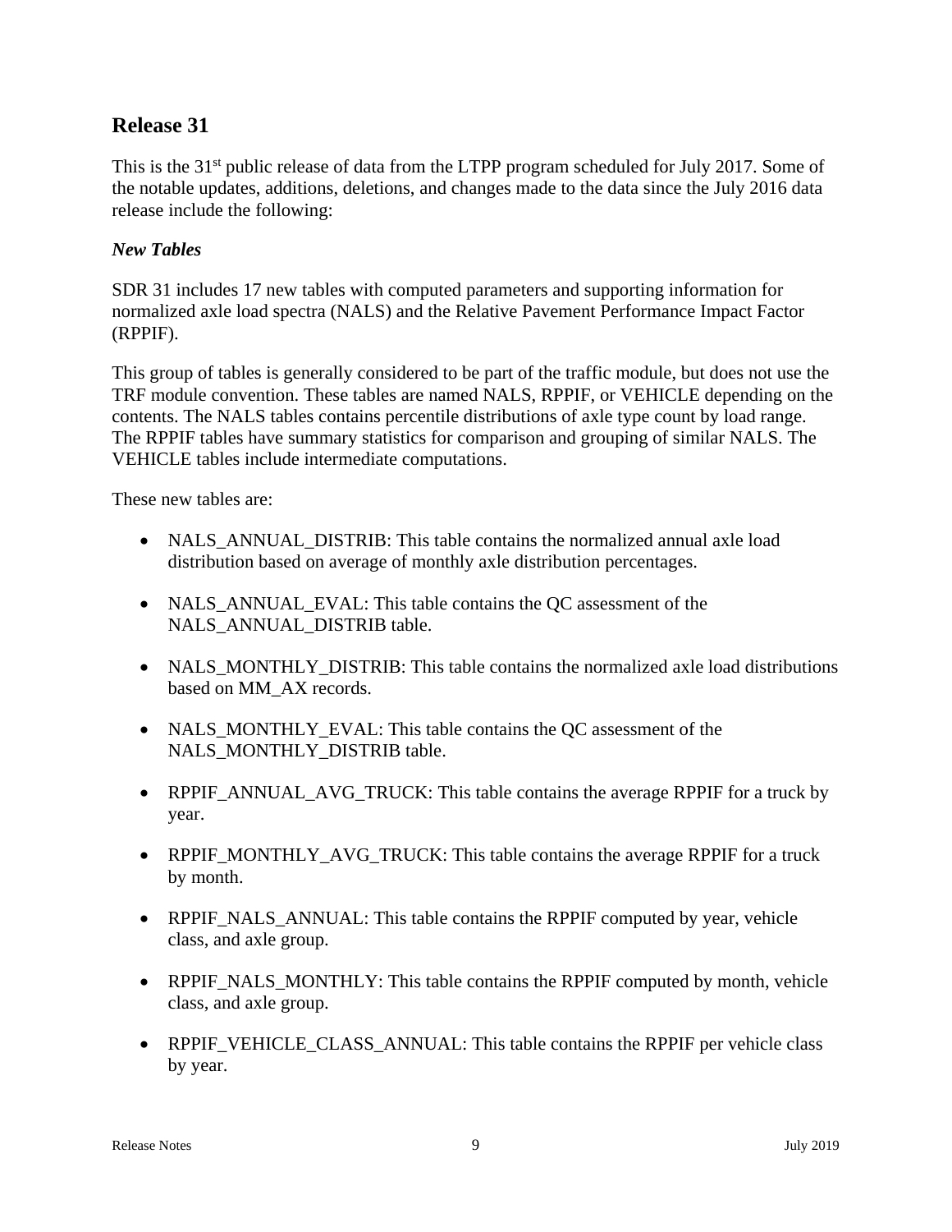## Release 31

This is the 31st public release of data from the LTPP program scheduled for July 2017. Some of the notable updates, additions, deletions, and changes made to the data since the July 2016 data release include the following:

### *New Tables*

SDR 31 includes 17 new tables with computed parameters and supporting information for normalized axle load spectra (NALS) and the Relative Pavement Performance Impact Factor (RPPIF).

This group of tables is generally considered to be part of the traffic module, but does not use the TRF module convention. These tables are named NALS, RPPIF, or VEHICLE depending on the contents. The NALS tables contains percentile distributions of axle type count by load range. The RPPIF tables have summary statistics for comparison and grouping of similar NALS. The VEHICLE tables include intermediate computations.

These new tables are:

- NALS_ANNUAL_DISTRIB: This table contains the normalized annual axle load distribution based on average of monthly axle distribution percentages.
- NALS_ANNUAL_EVAL: This table contains the QC assessment of the NALS_ANNUAL_DISTRIB table.
- NALS_MONTHLY_DISTRIB: This table contains the normalized axle load distributions based on MM_AX records.
- NALS_MONTHLY_EVAL: This table contains the QC assessment of the NALS_MONTHLY_DISTRIB table.
- RPPIF_ANNUAL_AVG_TRUCK: This table contains the average RPPIF for a truck by year.
- RPPIF_MONTHLY_AVG_TRUCK: This table contains the average RPPIF for a truck by month.
- RPPIF_NALS_ANNUAL: This table contains the RPPIF computed by year, vehicle class, and axle group.
- RPPIF_NALS_MONTHLY: This table contains the RPPIF computed by month, vehicle class, and axle group.
- RPPIF_VEHICLE_CLASS_ANNUAL: This table contains the RPPIF per vehicle class by year.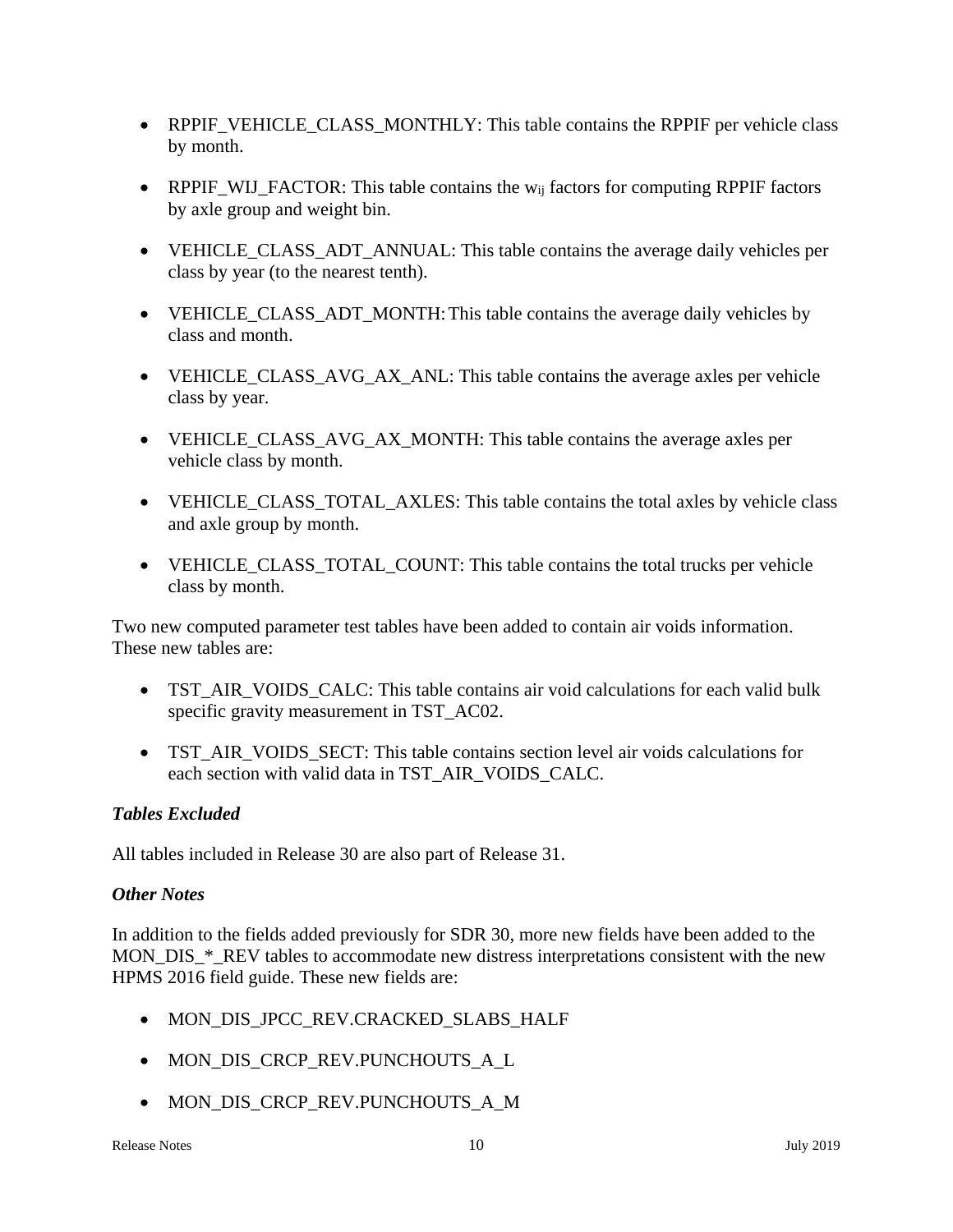- RPPIF_VEHICLE_CLASS_MONTHLY: This table contains the RPPIF per vehicle class by month.

- RPPIF_WIJ_FACTOR: This table contains the $w_{ij}$ factors for computing RPPIF factors by axle group and weight bin.

- VEHICLE_CLASS_ADT_ANNUAL: This table contains the average daily vehicles per class by year (to the nearest tenth).

- VEHICLE_CLASS_ADT_MONTH: This table contains the average daily vehicles by class and month.

- VEHICLE_CLASS_AVG_AX_ANL: This table contains the average axles per vehicle class by year.

- VEHICLE_CLASS_AVG_AX_MONTH: This table contains the average axles per vehicle class by month.

- VEHICLE_CLASS_TOTAL_AXLES: This table contains the total axles by vehicle class and axle group by month.

- VEHICLE_CLASS_TOTAL_COUNT: This table contains the total trucks per vehicle class by month.

Two new computed parameter test tables have been added to contain air voids information. These new tables are:

- TST_AIR_VOIDS_CALC: This table contains air void calculations for each valid bulk specific gravity measurement in TST_AC02.

- TST_AIR_VOIDS_SECT: This table contains section level air voids calculations for each section with valid data in TST_AIR_VOIDS_CALC.

### *Tables Excluded*

All tables included in Release 30 are also part of Release 31.

### *Other Notes*

In addition to the fields added previously for SDR 30, more new fields have been added to the MON_DIS_*_REV tables to accommodate new distress interpretations consistent with the new HPMS 2016 field guide. These new fields are:

- MON_DIS_JPCC_REV.CRACKED_SLABS_HALF

- MON_DIS_CRCP_REV.PUNCHOUTS_A_L

- MON_DIS_CRCP_REV.PUNCHOUTS_A_M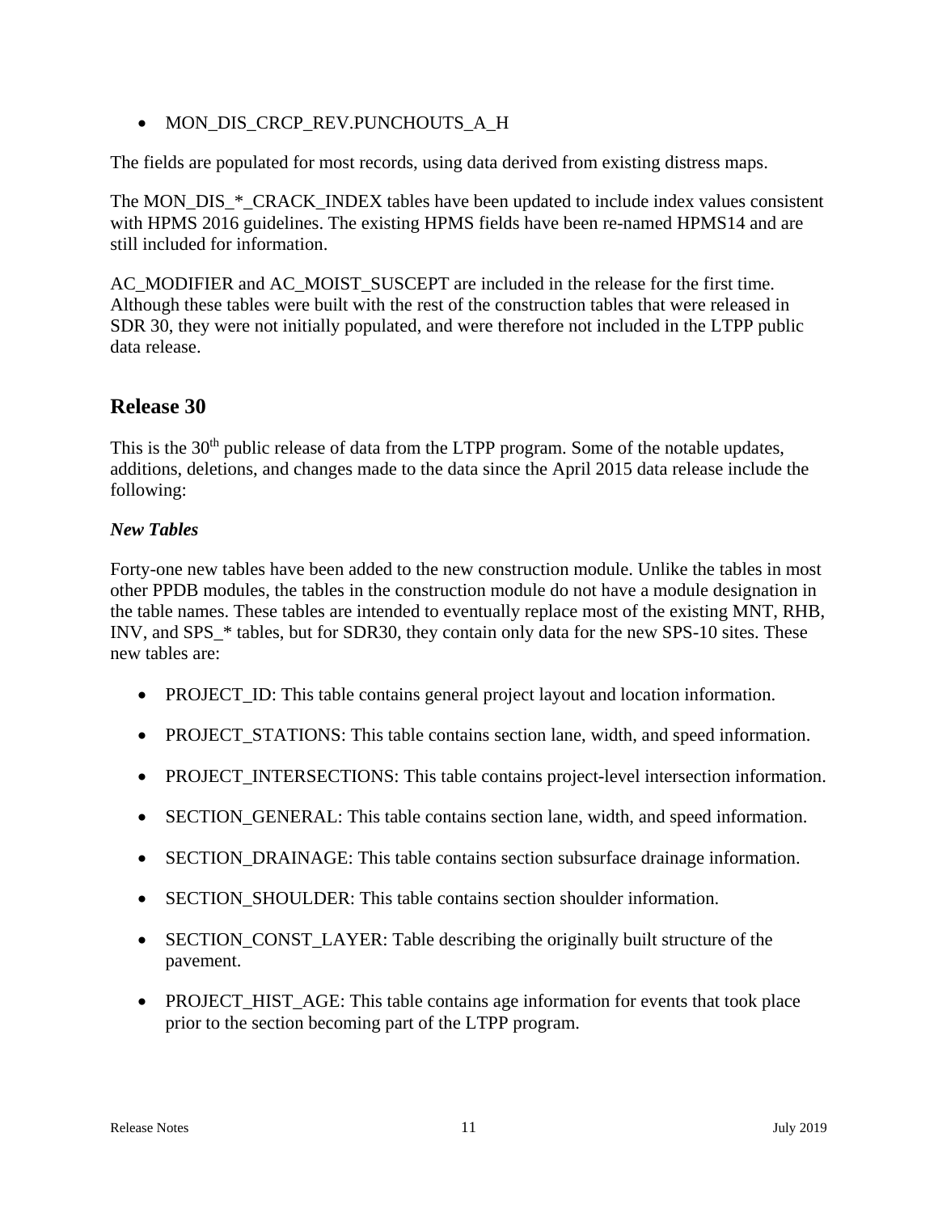- MON_DIS_CRCP_REV.PUNCHOUTS_A_H

The fields are populated for most records, using data derived from existing distress maps.

The MON_DIS_*_CRACK_INDEX tables have been updated to include index values consistent with HPMS 2016 guidelines. The existing HPMS fields have been re-named HPMS14 and are still included for information.

AC_MODIFIER and AC_MOIST_SUSCEPT are included in the release for the first time. Although these tables were built with the rest of the construction tables that were released in SDR 30, they were not initially populated, and were therefore not included in the LTPP public data release.

## Release 30

This is the 30th public release of data from the LTPP program. Some of the notable updates, additions, deletions, and changes made to the data since the April 2015 data release include the following:

### *New Tables*

Forty-one new tables have been added to the new construction module. Unlike the tables in most other PPDB modules, the tables in the construction module do not have a module designation in the table names. These tables are intended to eventually replace most of the existing MNT, RHB, INV, and SPS_* tables, but for SDR30, they contain only data for the new SPS-10 sites. These new tables are:

- PROJECT_ID: This table contains general project layout and location information.
- PROJECT_STATIONS: This table contains section lane, width, and speed information.
- PROJECT_INTERSECTIONS: This table contains project-level intersection information.
- SECTION_GENERAL: This table contains section lane, width, and speed information.
- SECTION_DRAINAGE: This table contains section subsurface drainage information.
- SECTION_SHOULDER: This table contains section shoulder information.
- SECTION_CONST_LAYER: Table describing the originally built structure of the pavement.
- PROJECT_HIST_AGE: This table contains age information for events that took place prior to the section becoming part of the LTPP program.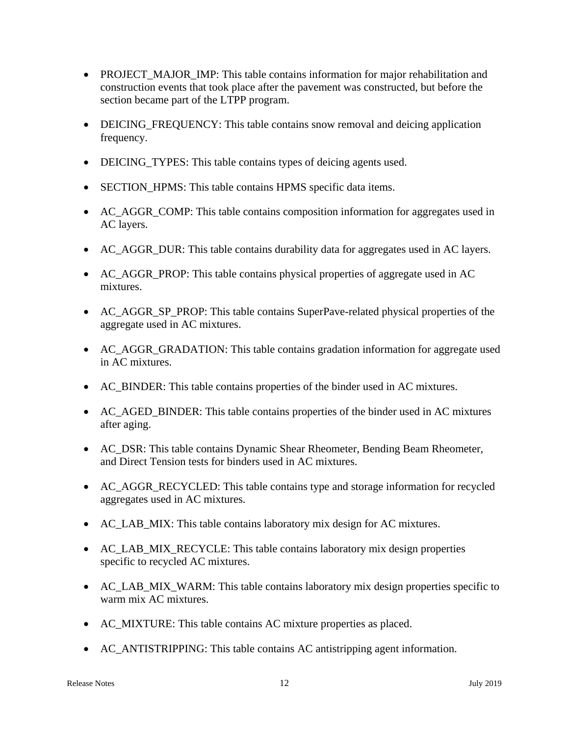- PROJECT_MAJOR_IMP: This table contains information for major rehabilitation and construction events that took place after the pavement was constructed, but before the section became part of the LTPP program.

- DEICING_FREQUENCY: This table contains snow removal and deicing application frequency.

- DEICING_TYPES: This table contains types of deicing agents used.

- SECTION_HPMS: This table contains HPMS specific data items.

- AC_AGGR_COMP: This table contains composition information for aggregates used in AC layers.

- AC_AGGR_DUR: This table contains durability data for aggregates used in AC layers.

- AC_AGGR_PROP: This table contains physical properties of aggregate used in AC mixtures.

- AC_AGGR_SP_PROP: This table contains SuperPave-related physical properties of the aggregate used in AC mixtures.

- AC_AGGR_GRADATION: This table contains gradation information for aggregate used in AC mixtures.

- AC_BINDER: This table contains properties of the binder used in AC mixtures.

- AC_AGED_BINDER: This table contains properties of the binder used in AC mixtures after aging.

- AC_DSR: This table contains Dynamic Shear Rheometer, Bending Beam Rheometer, and Direct Tension tests for binders used in AC mixtures.

- AC_AGGR_RECYCLED: This table contains type and storage information for recycled aggregates used in AC mixtures.

- AC_LAB_MIX: This table contains laboratory mix design for AC mixtures.

- AC_LAB_MIX_RECYCLE: This table contains laboratory mix design properties specific to recycled AC mixtures.

- AC_LAB_MIX_WARM: This table contains laboratory mix design properties specific to warm mix AC mixtures.

- AC_MIXTURE: This table contains AC mixture properties as placed.

- AC_ANTISTRIPPING: This table contains AC antistripping agent information.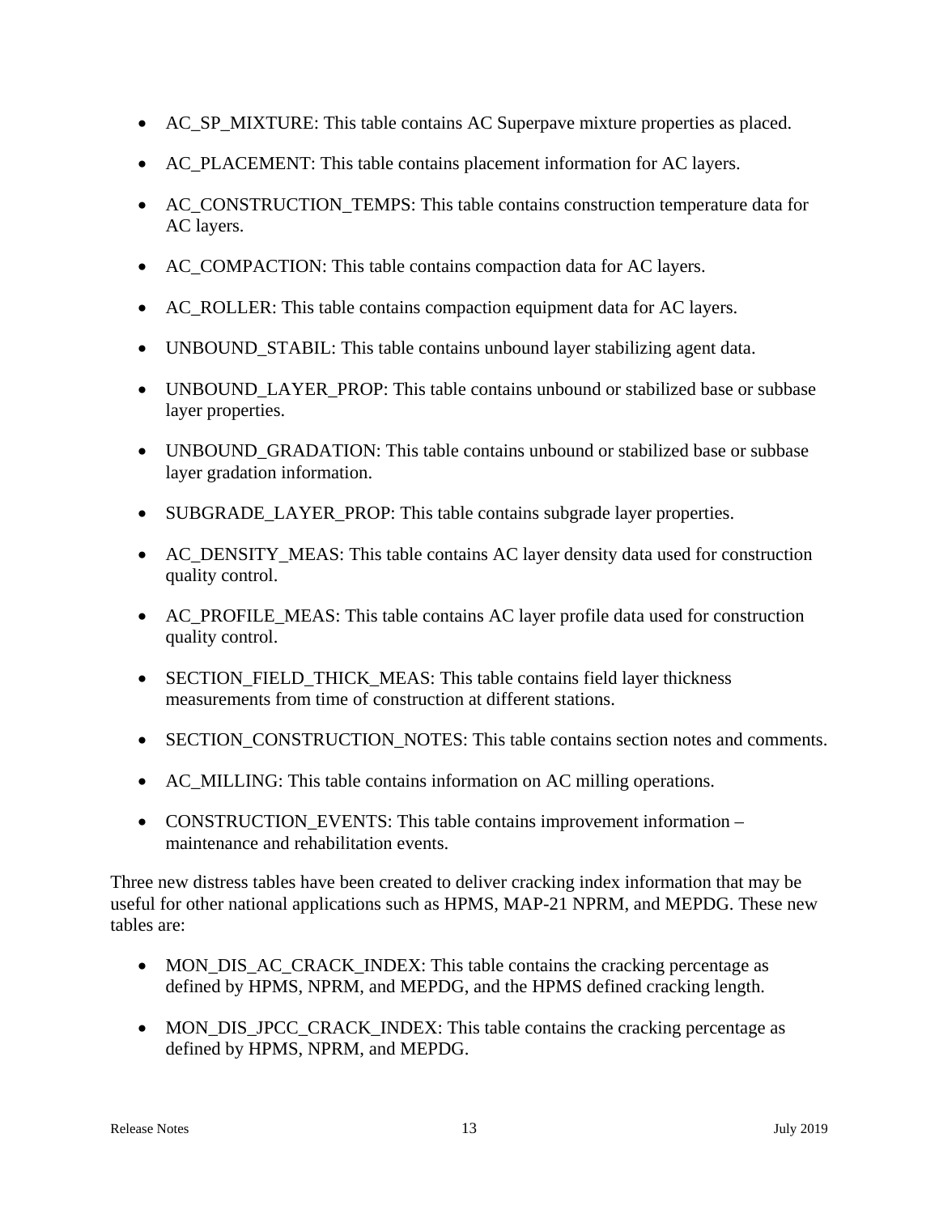- AC_SP_MIXTURE: This table contains AC Superpave mixture properties as placed.
- AC_PLACEMENT: This table contains placement information for AC layers.
- AC_CONSTRUCTION_TEMPS: This table contains construction temperature data for AC layers.
- AC_COMPACTION: This table contains compaction data for AC layers.
- AC_ROLLER: This table contains compaction equipment data for AC layers.
- UNBOUND_STABIL: This table contains unbound layer stabilizing agent data.
- UNBOUND_LAYER_PROP: This table contains unbound or stabilized base or subbase layer properties.
- UNBOUND_GRADATION: This table contains unbound or stabilized base or subbase layer gradation information.
- SUBGRADE_LAYER_PROP: This table contains subgrade layer properties.
- AC_DENSITY_MEAS: This table contains AC layer density data used for construction quality control.
- AC_PROFILE_MEAS: This table contains AC layer profile data used for construction quality control.
- SECTION_FIELD_THICK_MEAS: This table contains field layer thickness measurements from time of construction at different stations.
- SECTION_CONSTRUCTION_NOTES: This table contains section notes and comments.
- AC_MILLING: This table contains information on AC milling operations.
- CONSTRUCTION_EVENTS: This table contains improvement information – maintenance and rehabilitation events.

Three new distress tables have been created to deliver cracking index information that may be useful for other national applications such as HPMS, MAP-21 NPRM, and MEPDG. These new tables are:

- MON_DIS_AC_CRACK_INDEX: This table contains the cracking percentage as defined by HPMS, NPRM, and MEPDG, and the HPMS defined cracking length.
- MON_DIS_JPCC_CRACK_INDEX: This table contains the cracking percentage as defined by HPMS, NPRM, and MEPDG.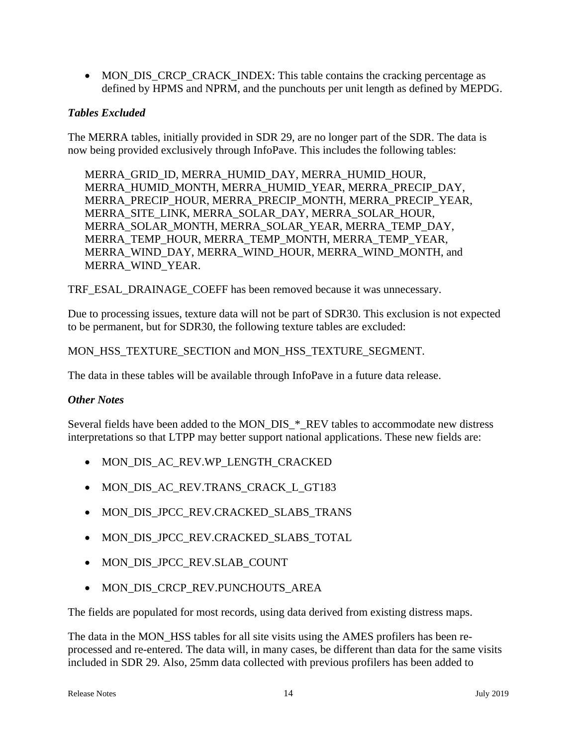- MON_DIS_CRCP_CRACK_INDEX: This table contains the cracking percentage as defined by HPMS and NPRM, and the punchouts per unit length as defined by MEPDG.

### *Tables Excluded*

The MERRA tables, initially provided in SDR 29, are no longer part of the SDR. The data is now being provided exclusively through InfoPave. This includes the following tables:

MERRA_GRID_ID, MERRA_HUMID_DAY, MERRA_HUMID_HOUR, MERRA_HUMID_MONTH, MERRA_HUMID_YEAR, MERRA_PRECIP_DAY, MERRA_PRECIP_HOUR, MERRA_PRECIP_MONTH, MERRA_PRECIP_YEAR, MERRA_SITE_LINK, MERRA_SOLAR_DAY, MERRA_SOLAR_HOUR, MERRA_SOLAR_MONTH, MERRA_SOLAR_YEAR, MERRA_TEMP_DAY, MERRA_TEMP_HOUR, MERRA_TEMP_MONTH, MERRA_TEMP_YEAR, MERRA_WIND_DAY, MERRA_WIND_HOUR, MERRA_WIND_MONTH, and MERRA_WIND_YEAR.

TRF_ESAL_DRAINAGE_COEFF has been removed because it was unnecessary.

Due to processing issues, texture data will not be part of SDR30. This exclusion is not expected to be permanent, but for SDR30, the following texture tables are excluded:

MON_HSS_TEXTURE_SECTION and MON_HSS_TEXTURE_SEGMENT.

The data in these tables will be available through InfoPave in a future data release.

### *Other Notes*

Several fields have been added to the MON_DIS_*_REV tables to accommodate new distress interpretations so that LTPP may better support national applications. These new fields are:

- MON_DIS_AC_REV.WP_LENGTH_CRACKED
- MON_DIS_AC_REV.TRANS_CRACK_L_GT183
- MON_DIS_JPCC_REV.CRACKED_SLABS_TRANS
- MON_DIS_JPCC_REV.CRACKED_SLABS_TOTAL
- MON_DIS_JPCC_REV.SLAB_COUNT
- MON_DIS_CRCP_REV.PUNCHOUTS_AREA

The fields are populated for most records, using data derived from existing distress maps.

The data in the MON_HSS tables for all site visits using the AMES profilers has been re-processed and re-entered. The data will, in many cases, be different than data for the same visits included in SDR 29. Also, 25mm data collected with previous profilers has been added to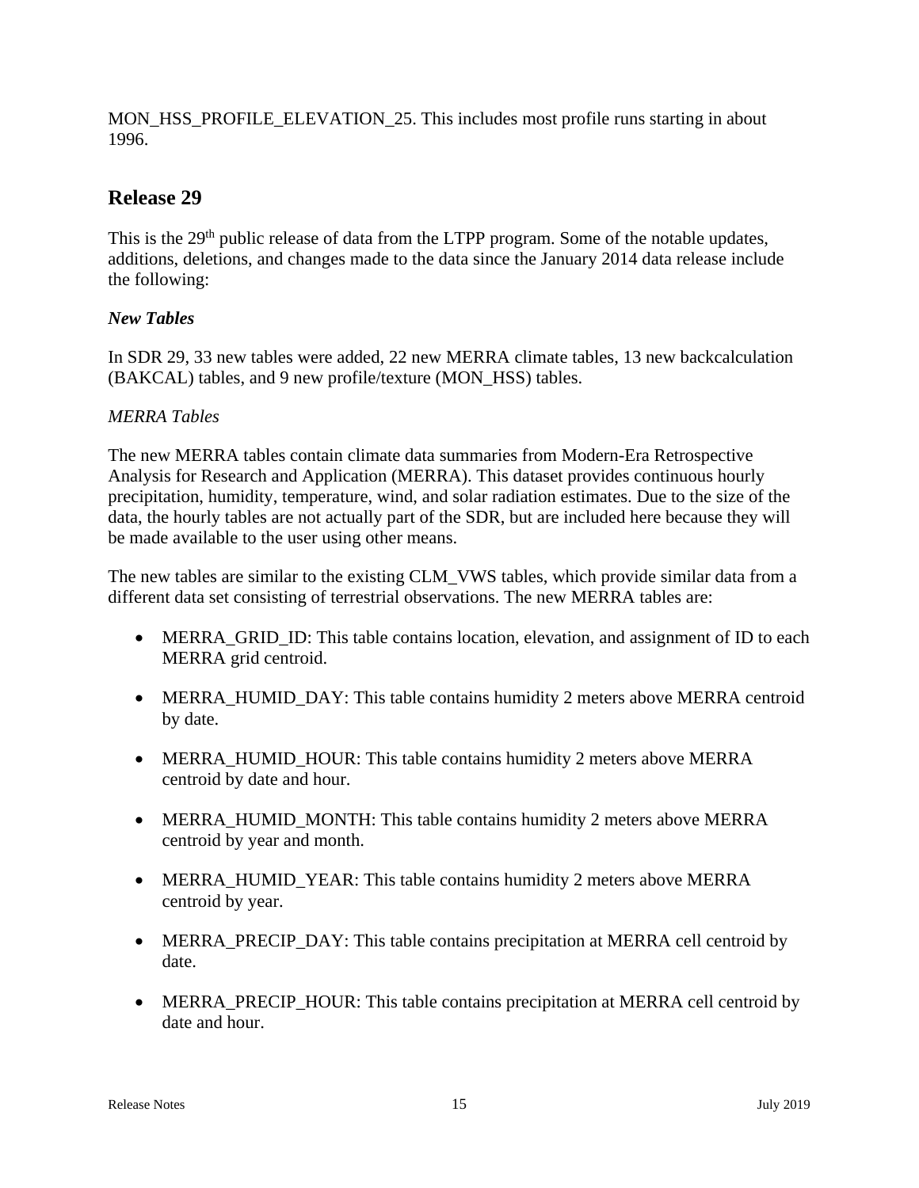MON_HSS_PROFILE_ELEVATION_25. This includes most profile runs starting in about 1996.

## Release 29

This is the 29th public release of data from the LTPP program. Some of the notable updates, additions, deletions, and changes made to the data since the January 2014 data release include the following:

### *New Tables*

In SDR 29, 33 new tables were added, 22 new MERRA climate tables, 13 new backcalculation (BAKCAL) tables, and 9 new profile/texture (MON_HSS) tables.

#### *MERRA Tables*

The new MERRA tables contain climate data summaries from Modern-Era Retrospective Analysis for Research and Application (MERRA). This dataset provides continuous hourly precipitation, humidity, temperature, wind, and solar radiation estimates. Due to the size of the data, the hourly tables are not actually part of the SDR, but are included here because they will be made available to the user using other means.

The new tables are similar to the existing CLM_VWS tables, which provide similar data from a different data set consisting of terrestrial observations. The new MERRA tables are:

- MERRA_GRID_ID: This table contains location, elevation, and assignment of ID to each MERRA grid centroid.
- MERRA_HUMID_DAY: This table contains humidity 2 meters above MERRA centroid by date.
- MERRA_HUMID_HOUR: This table contains humidity 2 meters above MERRA centroid by date and hour.
- MERRA_HUMID_MONTH: This table contains humidity 2 meters above MERRA centroid by year and month.
- MERRA_HUMID_YEAR: This table contains humidity 2 meters above MERRA centroid by year.
- MERRA_PRECIP_DAY: This table contains precipitation at MERRA cell centroid by date.
- MERRA_PRECIP_HOUR: This table contains precipitation at MERRA cell centroid by date and hour.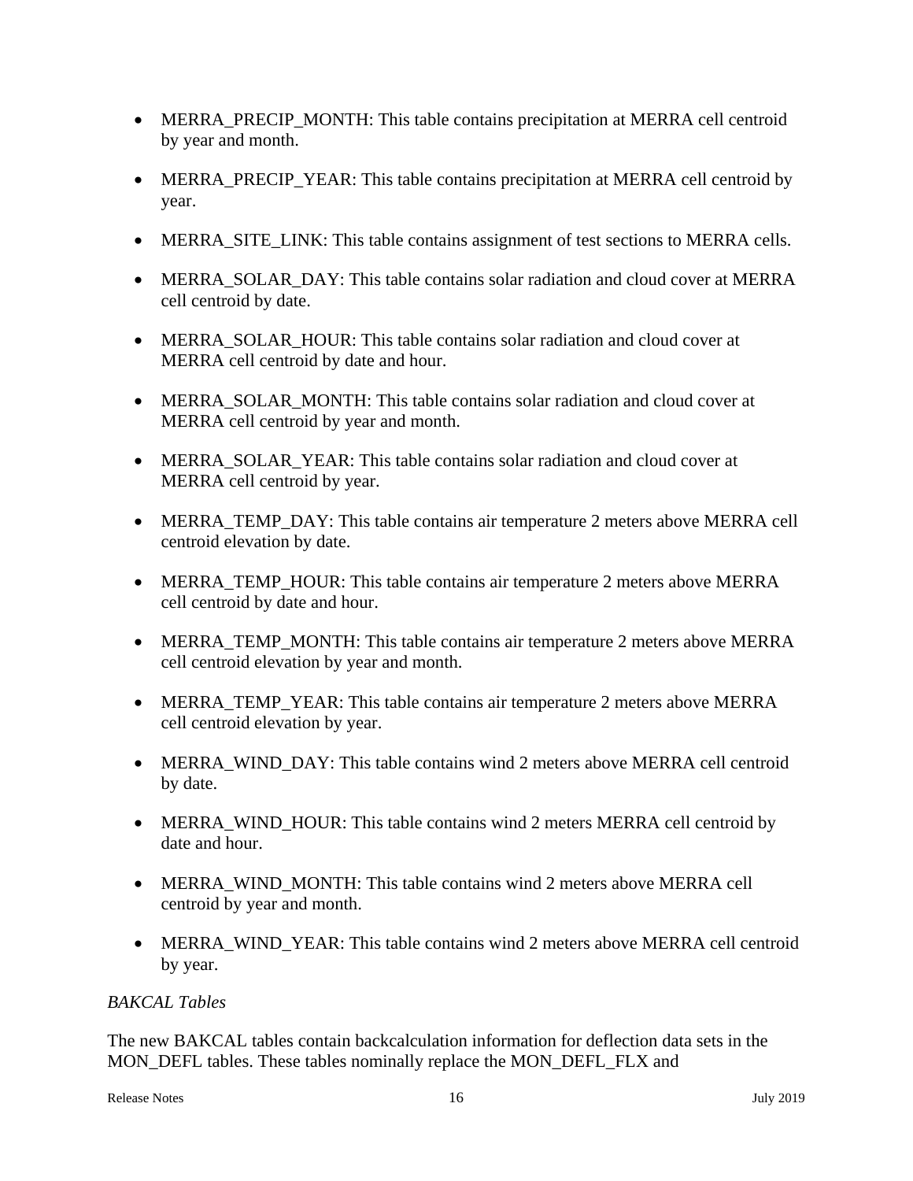- MERRA_PRECIP_MONTH: This table contains precipitation at MERRA cell centroid by year and month.
- MERRA_PRECIP_YEAR: This table contains precipitation at MERRA cell centroid by year.
- MERRA_SITE_LINK: This table contains assignment of test sections to MERRA cells.
- MERRA_SOLAR_DAY: This table contains solar radiation and cloud cover at MERRA cell centroid by date.
- MERRA_SOLAR_HOUR: This table contains solar radiation and cloud cover at MERRA cell centroid by date and hour.
- MERRA_SOLAR_MONTH: This table contains solar radiation and cloud cover at MERRA cell centroid by year and month.
- MERRA_SOLAR_YEAR: This table contains solar radiation and cloud cover at MERRA cell centroid by year.
- MERRA_TEMP_DAY: This table contains air temperature 2 meters above MERRA cell centroid elevation by date.
- MERRA_TEMP_HOUR: This table contains air temperature 2 meters above MERRA cell centroid by date and hour.
- MERRA_TEMP_MONTH: This table contains air temperature 2 meters above MERRA cell centroid elevation by year and month.
- MERRA_TEMP_YEAR: This table contains air temperature 2 meters above MERRA cell centroid elevation by year.
- MERRA_WIND_DAY: This table contains wind 2 meters above MERRA cell centroid by date.
- MERRA_WIND_HOUR: This table contains wind 2 meters MERRA cell centroid by date and hour.
- MERRA_WIND_MONTH: This table contains wind 2 meters above MERRA cell centroid by year and month.
- MERRA_WIND_YEAR: This table contains wind 2 meters above MERRA cell centroid by year.

*BAKCAL Tables*

The new BAKCAL tables contain backcalculation information for deflection data sets in the MON_DEFL tables. These tables nominally replace the MON_DEFL_FLX and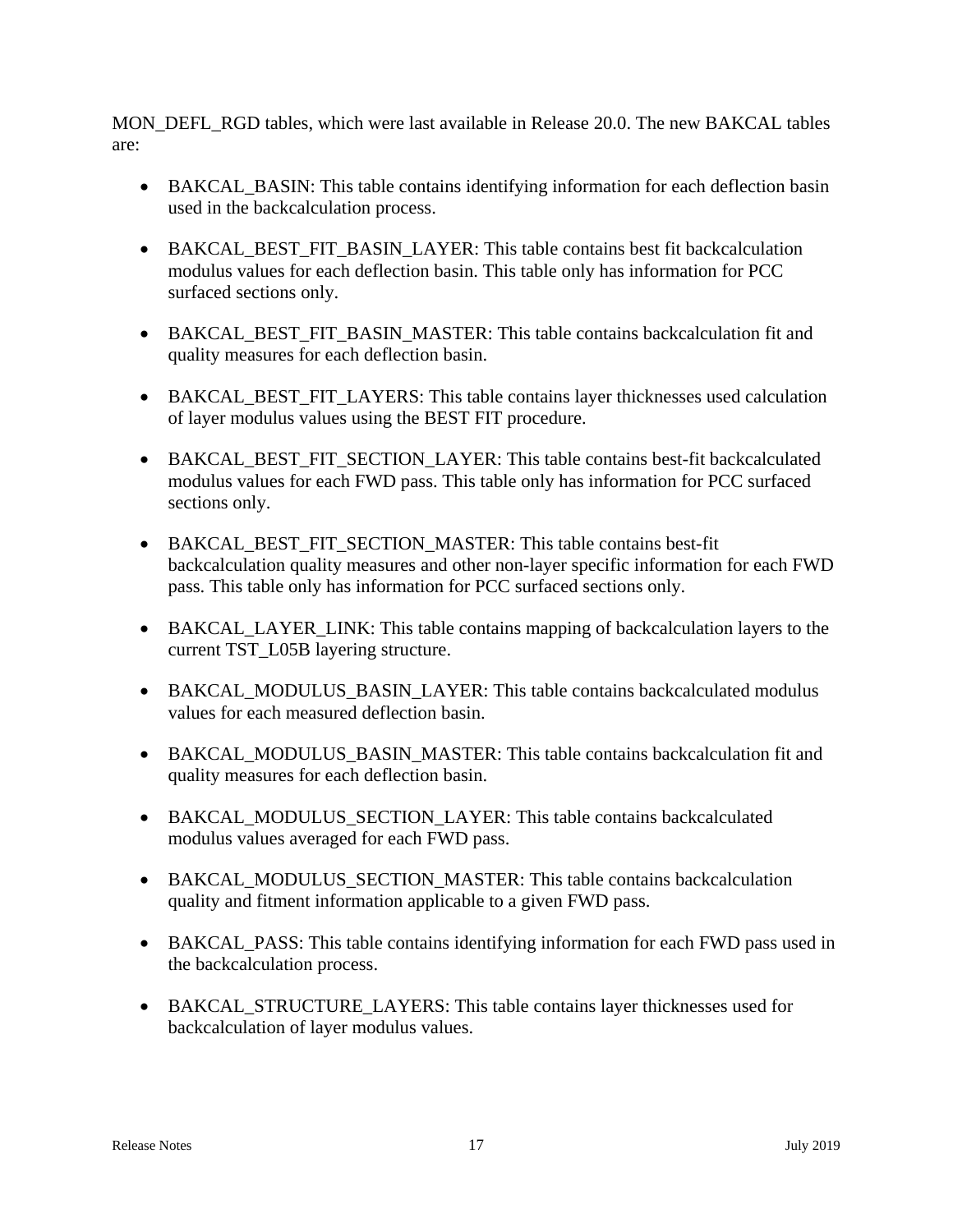MON_DEFL_RGD tables, which were last available in Release 20.0. The new BAKCAL tables are:

- BAKCAL_BASIN: This table contains identifying information for each deflection basin used in the backcalculation process.
- BAKCAL_BEST_FIT_BASIN_LAYER: This table contains best fit backcalculation modulus values for each deflection basin. This table only has information for PCC surfaced sections only.
- BAKCAL_BEST_FIT_BASIN_MASTER: This table contains backcalculation fit and quality measures for each deflection basin.
- BAKCAL_BEST_FIT_LAYERS: This table contains layer thicknesses used calculation of layer modulus values using the BEST FIT procedure.
- BAKCAL_BEST_FIT_SECTION_LAYER: This table contains best-fit backcalculated modulus values for each FWD pass. This table only has information for PCC surfaced sections only.
- BAKCAL_BEST_FIT_SECTION_MASTER: This table contains best-fit backcalculation quality measures and other non-layer specific information for each FWD pass. This table only has information for PCC surfaced sections only.
- BAKCAL_LAYER_LINK: This table contains mapping of backcalculation layers to the current TST_L05B layering structure.
- BAKCAL_MODULUS_BASIN_LAYER: This table contains backcalculated modulus values for each measured deflection basin.
- BAKCAL_MODULUS_BASIN_MASTER: This table contains backcalculation fit and quality measures for each deflection basin.
- BAKCAL_MODULUS_SECTION_LAYER: This table contains backcalculated modulus values averaged for each FWD pass.
- BAKCAL_MODULUS_SECTION_MASTER: This table contains backcalculation quality and fitment information applicable to a given FWD pass.
- BAKCAL_PASS: This table contains identifying information for each FWD pass used in the backcalculation process.
- BAKCAL_STRUCTURE_LAYERS: This table contains layer thicknesses used for backcalculation of layer modulus values.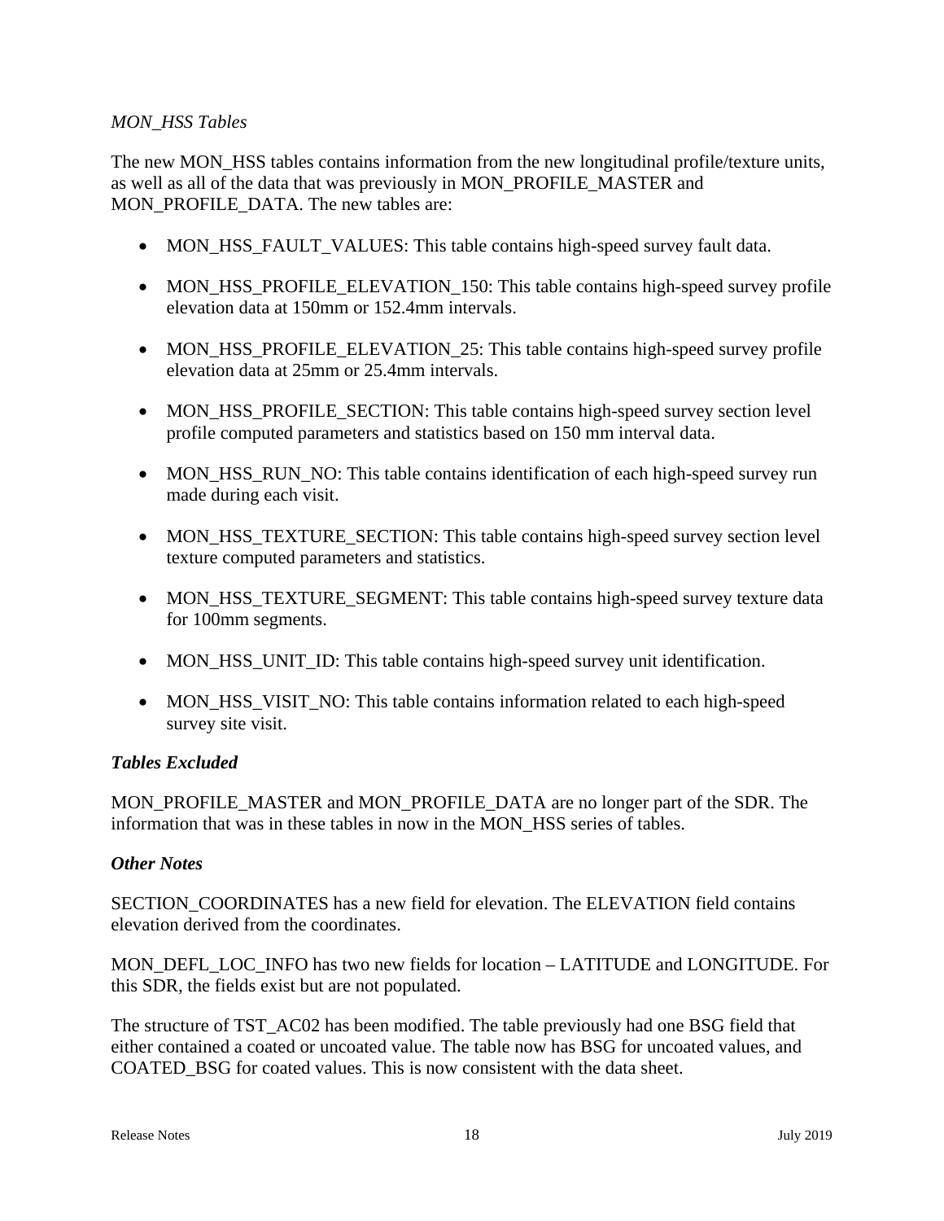*MON_HSS Tables*

The new MON_HSS tables contains information from the new longitudinal profile/texture units, as well as all of the data that was previously in MON_PROFILE_MASTER and MON_PROFILE_DATA. The new tables are:

- MON_HSS_FAULT_VALUES: This table contains high-speed survey fault data.
- MON_HSS_PROFILE_ELEVATION_150: This table contains high-speed survey profile elevation data at 150mm or 152.4mm intervals.
- MON_HSS_PROFILE_ELEVATION_25: This table contains high-speed survey profile elevation data at 25mm or 25.4mm intervals.
- MON_HSS_PROFILE_SECTION: This table contains high-speed survey section level profile computed parameters and statistics based on 150 mm interval data.
- MON_HSS_RUN_NO: This table contains identification of each high-speed survey run made during each visit.
- MON_HSS_TEXTURE_SECTION: This table contains high-speed survey section level texture computed parameters and statistics.
- MON_HSS_TEXTURE_SEGMENT: This table contains high-speed survey texture data for 100mm segments.
- MON_HSS_UNIT_ID: This table contains high-speed survey unit identification.
- MON_HSS_VISIT_NO: This table contains information related to each high-speed survey site visit.

***Tables Excluded***

MON_PROFILE_MASTER and MON_PROFILE_DATA are no longer part of the SDR. The information that was in these tables in now in the MON_HSS series of tables.

***Other Notes***

SECTION_COORDINATES has a new field for elevation. The ELEVATION field contains elevation derived from the coordinates.

MON_DEFL_LOC_INFO has two new fields for location – LATITUDE and LONGITUDE. For this SDR, the fields exist but are not populated.

The structure of TST_AC02 has been modified. The table previously had one BSG field that either contained a coated or uncoated value. The table now has BSG for uncoated values, and COATED_BSG for coated values. This is now consistent with the data sheet.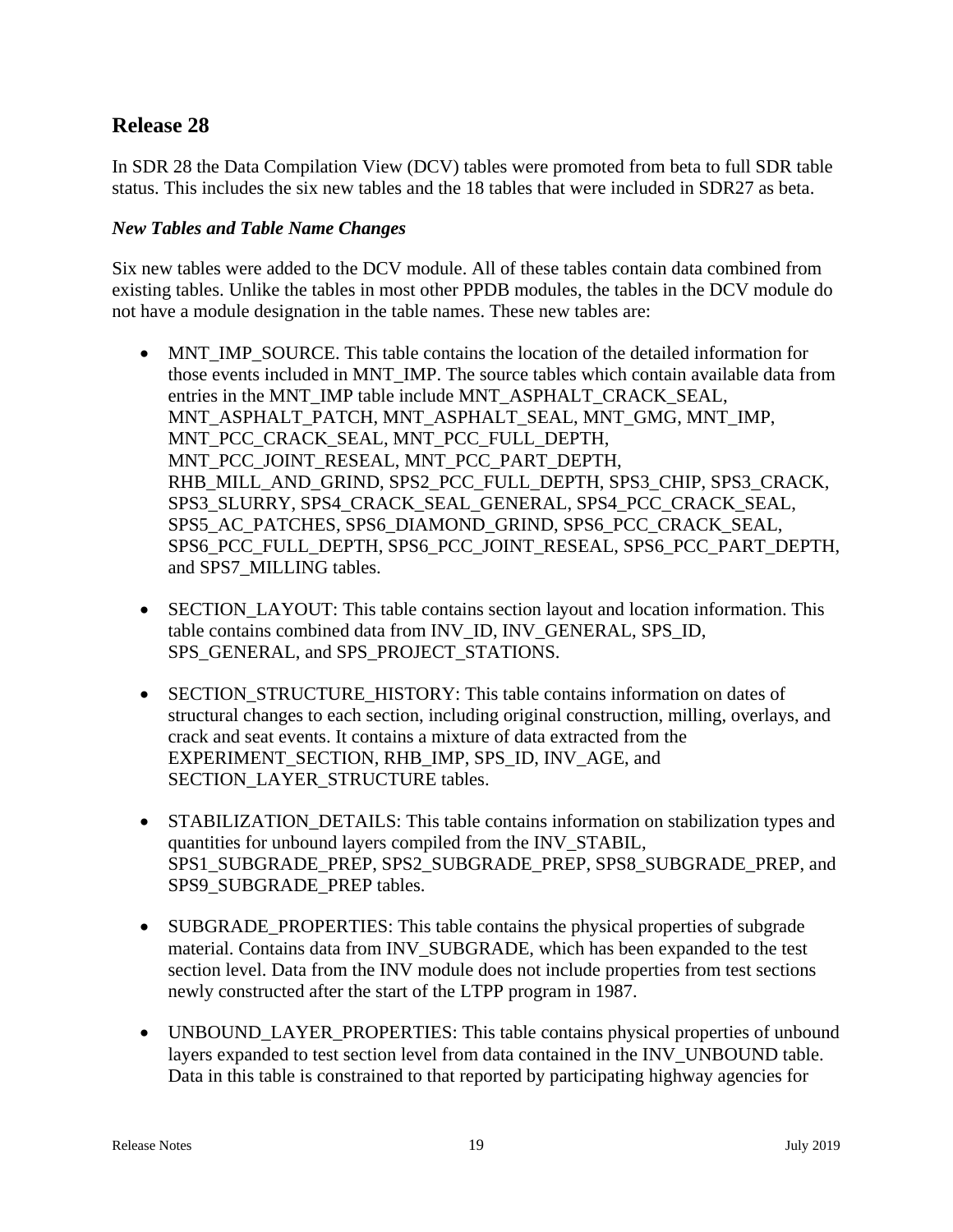## Release 28

In SDR 28 the Data Compilation View (DCV) tables were promoted from beta to full SDR table status. This includes the six new tables and the 18 tables that were included in SDR27 as beta.

### *New Tables and Table Name Changes*

Six new tables were added to the DCV module. All of these tables contain data combined from existing tables. Unlike the tables in most other PPDB modules, the tables in the DCV module do not have a module designation in the table names. These new tables are:

- MNT_IMP_SOURCE. This table contains the location of the detailed information for those events included in MNT_IMP. The source tables which contain available data from entries in the MNT_IMP table include MNT_ASPHALT_CRACK_SEAL, MNT_ASPHALT_PATCH, MNT_ASPHALT_SEAL, MNT_GMG, MNT_IMP, MNT_PCC_CRACK_SEAL, MNT_PCC_FULL_DEPTH, MNT_PCC_JOINT_RESEAL, MNT_PCC_PART_DEPTH, RHB_MILL_AND_GRIND, SPS2_PCC_FULL_DEPTH, SPS3_CHIP, SPS3_CRACK, SPS3_SLURRY, SPS4_CRACK_SEAL_GENERAL, SPS4_PCC_CRACK_SEAL, SPS5_AC_PATCHES, SPS6_DIAMOND_GRIND, SPS6_PCC_CRACK_SEAL, SPS6_PCC_FULL_DEPTH, SPS6_PCC_JOINT_RESEAL, SPS6_PCC_PART_DEPTH, and SPS7_MILLING tables.

- SECTION_LAYOUT: This table contains section layout and location information. This table contains combined data from INV_ID, INV_GENERAL, SPS_ID, SPS_GENERAL, and SPS_PROJECT_STATIONS.

- SECTION_STRUCTURE_HISTORY: This table contains information on dates of structural changes to each section, including original construction, milling, overlays, and crack and seat events. It contains a mixture of data extracted from the EXPERIMENT_SECTION, RHB_IMP, SPS_ID, INV_AGE, and SECTION_LAYER_STRUCTURE tables.

- STABILIZATION_DETAILS: This table contains information on stabilization types and quantities for unbound layers compiled from the INV_STABIL, SPS1_SUBGRADE_PREP, SPS2_SUBGRADE_PREP, SPS8_SUBGRADE_PREP, and SPS9_SUBGRADE_PREP tables.

- SUBGRADE_PROPERTIES: This table contains the physical properties of subgrade material. Contains data from INV_SUBGRADE, which has been expanded to the test section level. Data from the INV module does not include properties from test sections newly constructed after the start of the LTPP program in 1987.

- UNBOUND_LAYER_PROPERTIES: This table contains physical properties of unbound layers expanded to test section level from data contained in the INV_UNBOUND table. Data in this table is constrained to that reported by participating highway agencies for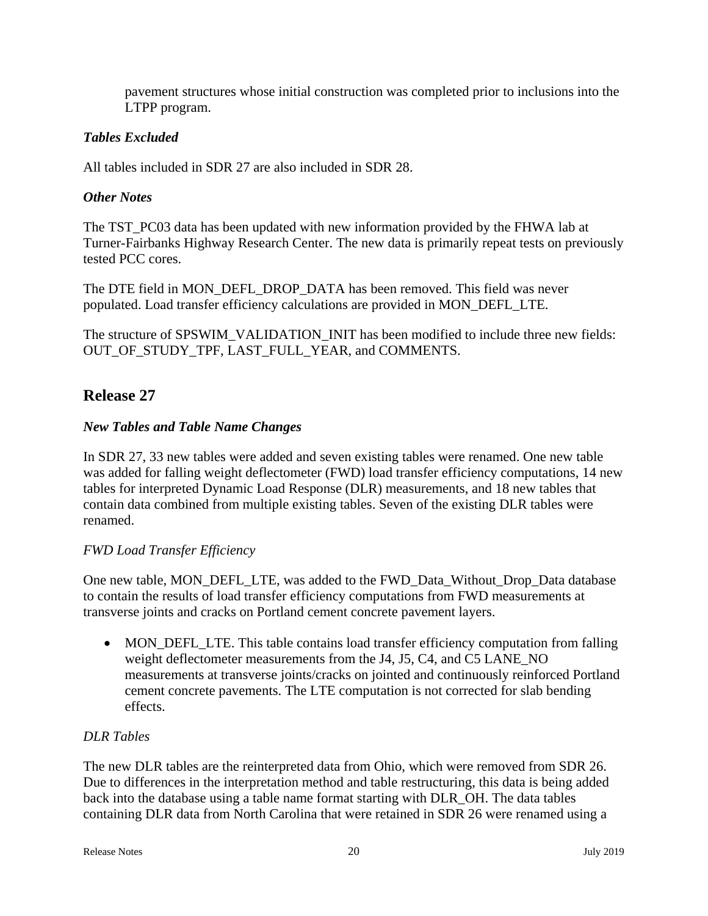pavement structures whose initial construction was completed prior to inclusions into the LTPP program.

### *Tables Excluded*

All tables included in SDR 27 are also included in SDR 28.

### *Other Notes*

The TST_PC03 data has been updated with new information provided by the FHWA lab at Turner-Fairbanks Highway Research Center. The new data is primarily repeat tests on previously tested PCC cores.

The DTE field in MON_DEFL_DROP_DATA has been removed. This field was never populated. Load transfer efficiency calculations are provided in MON_DEFL_LTE.

The structure of SPSWIM_VALIDATION_INIT has been modified to include three new fields: OUT_OF_STUDY_TPF, LAST_FULL_YEAR, and COMMENTS.

## Release 27

### *New Tables and Table Name Changes*

In SDR 27, 33 new tables were added and seven existing tables were renamed. One new table was added for falling weight deflectometer (FWD) load transfer efficiency computations, 14 new tables for interpreted Dynamic Load Response (DLR) measurements, and 18 new tables that contain data combined from multiple existing tables. Seven of the existing DLR tables were renamed.

#### *FWD Load Transfer Efficiency*

One new table, MON_DEFL_LTE, was added to the FWD_Data_Without_Drop_Data database to contain the results of load transfer efficiency computations from FWD measurements at transverse joints and cracks on Portland cement concrete pavement layers.

- MON_DEFL_LTE. This table contains load transfer efficiency computation from falling weight deflectometer measurements from the J4, J5, C4, and C5 LANE_NO measurements at transverse joints/cracks on jointed and continuously reinforced Portland cement concrete pavements. The LTE computation is not corrected for slab bending effects.

#### *DLR Tables*

The new DLR tables are the reinterpreted data from Ohio, which were removed from SDR 26. Due to differences in the interpretation method and table restructuring, this data is being added back into the database using a table name format starting with DLR_OH. The data tables containing DLR data from North Carolina that were retained in SDR 26 were renamed using a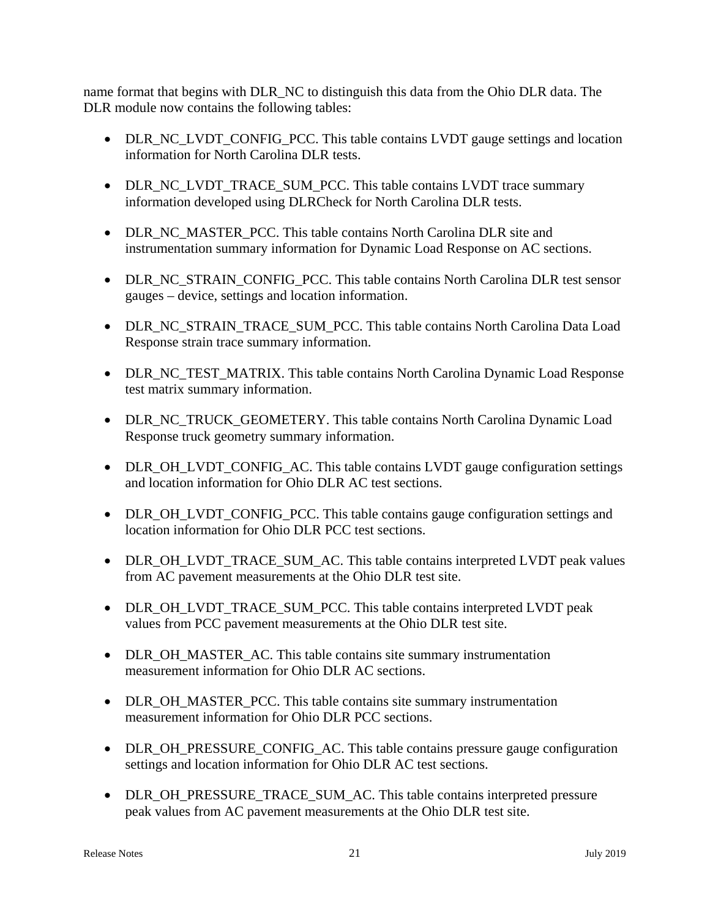name format that begins with DLR_NC to distinguish this data from the Ohio DLR data. The DLR module now contains the following tables:

- DLR_NC_LVDT_CONFIG_PCC. This table contains LVDT gauge settings and location information for North Carolina DLR tests.
- DLR_NC_LVDT_TRACE_SUM_PCC. This table contains LVDT trace summary information developed using DLRCheck for North Carolina DLR tests.
- DLR_NC_MASTER_PCC. This table contains North Carolina DLR site and instrumentation summary information for Dynamic Load Response on AC sections.
- DLR_NC_STRAIN_CONFIG_PCC. This table contains North Carolina DLR test sensor gauges – device, settings and location information.
- DLR_NC_STRAIN_TRACE_SUM_PCC. This table contains North Carolina Data Load Response strain trace summary information.
- DLR_NC_TEST_MATRIX. This table contains North Carolina Dynamic Load Response test matrix summary information.
- DLR_NC_TRUCK_GEOMETERY. This table contains North Carolina Dynamic Load Response truck geometry summary information.
- DLR_OH_LVDT_CONFIG_AC. This table contains LVDT gauge configuration settings and location information for Ohio DLR AC test sections.
- DLR_OH_LVDT_CONFIG_PCC. This table contains gauge configuration settings and location information for Ohio DLR PCC test sections.
- DLR_OH_LVDT_TRACE_SUM_AC. This table contains interpreted LVDT peak values from AC pavement measurements at the Ohio DLR test site.
- DLR_OH_LVDT_TRACE_SUM_PCC. This table contains interpreted LVDT peak values from PCC pavement measurements at the Ohio DLR test site.
- DLR_OH_MASTER_AC. This table contains site summary instrumentation measurement information for Ohio DLR AC sections.
- DLR_OH_MASTER_PCC. This table contains site summary instrumentation measurement information for Ohio DLR PCC sections.
- DLR_OH_PRESSURE_CONFIG_AC. This table contains pressure gauge configuration settings and location information for Ohio DLR AC test sections.
- DLR_OH_PRESSURE_TRACE_SUM_AC. This table contains interpreted pressure peak values from AC pavement measurements at the Ohio DLR test site.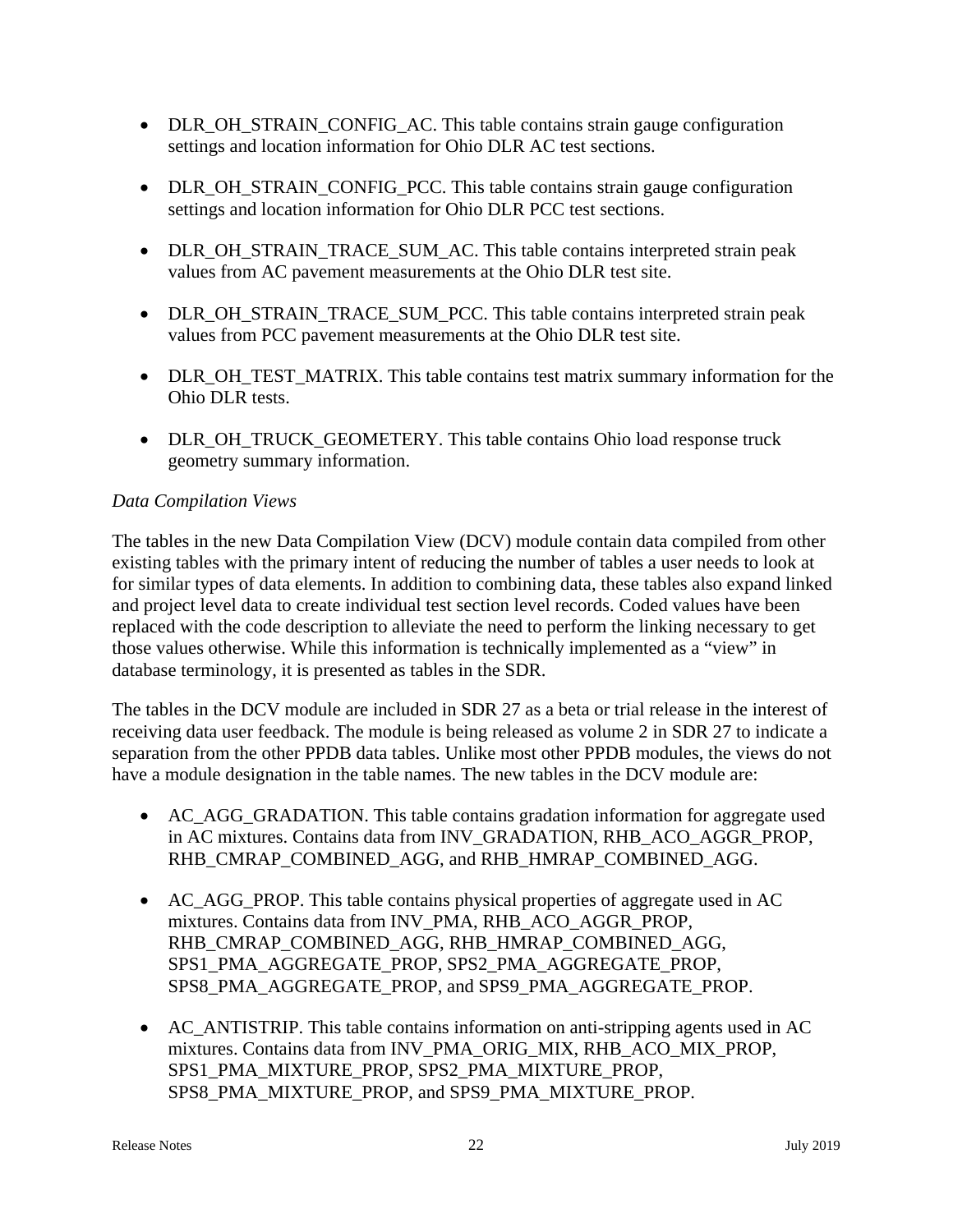- DLR_OH_STRAIN_CONFIG_AC. This table contains strain gauge configuration settings and location information for Ohio DLR AC test sections.

- DLR_OH_STRAIN_CONFIG_PCC. This table contains strain gauge configuration settings and location information for Ohio DLR PCC test sections.

- DLR_OH_STRAIN_TRACE_SUM_AC. This table contains interpreted strain peak values from AC pavement measurements at the Ohio DLR test site.

- DLR_OH_STRAIN_TRACE_SUM_PCC. This table contains interpreted strain peak values from PCC pavement measurements at the Ohio DLR test site.

- DLR_OH_TEST_MATRIX. This table contains test matrix summary information for the Ohio DLR tests.

- DLR_OH_TRUCK_GEOMETERY. This table contains Ohio load response truck geometry summary information.

*Data Compilation Views*

The tables in the new Data Compilation View (DCV) module contain data compiled from other existing tables with the primary intent of reducing the number of tables a user needs to look at for similar types of data elements. In addition to combining data, these tables also expand linked and project level data to create individual test section level records. Coded values have been replaced with the code description to alleviate the need to perform the linking necessary to get those values otherwise. While this information is technically implemented as a "view" in database terminology, it is presented as tables in the SDR.

The tables in the DCV module are included in SDR 27 as a beta or trial release in the interest of receiving data user feedback. The module is being released as volume 2 in SDR 27 to indicate a separation from the other PPDB data tables. Unlike most other PPDB modules, the views do not have a module designation in the table names. The new tables in the DCV module are:

- AC_AGG_GRADATION. This table contains gradation information for aggregate used in AC mixtures. Contains data from INV_GRADATION, RHB_ACO_AGGR_PROP, RHB_CMRAP_COMBINED_AGG, and RHB_HMRAP_COMBINED_AGG.

- AC_AGG_PROP. This table contains physical properties of aggregate used in AC mixtures. Contains data from INV_PMA, RHB_ACO_AGGR_PROP, RHB_CMRAP_COMBINED_AGG, RHB_HMRAP_COMBINED_AGG, SPS1_PMA_AGGREGATE_PROP, SPS2_PMA_AGGREGATE_PROP, SPS8_PMA_AGGREGATE_PROP, and SPS9_PMA_AGGREGATE_PROP.

- AC_ANTISTRIP. This table contains information on anti-stripping agents used in AC mixtures. Contains data from INV_PMA_ORIG_MIX, RHB_ACO_MIX_PROP, SPS1_PMA_MIXTURE_PROP, SPS2_PMA_MIXTURE_PROP, SPS8_PMA_MIXTURE_PROP, and SPS9_PMA_MIXTURE_PROP.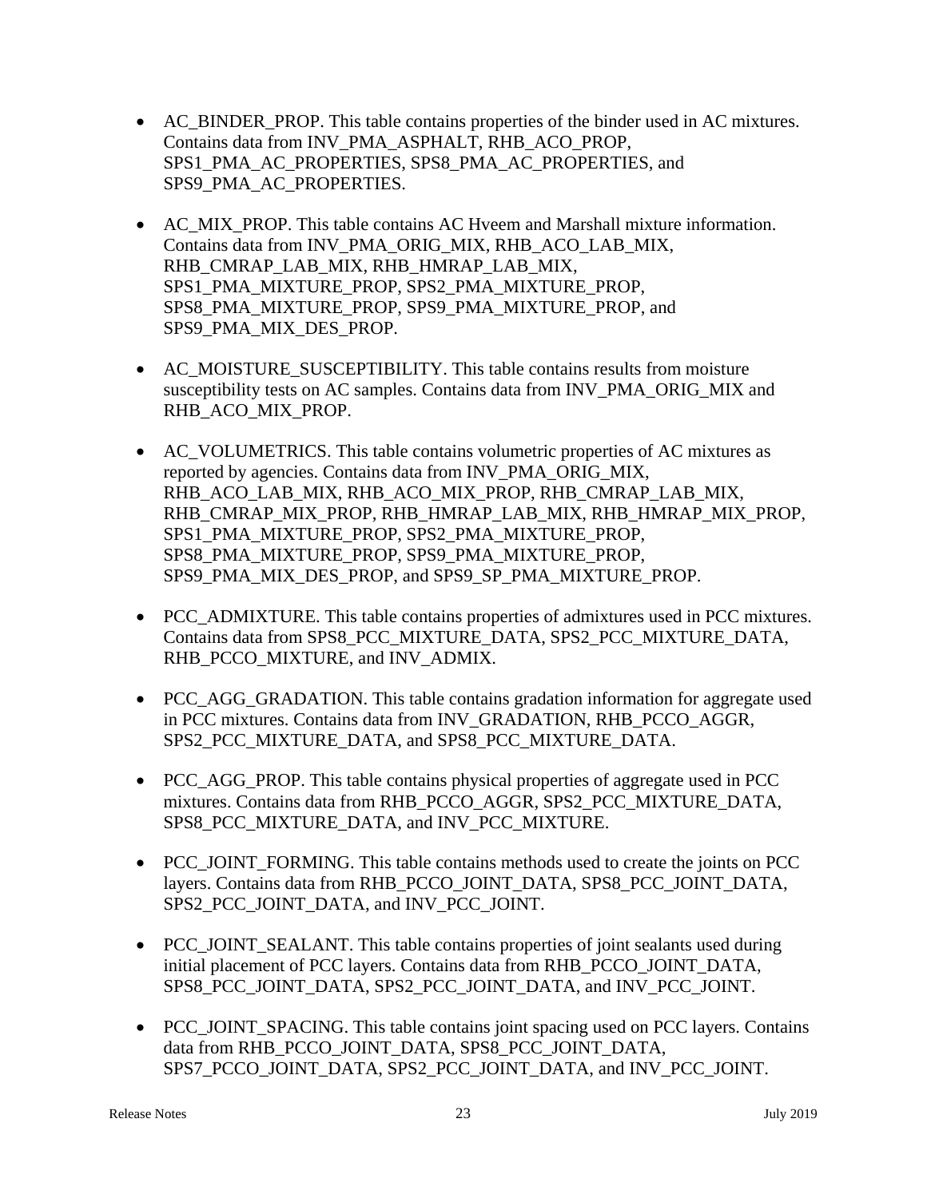- AC_BINDER_PROP. This table contains properties of the binder used in AC mixtures. Contains data from INV_PMA_ASPHALT, RHB_ACO_PROP, SPS1_PMA_AC_PROPERTIES, SPS8_PMA_AC_PROPERTIES, and SPS9_PMA_AC_PROPERTIES.

- AC_MIX_PROP. This table contains AC Hveem and Marshall mixture information. Contains data from INV_PMA_ORIG_MIX, RHB_ACO_LAB_MIX, RHB_CMRAP_LAB_MIX, RHB_HMRAP_LAB_MIX, SPS1_PMA_MIXTURE_PROP, SPS2_PMA_MIXTURE_PROP, SPS8_PMA_MIXTURE_PROP, SPS9_PMA_MIXTURE_PROP, and SPS9_PMA_MIX_DES_PROP.

- AC_MOISTURE_SUSCEPTIBILITY. This table contains results from moisture susceptibility tests on AC samples. Contains data from INV_PMA_ORIG_MIX and RHB_ACO_MIX_PROP.

- AC_VOLUMETRICS. This table contains volumetric properties of AC mixtures as reported by agencies. Contains data from INV_PMA_ORIG_MIX, RHB_ACO_LAB_MIX, RHB_ACO_MIX_PROP, RHB_CMRAP_LAB_MIX, RHB_CMRAP_MIX_PROP, RHB_HMRAP_LAB_MIX, RHB_HMRAP_MIX_PROP, SPS1_PMA_MIXTURE_PROP, SPS2_PMA_MIXTURE_PROP, SPS8_PMA_MIXTURE_PROP, SPS9_PMA_MIXTURE_PROP, SPS9_PMA_MIX_DES_PROP, and SPS9_SP_PMA_MIXTURE_PROP.

- PCC_ADMIXTURE. This table contains properties of admixtures used in PCC mixtures. Contains data from SPS8_PCC_MIXTURE_DATA, SPS2_PCC_MIXTURE_DATA, RHB_PCCO_MIXTURE, and INV_ADMIX.

- PCC_AGG_GRADATION. This table contains gradation information for aggregate used in PCC mixtures. Contains data from INV_GRADATION, RHB_PCCO_AGGR, SPS2_PCC_MIXTURE_DATA, and SPS8_PCC_MIXTURE_DATA.

- PCC_AGG_PROP. This table contains physical properties of aggregate used in PCC mixtures. Contains data from RHB_PCCO_AGGR, SPS2_PCC_MIXTURE_DATA, SPS8_PCC_MIXTURE_DATA, and INV_PCC_MIXTURE.

- PCC_JOINT_FORMING. This table contains methods used to create the joints on PCC layers. Contains data from RHB_PCCO_JOINT_DATA, SPS8_PCC_JOINT_DATA, SPS2_PCC_JOINT_DATA, and INV_PCC_JOINT.

- PCC_JOINT_SEALANT. This table contains properties of joint sealants used during initial placement of PCC layers. Contains data from RHB_PCCO_JOINT_DATA, SPS8_PCC_JOINT_DATA, SPS2_PCC_JOINT_DATA, and INV_PCC_JOINT.

- PCC_JOINT_SPACING. This table contains joint spacing used on PCC layers. Contains data from RHB_PCCO_JOINT_DATA, SPS8_PCC_JOINT_DATA, SPS7_PCCO_JOINT_DATA, SPS2_PCC_JOINT_DATA, and INV_PCC_JOINT.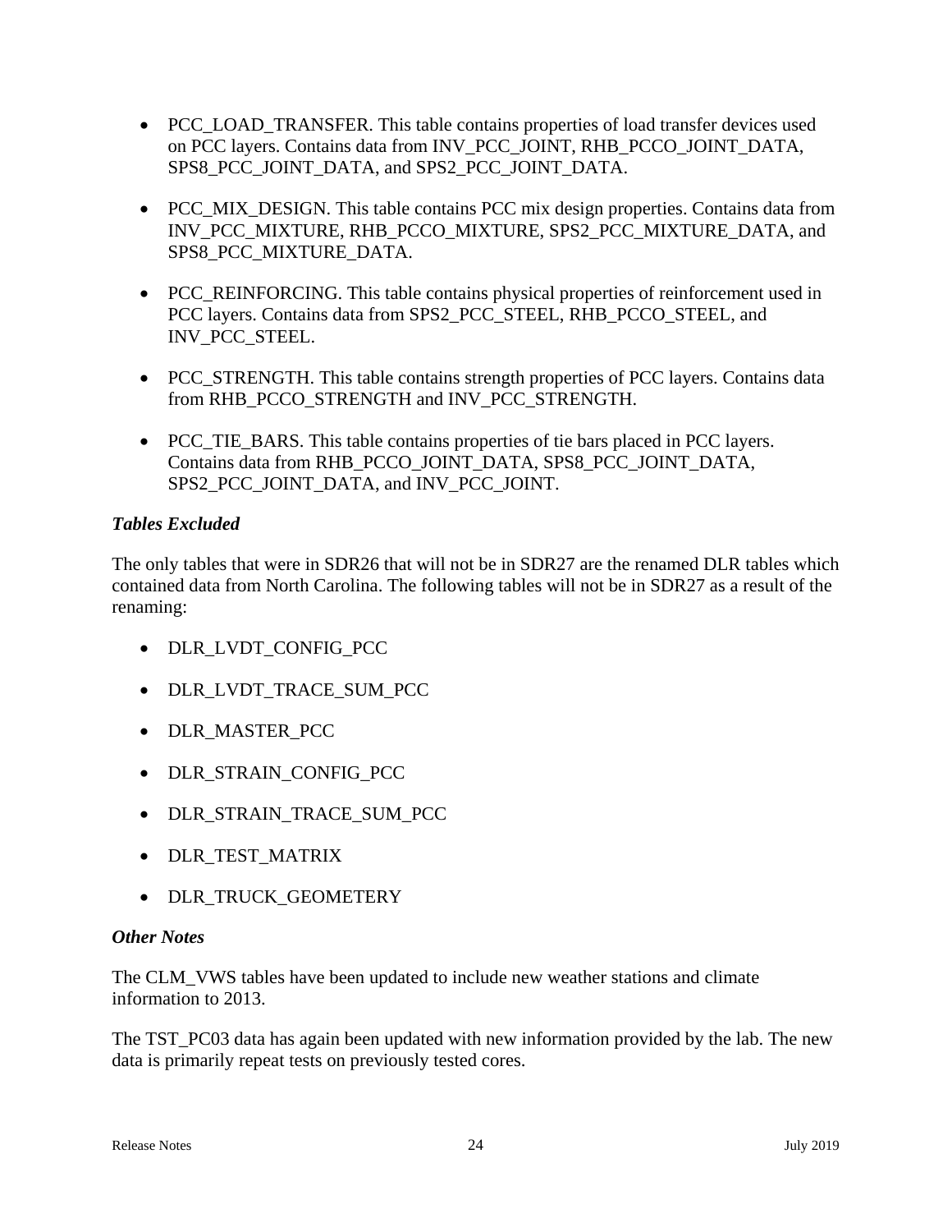- PCC_LOAD_TRANSFER. This table contains properties of load transfer devices used on PCC layers. Contains data from INV_PCC_JOINT, RHB_PCCO_JOINT_DATA, SPS8_PCC_JOINT_DATA, and SPS2_PCC_JOINT_DATA.

- PCC_MIX_DESIGN. This table contains PCC mix design properties. Contains data from INV_PCC_MIXTURE, RHB_PCCO_MIXTURE, SPS2_PCC_MIXTURE_DATA, and SPS8_PCC_MIXTURE_DATA.

- PCC_REINFORCING. This table contains physical properties of reinforcement used in PCC layers. Contains data from SPS2_PCC_STEEL, RHB_PCCO_STEEL, and INV_PCC_STEEL.

- PCC_STRENGTH. This table contains strength properties of PCC layers. Contains data from RHB_PCCO_STRENGTH and INV_PCC_STRENGTH.

- PCC_TIE_BARS. This table contains properties of tie bars placed in PCC layers. Contains data from RHB_PCCO_JOINT_DATA, SPS8_PCC_JOINT_DATA, SPS2_PCC_JOINT_DATA, and INV_PCC_JOINT.

### *Tables Excluded*

The only tables that were in SDR26 that will not be in SDR27 are the renamed DLR tables which contained data from North Carolina. The following tables will not be in SDR27 as a result of the renaming:

- DLR_LVDT_CONFIG_PCC

- DLR_LVDT_TRACE_SUM_PCC

- DLR_MASTER_PCC

- DLR_STRAIN_CONFIG_PCC

- DLR_STRAIN_TRACE_SUM_PCC

- DLR_TEST_MATRIX

- DLR_TRUCK_GEOMETERY

### *Other Notes*

The CLM_VWS tables have been updated to include new weather stations and climate information to 2013.

The TST_PC03 data has again been updated with new information provided by the lab. The new data is primarily repeat tests on previously tested cores.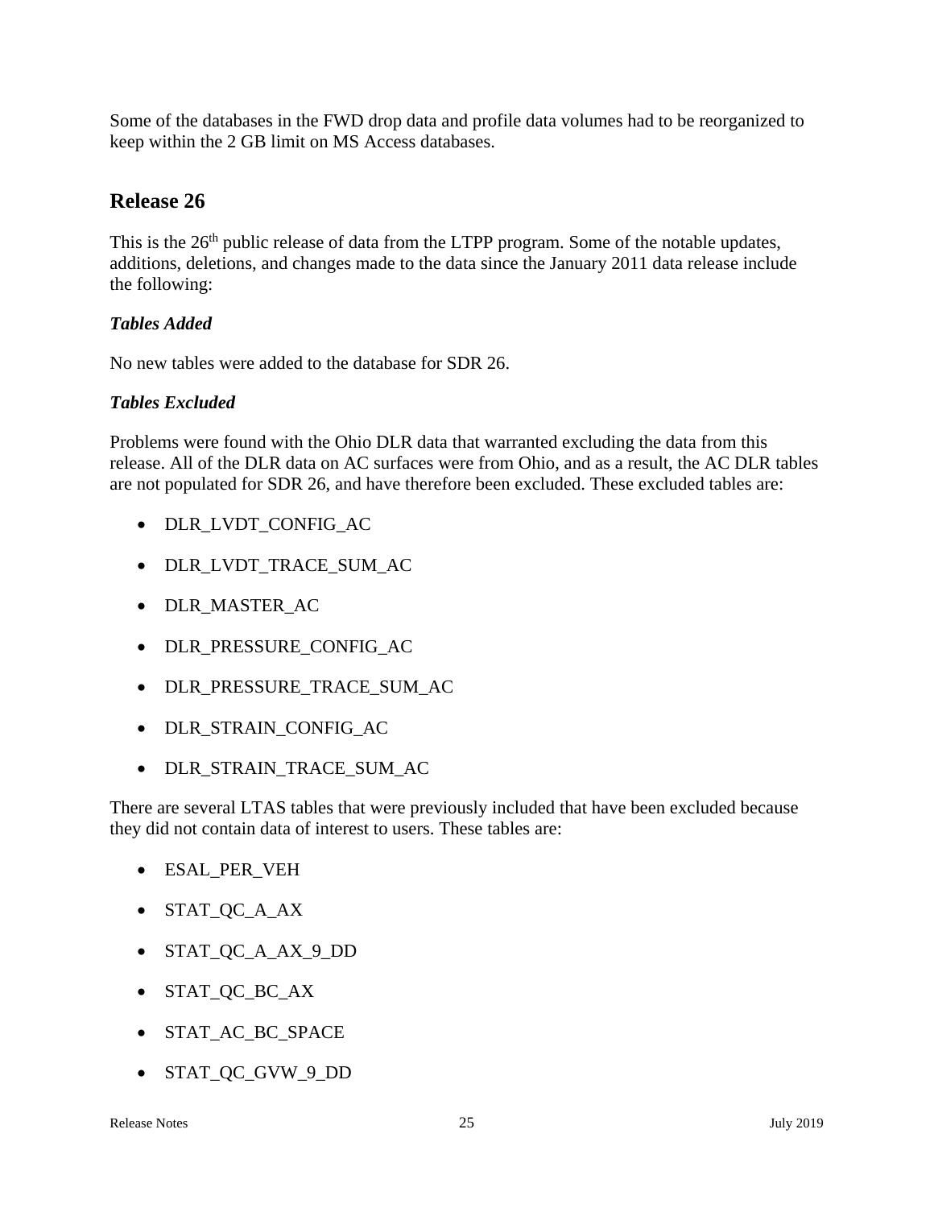Some of the databases in the FWD drop data and profile data volumes had to be reorganized to keep within the 2 GB limit on MS Access databases.

## Release 26

This is the 26th public release of data from the LTPP program. Some of the notable updates, additions, deletions, and changes made to the data since the January 2011 data release include the following:

***Tables Added***

No new tables were added to the database for SDR 26.

***Tables Excluded***

Problems were found with the Ohio DLR data that warranted excluding the data from this release. All of the DLR data on AC surfaces were from Ohio, and as a result, the AC DLR tables are not populated for SDR 26, and have therefore been excluded. These excluded tables are:

- DLR_LVDT_CONFIG_AC
- DLR_LVDT_TRACE_SUM_AC
- DLR_MASTER_AC
- DLR_PRESSURE_CONFIG_AC
- DLR_PRESSURE_TRACE_SUM_AC
- DLR_STRAIN_CONFIG_AC
- DLR_STRAIN_TRACE_SUM_AC

There are several LTAS tables that were previously included that have been excluded because they did not contain data of interest to users. These tables are:

- ESAL_PER_VEH
- STAT_QC_A_AX
- STAT_QC_A_AX_9_DD
- STAT_QC_BC_AX
- STAT_AC_BC_SPACE
- STAT_QC_GVW_9_DD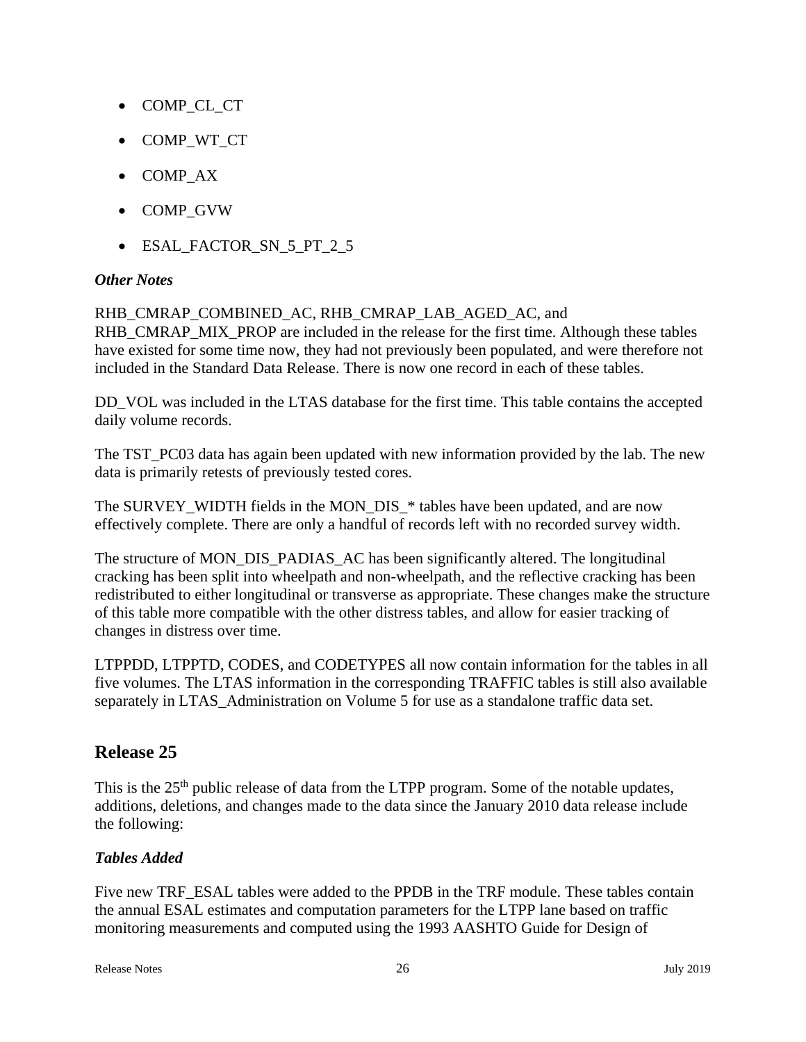- COMP_CL_CT
- COMP_WT_CT
- COMP_AX
- COMP_GVW
- ESAL_FACTOR_SN_5_PT_2_5

***Other Notes***

RHB_CMRAP_COMBINED_AC, RHB_CMRAP_LAB_AGED_AC, and RHB_CMRAP_MIX_PROP are included in the release for the first time. Although these tables have existed for some time now, they had not previously been populated, and were therefore not included in the Standard Data Release. There is now one record in each of these tables.

DD_VOL was included in the LTAS database for the first time. This table contains the accepted daily volume records.

The TST_PC03 data has again been updated with new information provided by the lab. The new data is primarily retests of previously tested cores.

The SURVEY_WIDTH fields in the MON_DIS_* tables have been updated, and are now effectively complete. There are only a handful of records left with no recorded survey width.

The structure of MON_DIS_PADIAS_AC has been significantly altered. The longitudinal cracking has been split into wheelpath and non-wheelpath, and the reflective cracking has been redistributed to either longitudinal or transverse as appropriate. These changes make the structure of this table more compatible with the other distress tables, and allow for easier tracking of changes in distress over time.

LTPPDD, LTPPTD, CODES, and CODETYPES all now contain information for the tables in all five volumes. The LTAS information in the corresponding TRAFFIC tables is still also available separately in LTAS_Administration on Volume 5 for use as a standalone traffic data set.

## Release 25

This is the 25th public release of data from the LTPP program. Some of the notable updates, additions, deletions, and changes made to the data since the January 2010 data release include the following:

***Tables Added***

Five new TRF_ESAL tables were added to the PPDB in the TRF module. These tables contain the annual ESAL estimates and computation parameters for the LTPP lane based on traffic monitoring measurements and computed using the 1993 AASHTO Guide for Design of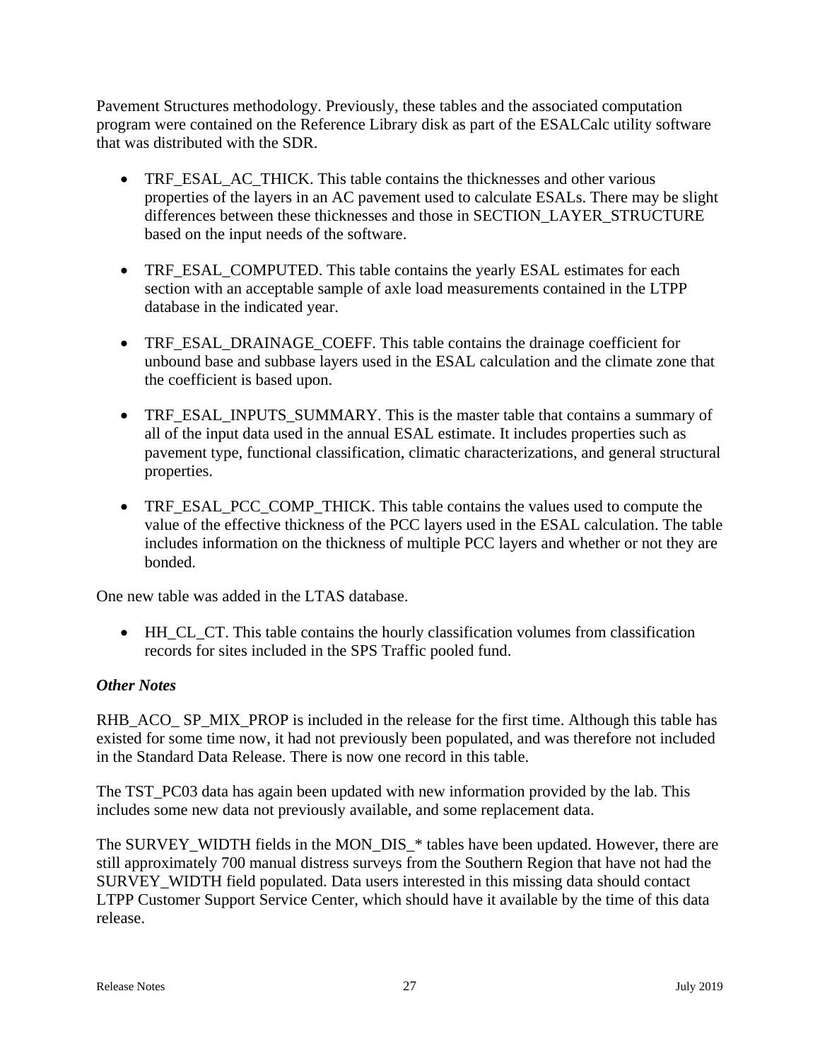Pavement Structures methodology. Previously, these tables and the associated computation program were contained on the Reference Library disk as part of the ESALCalc utility software that was distributed with the SDR.

- TRF_ESAL_AC_THICK. This table contains the thicknesses and other various properties of the layers in an AC pavement used to calculate ESALs. There may be slight differences between these thicknesses and those in SECTION_LAYER_STRUCTURE based on the input needs of the software.

- TRF_ESAL_COMPUTED. This table contains the yearly ESAL estimates for each section with an acceptable sample of axle load measurements contained in the LTPP database in the indicated year.

- TRF_ESAL_DRAINAGE_COEFF. This table contains the drainage coefficient for unbound base and subbase layers used in the ESAL calculation and the climate zone that the coefficient is based upon.

- TRF_ESAL_INPUTS_SUMMARY. This is the master table that contains a summary of all of the input data used in the annual ESAL estimate. It includes properties such as pavement type, functional classification, climatic characterizations, and general structural properties.

- TRF_ESAL_PCC_COMP_THICK. This table contains the values used to compute the value of the effective thickness of the PCC layers used in the ESAL calculation. The table includes information on the thickness of multiple PCC layers and whether or not they are bonded.

One new table was added in the LTAS database.

- HH_CL_CT. This table contains the hourly classification volumes from classification records for sites included in the SPS Traffic pooled fund.

***Other Notes***

RHB_ACO_ SP_MIX_PROP is included in the release for the first time. Although this table has existed for some time now, it had not previously been populated, and was therefore not included in the Standard Data Release. There is now one record in this table.

The TST_PC03 data has again been updated with new information provided by the lab. This includes some new data not previously available, and some replacement data.

The SURVEY_WIDTH fields in the MON_DIS_* tables have been updated. However, there are still approximately 700 manual distress surveys from the Southern Region that have not had the SURVEY_WIDTH field populated. Data users interested in this missing data should contact LTPP Customer Support Service Center, which should have it available by the time of this data release.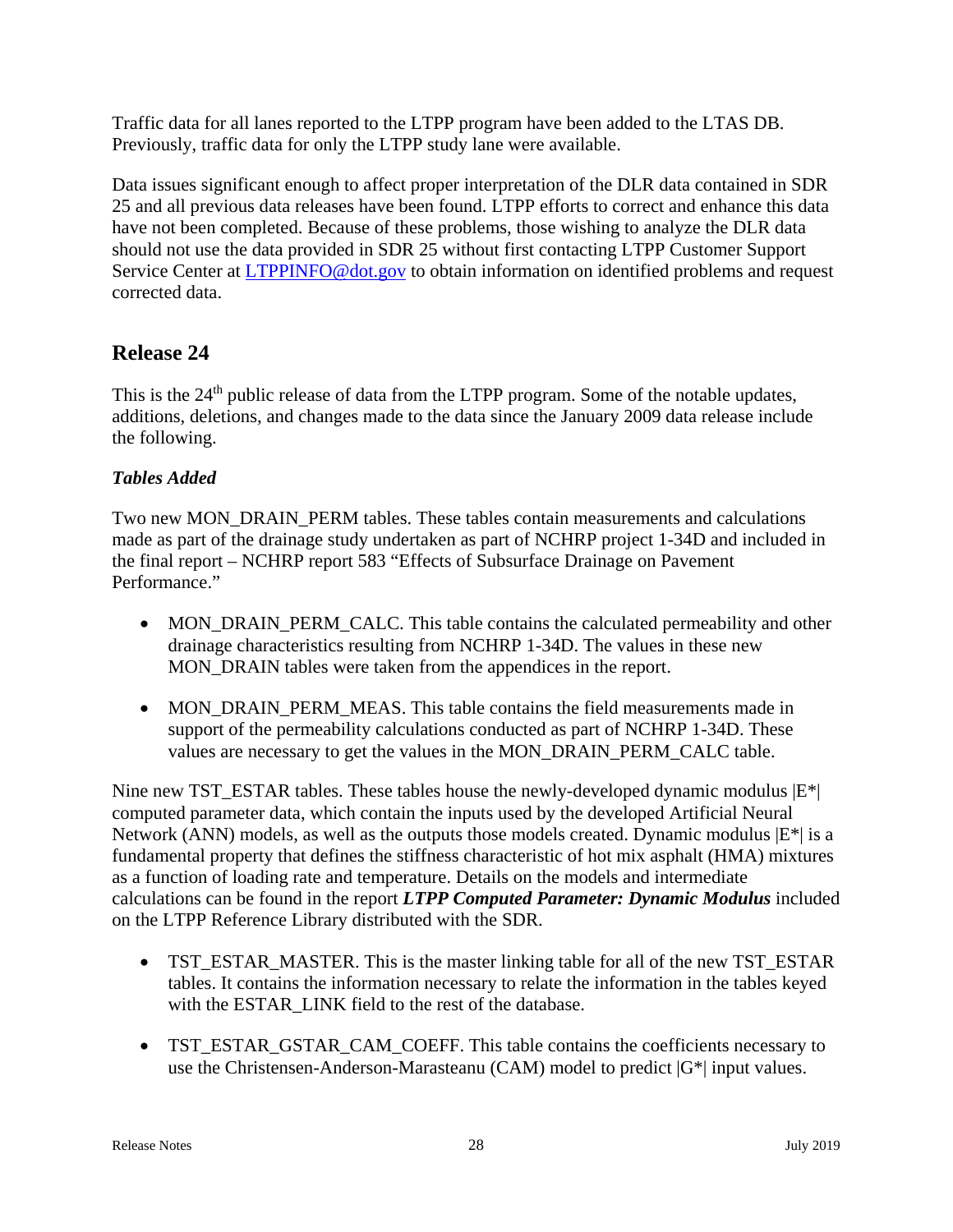Traffic data for all lanes reported to the LTPP program have been added to the LTAS DB. Previously, traffic data for only the LTPP study lane were available.

Data issues significant enough to affect proper interpretation of the DLR data contained in SDR 25 and all previous data releases have been found. LTPP efforts to correct and enhance this data have not been completed. Because of these problems, those wishing to analyze the DLR data should not use the data provided in SDR 25 without first contacting LTPP Customer Support Service Center at [LTPPINFO@dot.gov](mailto:LTPPINFO@dot.gov) to obtain information on identified problems and request corrected data.

## Release 24

This is the 24th public release of data from the LTPP program. Some of the notable updates, additions, deletions, and changes made to the data since the January 2009 data release include the following.

### *Tables Added*

Two new MON_DRAIN_PERM tables. These tables contain measurements and calculations made as part of the drainage study undertaken as part of NCHRP project 1-34D and included in the final report – NCHRP report 583 "Effects of Subsurface Drainage on Pavement Performance."

- MON_DRAIN_PERM_CALC. This table contains the calculated permeability and other drainage characteristics resulting from NCHRP 1-34D. The values in these new MON_DRAIN tables were taken from the appendices in the report.
- MON_DRAIN_PERM_MEAS. This table contains the field measurements made in support of the permeability calculations conducted as part of NCHRP 1-34D. These values are necessary to get the values in the MON_DRAIN_PERM_CALC table.

Nine new TST_ESTAR tables. These tables house the newly-developed dynamic modulus |E*| computed parameter data, which contain the inputs used by the developed Artificial Neural Network (ANN) models, as well as the outputs those models created. Dynamic modulus |E*| is a fundamental property that defines the stiffness characteristic of hot mix asphalt (HMA) mixtures as a function of loading rate and temperature. Details on the models and intermediate calculations can be found in the report ***LTPP Computed Parameter: Dynamic Modulus*** included on the LTPP Reference Library distributed with the SDR.

- TST_ESTAR_MASTER. This is the master linking table for all of the new TST_ESTAR tables. It contains the information necessary to relate the information in the tables keyed with the ESTAR_LINK field to the rest of the database.
- TST_ESTAR_GSTAR_CAM_COEFF. This table contains the coefficients necessary to use the Christensen-Anderson-Marasteanu (CAM) model to predict |G*| input values.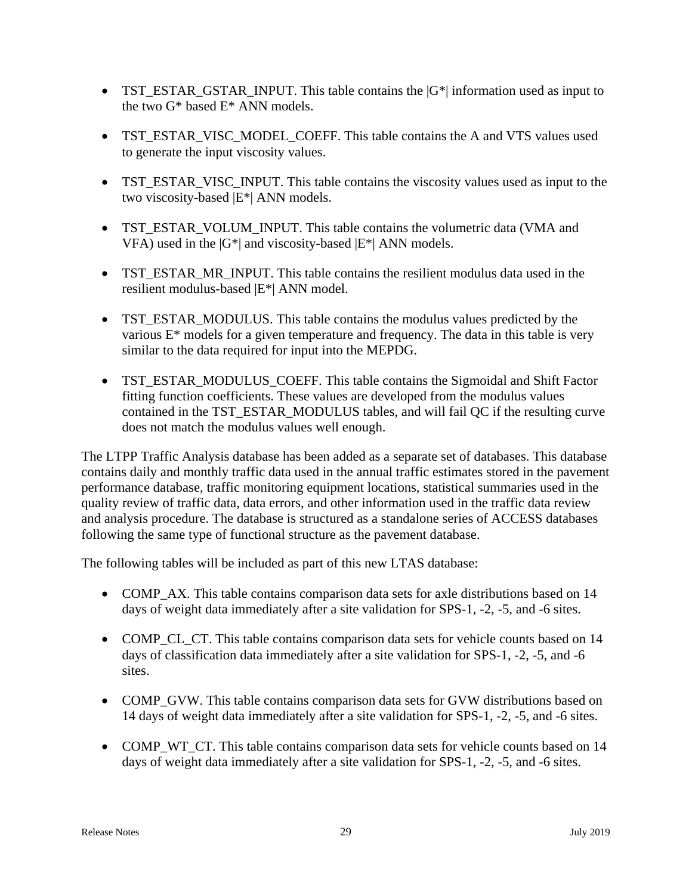- TST_ESTAR_GSTAR_INPUT. This table contains the |G*| information used as input to the two G* based E* ANN models.

- TST_ESTAR_VISC_MODEL_COEFF. This table contains the A and VTS values used to generate the input viscosity values.

- TST_ESTAR_VISC_INPUT. This table contains the viscosity values used as input to the two viscosity-based |E*| ANN models.

- TST_ESTAR_VOLUM_INPUT. This table contains the volumetric data (VMA and VFA) used in the |G*| and viscosity-based |E*| ANN models.

- TST_ESTAR_MR_INPUT. This table contains the resilient modulus data used in the resilient modulus-based |E*| ANN model.

- TST_ESTAR_MODULUS. This table contains the modulus values predicted by the various E* models for a given temperature and frequency. The data in this table is very similar to the data required for input into the MEPDG.

- TST_ESTAR_MODULUS_COEFF. This table contains the Sigmoidal and Shift Factor fitting function coefficients. These values are developed from the modulus values contained in the TST_ESTAR_MODULUS tables, and will fail QC if the resulting curve does not match the modulus values well enough.

The LTPP Traffic Analysis database has been added as a separate set of databases. This database contains daily and monthly traffic data used in the annual traffic estimates stored in the pavement performance database, traffic monitoring equipment locations, statistical summaries used in the quality review of traffic data, data errors, and other information used in the traffic data review and analysis procedure. The database is structured as a standalone series of ACCESS databases following the same type of functional structure as the pavement database.

The following tables will be included as part of this new LTAS database:

- COMP_AX. This table contains comparison data sets for axle distributions based on 14 days of weight data immediately after a site validation for SPS-1, -2, -5, and -6 sites.

- COMP_CL_CT. This table contains comparison data sets for vehicle counts based on 14 days of classification data immediately after a site validation for SPS-1, -2, -5, and -6 sites.

- COMP_GVW. This table contains comparison data sets for GVW distributions based on 14 days of weight data immediately after a site validation for SPS-1, -2, -5, and -6 sites.

- COMP_WT_CT. This table contains comparison data sets for vehicle counts based on 14 days of weight data immediately after a site validation for SPS-1, -2, -5, and -6 sites.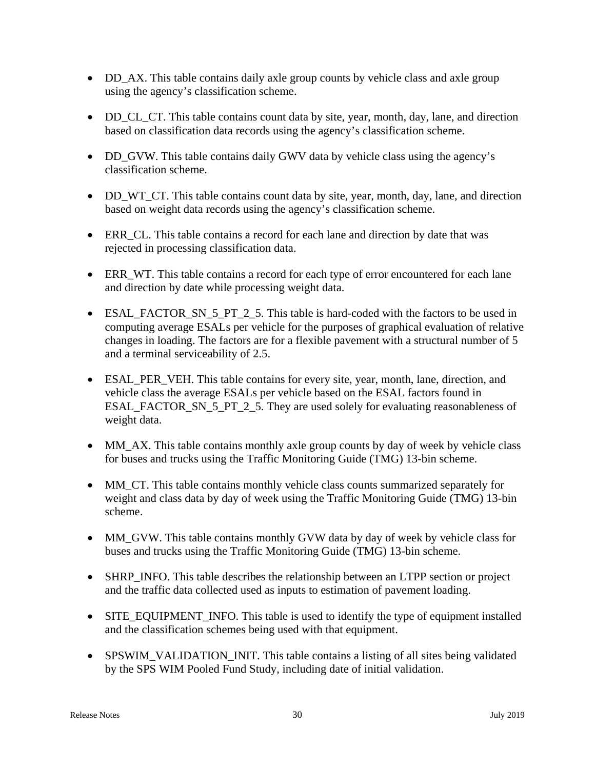- DD_AX. This table contains daily axle group counts by vehicle class and axle group using the agency's classification scheme.

- DD_CL_CT. This table contains count data by site, year, month, day, lane, and direction based on classification data records using the agency's classification scheme.

- DD_GVW. This table contains daily GWV data by vehicle class using the agency's classification scheme.

- DD_WT_CT. This table contains count data by site, year, month, day, lane, and direction based on weight data records using the agency's classification scheme.

- ERR_CL. This table contains a record for each lane and direction by date that was rejected in processing classification data.

- ERR_WT. This table contains a record for each type of error encountered for each lane and direction by date while processing weight data.

- ESAL_FACTOR_SN_5_PT_2_5. This table is hard-coded with the factors to be used in computing average ESALs per vehicle for the purposes of graphical evaluation of relative changes in loading. The factors are for a flexible pavement with a structural number of 5 and a terminal serviceability of 2.5.

- ESAL_PER_VEH. This table contains for every site, year, month, lane, direction, and vehicle class the average ESALs per vehicle based on the ESAL factors found in ESAL_FACTOR_SN_5_PT_2_5. They are used solely for evaluating reasonableness of weight data.

- MM_AX. This table contains monthly axle group counts by day of week by vehicle class for buses and trucks using the Traffic Monitoring Guide (TMG) 13-bin scheme.

- MM_CT. This table contains monthly vehicle class counts summarized separately for weight and class data by day of week using the Traffic Monitoring Guide (TMG) 13-bin scheme.

- MM_GVW. This table contains monthly GVW data by day of week by vehicle class for buses and trucks using the Traffic Monitoring Guide (TMG) 13-bin scheme.

- SHRP_INFO. This table describes the relationship between an LTPP section or project and the traffic data collected used as inputs to estimation of pavement loading.

- SITE_EQUIPMENT_INFO. This table is used to identify the type of equipment installed and the classification schemes being used with that equipment.

- SPSWIM_VALIDATION_INIT. This table contains a listing of all sites being validated by the SPS WIM Pooled Fund Study, including date of initial validation.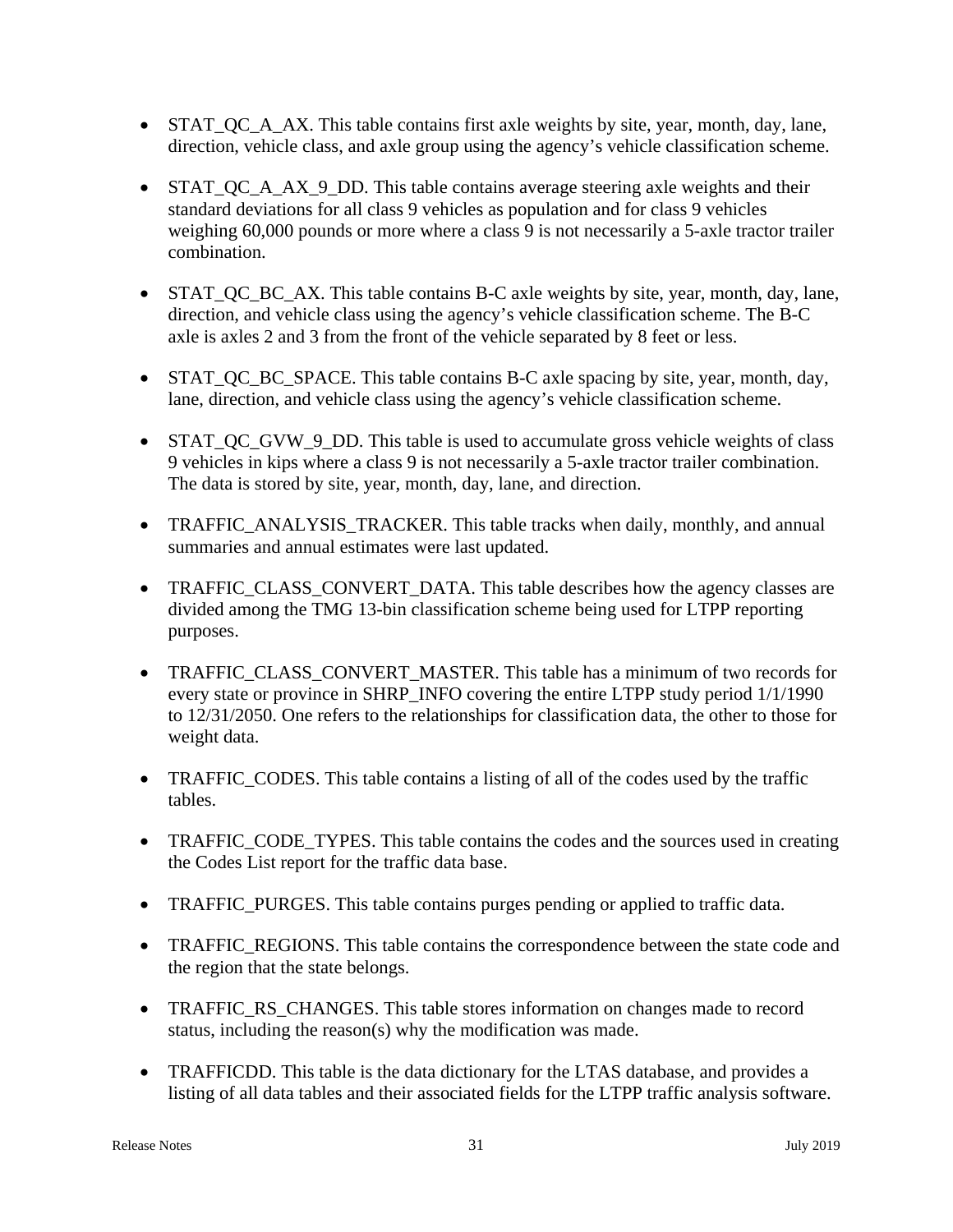- STAT_QC_A_AX. This table contains first axle weights by site, year, month, day, lane, direction, vehicle class, and axle group using the agency's vehicle classification scheme.

- STAT_QC_A_AX_9_DD. This table contains average steering axle weights and their standard deviations for all class 9 vehicles as population and for class 9 vehicles weighing 60,000 pounds or more where a class 9 is not necessarily a 5-axle tractor trailer combination.

- STAT_QC_BC_AX. This table contains B-C axle weights by site, year, month, day, lane, direction, and vehicle class using the agency's vehicle classification scheme. The B-C axle is axles 2 and 3 from the front of the vehicle separated by 8 feet or less.

- STAT_QC_BC_SPACE. This table contains B-C axle spacing by site, year, month, day, lane, direction, and vehicle class using the agency's vehicle classification scheme.

- STAT_QC_GVW_9_DD. This table is used to accumulate gross vehicle weights of class 9 vehicles in kips where a class 9 is not necessarily a 5-axle tractor trailer combination. The data is stored by site, year, month, day, lane, and direction.

- TRAFFIC_ANALYSIS_TRACKER. This table tracks when daily, monthly, and annual summaries and annual estimates were last updated.

- TRAFFIC_CLASS_CONVERT_DATA. This table describes how the agency classes are divided among the TMG 13-bin classification scheme being used for LTPP reporting purposes.

- TRAFFIC_CLASS_CONVERT_MASTER. This table has a minimum of two records for every state or province in SHRP_INFO covering the entire LTPP study period 1/1/1990 to 12/31/2050. One refers to the relationships for classification data, the other to those for weight data.

- TRAFFIC_CODES. This table contains a listing of all of the codes used by the traffic tables.

- TRAFFIC_CODE_TYPES. This table contains the codes and the sources used in creating the Codes List report for the traffic data base.

- TRAFFIC_PURGES. This table contains purges pending or applied to traffic data.

- TRAFFIC_REGIONS. This table contains the correspondence between the state code and the region that the state belongs.

- TRAFFIC_RS_CHANGES. This table stores information on changes made to record status, including the reason(s) why the modification was made.

- TRAFFICDD. This table is the data dictionary for the LTAS database, and provides a listing of all data tables and their associated fields for the LTPP traffic analysis software.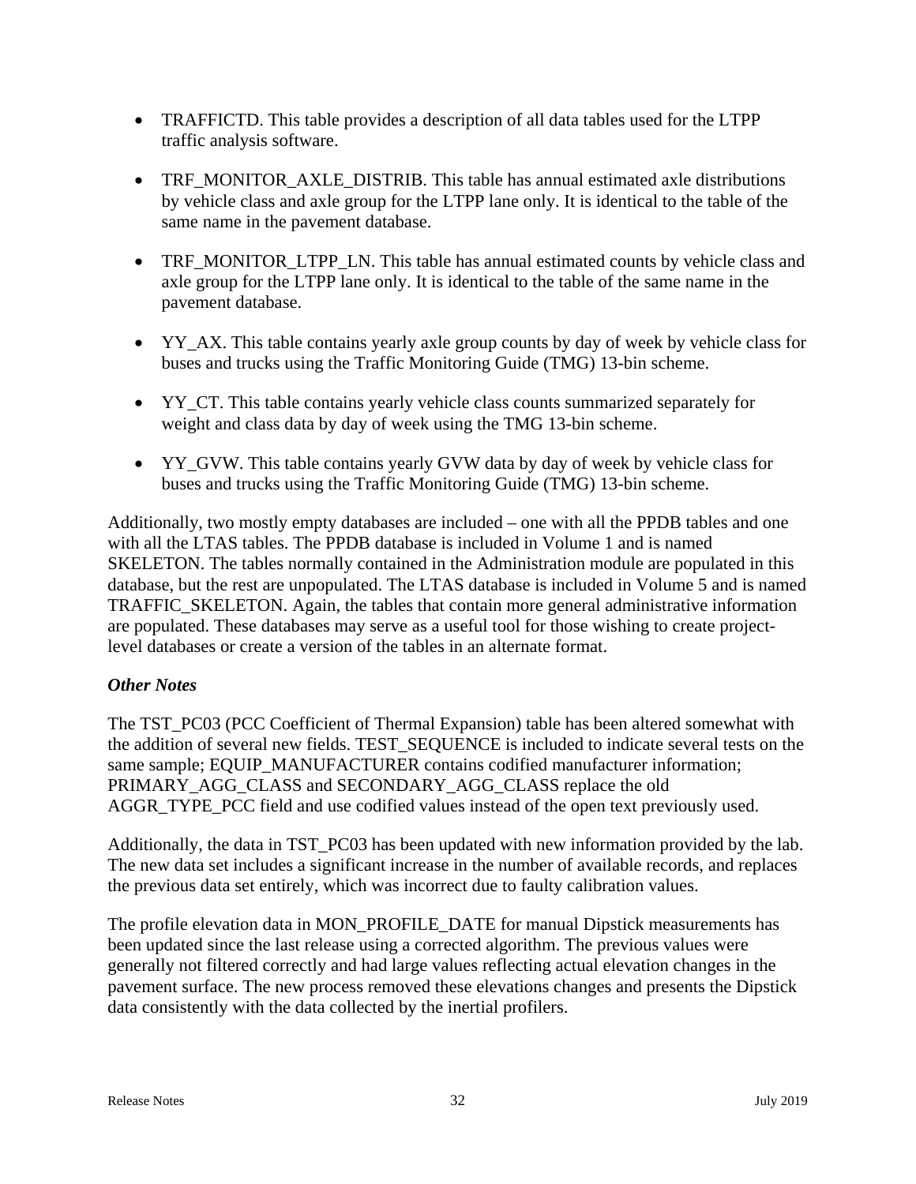- TRAFFICTD. This table provides a description of all data tables used for the LTPP traffic analysis software.

- TRF_MONITOR_AXLE_DISTRIB. This table has annual estimated axle distributions by vehicle class and axle group for the LTPP lane only. It is identical to the table of the same name in the pavement database.

- TRF_MONITOR_LTPP_LN. This table has annual estimated counts by vehicle class and axle group for the LTPP lane only. It is identical to the table of the same name in the pavement database.

- YY_AX. This table contains yearly axle group counts by day of week by vehicle class for buses and trucks using the Traffic Monitoring Guide (TMG) 13-bin scheme.

- YY_CT. This table contains yearly vehicle class counts summarized separately for weight and class data by day of week using the TMG 13-bin scheme.

- YY_GVW. This table contains yearly GVW data by day of week by vehicle class for buses and trucks using the Traffic Monitoring Guide (TMG) 13-bin scheme.

Additionally, two mostly empty databases are included – one with all the PPDB tables and one with all the LTAS tables. The PPDB database is included in Volume 1 and is named SKELETON. The tables normally contained in the Administration module are populated in this database, but the rest are unpopulated. The LTAS database is included in Volume 5 and is named TRAFFIC_SKELETON. Again, the tables that contain more general administrative information are populated. These databases may serve as a useful tool for those wishing to create project-level databases or create a version of the tables in an alternate format.

***Other Notes***

The TST_PC03 (PCC Coefficient of Thermal Expansion) table has been altered somewhat with the addition of several new fields. TEST_SEQUENCE is included to indicate several tests on the same sample; EQUIP_MANUFACTURER contains codified manufacturer information; PRIMARY_AGG_CLASS and SECONDARY_AGG_CLASS replace the old AGGR_TYPE_PCC field and use codified values instead of the open text previously used.

Additionally, the data in TST_PC03 has been updated with new information provided by the lab. The new data set includes a significant increase in the number of available records, and replaces the previous data set entirely, which was incorrect due to faulty calibration values.

The profile elevation data in MON_PROFILE_DATE for manual Dipstick measurements has been updated since the last release using a corrected algorithm. The previous values were generally not filtered correctly and had large values reflecting actual elevation changes in the pavement surface. The new process removed these elevations changes and presents the Dipstick data consistently with the data collected by the inertial profilers.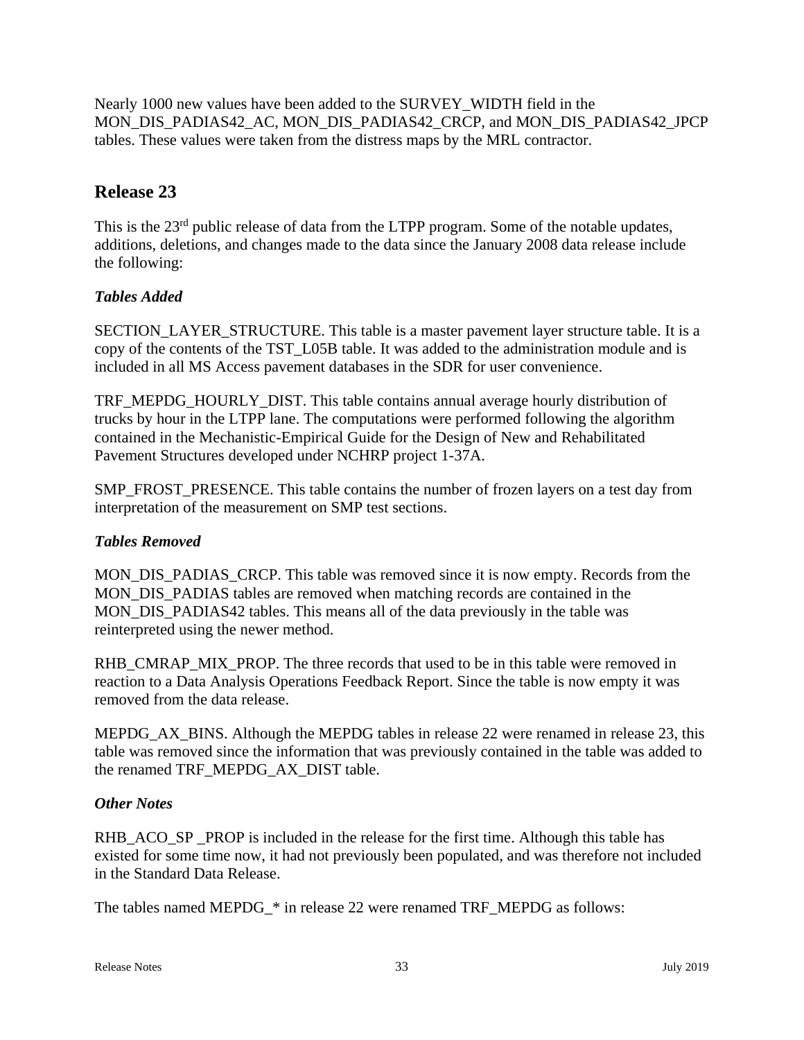Nearly 1000 new values have been added to the SURVEY_WIDTH field in the MON_DIS_PADIAS42_AC, MON_DIS_PADIAS42_CRCP, and MON_DIS_PADIAS42_JPCP tables. These values were taken from the distress maps by the MRL contractor.

## Release 23

This is the 23rd public release of data from the LTPP program. Some of the notable updates, additions, deletions, and changes made to the data since the January 2008 data release include the following:

### *Tables Added*

SECTION_LAYER_STRUCTURE. This table is a master pavement layer structure table. It is a copy of the contents of the TST_L05B table. It was added to the administration module and is included in all MS Access pavement databases in the SDR for user convenience.

TRF_MEPDG_HOURLY_DIST. This table contains annual average hourly distribution of trucks by hour in the LTPP lane. The computations were performed following the algorithm contained in the Mechanistic-Empirical Guide for the Design of New and Rehabilitated Pavement Structures developed under NCHRP project 1-37A.

SMP_FROST_PRESENCE. This table contains the number of frozen layers on a test day from interpretation of the measurement on SMP test sections.

### *Tables Removed*

MON_DIS_PADIAS_CRCP. This table was removed since it is now empty. Records from the MON_DIS_PADIAS tables are removed when matching records are contained in the MON_DIS_PADIAS42 tables. This means all of the data previously in the table was reinterpreted using the newer method.

RHB_CMRAP_MIX_PROP. The three records that used to be in this table were removed in reaction to a Data Analysis Operations Feedback Report. Since the table is now empty it was removed from the data release.

MEPDG_AX_BINS. Although the MEPDG tables in release 22 were renamed in release 23, this table was removed since the information that was previously contained in the table was added to the renamed TRF_MEPDG_AX_DIST table.

### *Other Notes*

RHB_ACO_SP _PROP is included in the release for the first time. Although this table has existed for some time now, it had not previously been populated, and was therefore not included in the Standard Data Release.

The tables named MEPDG_* in release 22 were renamed TRF_MEPDG as follows: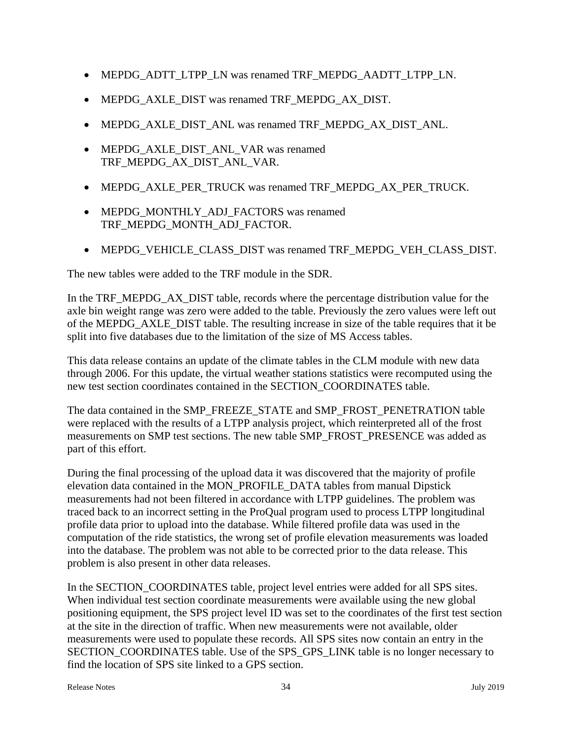- MEPDG_ADTT_LTPP_LN was renamed TRF_MEPDG_AADTT_LTPP_LN.
- MEPDG_AXLE_DIST was renamed TRF_MEPDG_AX_DIST.
- MEPDG_AXLE_DIST_ANL was renamed TRF_MEPDG_AX_DIST_ANL.
- MEPDG_AXLE_DIST_ANL_VAR was renamed TRF_MEPDG_AX_DIST_ANL_VAR.
- MEPDG_AXLE_PER_TRUCK was renamed TRF_MEPDG_AX_PER_TRUCK.
- MEPDG_MONTHLY_ADJ_FACTORS was renamed TRF_MEPDG_MONTH_ADJ_FACTOR.
- MEPDG_VEHICLE_CLASS_DIST was renamed TRF_MEPDG_VEH_CLASS_DIST.

The new tables were added to the TRF module in the SDR.

In the TRF_MEPDG_AX_DIST table, records where the percentage distribution value for the axle bin weight range was zero were added to the table. Previously the zero values were left out of the MEPDG_AXLE_DIST table. The resulting increase in size of the table requires that it be split into five databases due to the limitation of the size of MS Access tables.

This data release contains an update of the climate tables in the CLM module with new data through 2006. For this update, the virtual weather stations statistics were recomputed using the new test section coordinates contained in the SECTION_COORDINATES table.

The data contained in the SMP_FREEZE_STATE and SMP_FROST_PENETRATION table were replaced with the results of a LTPP analysis project, which reinterpreted all of the frost measurements on SMP test sections. The new table SMP_FROST_PRESENCE was added as part of this effort.

During the final processing of the upload data it was discovered that the majority of profile elevation data contained in the MON_PROFILE_DATA tables from manual Dipstick measurements had not been filtered in accordance with LTPP guidelines. The problem was traced back to an incorrect setting in the ProQual program used to process LTPP longitudinal profile data prior to upload into the database. While filtered profile data was used in the computation of the ride statistics, the wrong set of profile elevation measurements was loaded into the database. The problem was not able to be corrected prior to the data release. This problem is also present in other data releases.

In the SECTION_COORDINATES table, project level entries were added for all SPS sites. When individual test section coordinate measurements were available using the new global positioning equipment, the SPS project level ID was set to the coordinates of the first test section at the site in the direction of traffic. When new measurements were not available, older measurements were used to populate these records. All SPS sites now contain an entry in the SECTION_COORDINATES table. Use of the SPS_GPS_LINK table is no longer necessary to find the location of SPS site linked to a GPS section.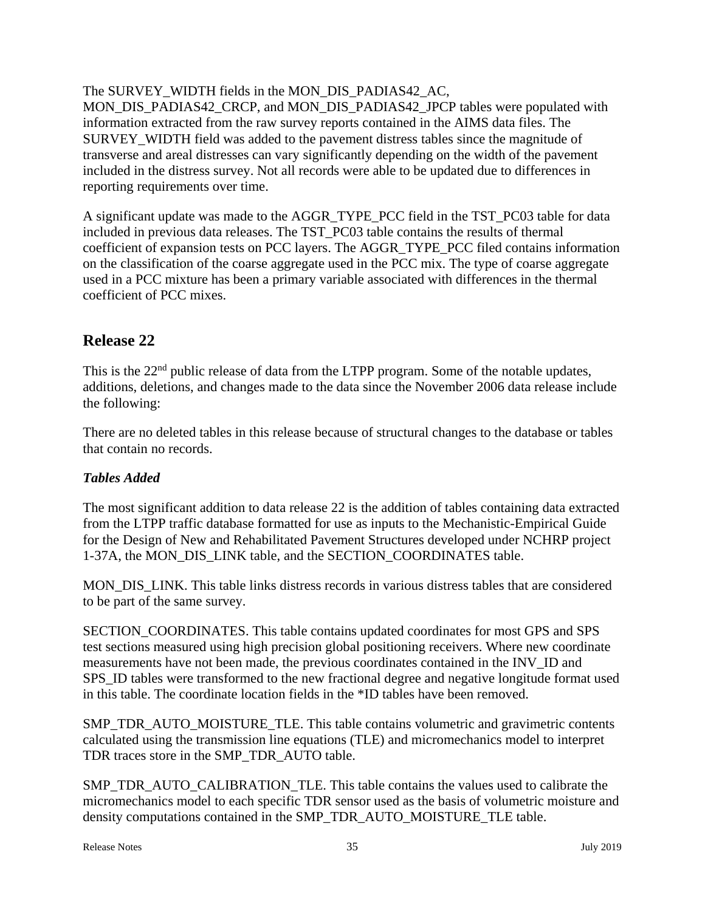The SURVEY_WIDTH fields in the MON_DIS_PADIAS42_AC, MON_DIS_PADIAS42_CRCP, and MON_DIS_PADIAS42_JPCP tables were populated with information extracted from the raw survey reports contained in the AIMS data files. The SURVEY_WIDTH field was added to the pavement distress tables since the magnitude of transverse and areal distresses can vary significantly depending on the width of the pavement included in the distress survey. Not all records were able to be updated due to differences in reporting requirements over time.

A significant update was made to the AGGR_TYPE_PCC field in the TST_PC03 table for data included in previous data releases. The TST_PC03 table contains the results of thermal coefficient of expansion tests on PCC layers. The AGGR_TYPE_PCC filed contains information on the classification of the coarse aggregate used in the PCC mix. The type of coarse aggregate used in a PCC mixture has been a primary variable associated with differences in the thermal coefficient of PCC mixes.

## Release 22

This is the 22nd public release of data from the LTPP program. Some of the notable updates, additions, deletions, and changes made to the data since the November 2006 data release include the following:

There are no deleted tables in this release because of structural changes to the database or tables that contain no records.

### *Tables Added*

The most significant addition to data release 22 is the addition of tables containing data extracted from the LTPP traffic database formatted for use as inputs to the Mechanistic-Empirical Guide for the Design of New and Rehabilitated Pavement Structures developed under NCHRP project 1-37A, the MON_DIS_LINK table, and the SECTION_COORDINATES table.

MON_DIS_LINK. This table links distress records in various distress tables that are considered to be part of the same survey.

SECTION_COORDINATES. This table contains updated coordinates for most GPS and SPS test sections measured using high precision global positioning receivers. Where new coordinate measurements have not been made, the previous coordinates contained in the INV_ID and SPS_ID tables were transformed to the new fractional degree and negative longitude format used in this table. The coordinate location fields in the *ID tables have been removed.

SMP_TDR_AUTO_MOISTURE_TLE. This table contains volumetric and gravimetric contents calculated using the transmission line equations (TLE) and micromechanics model to interpret TDR traces store in the SMP_TDR_AUTO table.

SMP_TDR_AUTO_CALIBRATION_TLE. This table contains the values used to calibrate the micromechanics model to each specific TDR sensor used as the basis of volumetric moisture and density computations contained in the SMP_TDR_AUTO_MOISTURE_TLE table.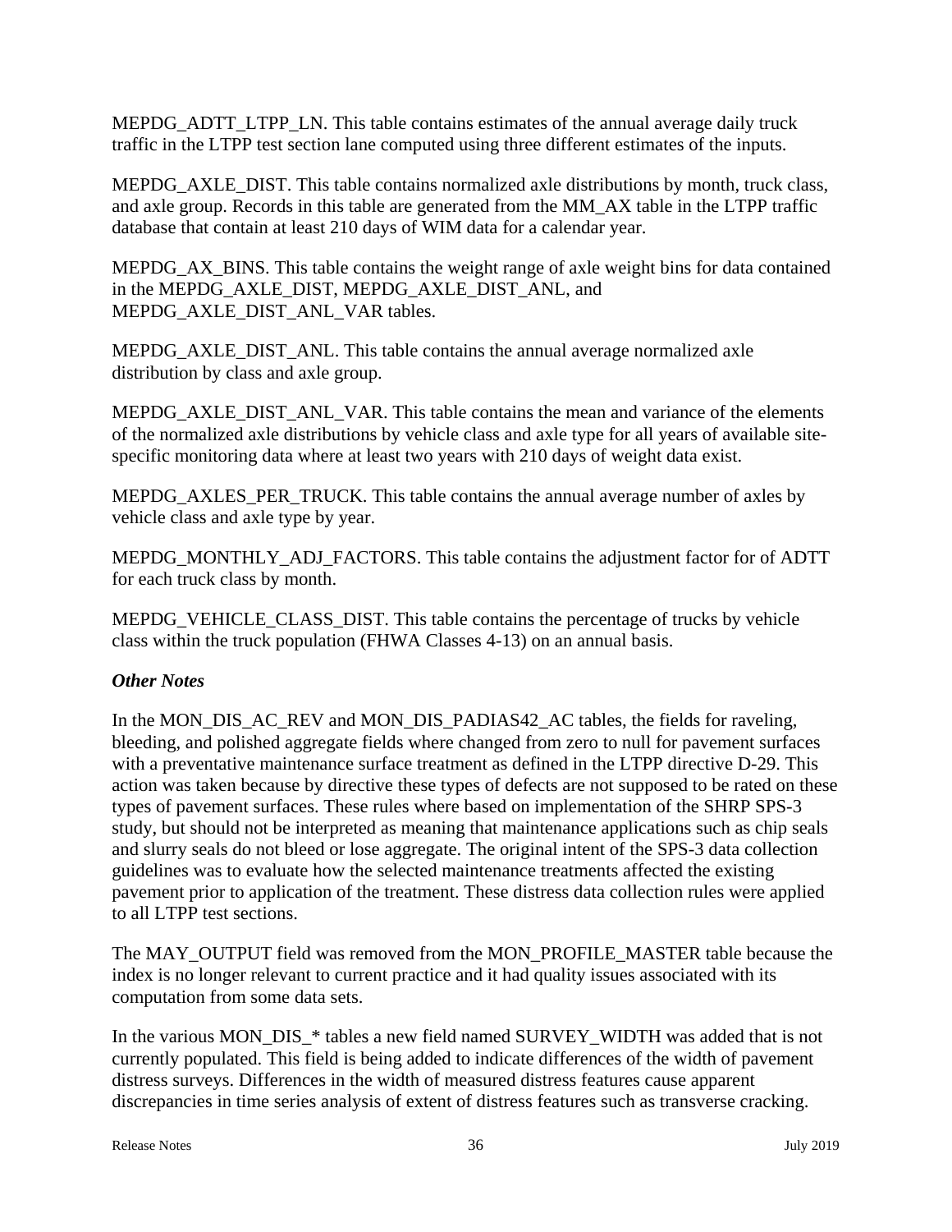MEPDG_ADTT_LTPP_LN. This table contains estimates of the annual average daily truck traffic in the LTPP test section lane computed using three different estimates of the inputs.

MEPDG_AXLE_DIST. This table contains normalized axle distributions by month, truck class, and axle group. Records in this table are generated from the MM_AX table in the LTPP traffic database that contain at least 210 days of WIM data for a calendar year.

MEPDG_AX_BINS. This table contains the weight range of axle weight bins for data contained in the MEPDG_AXLE_DIST, MEPDG_AXLE_DIST_ANL, and MEPDG_AXLE_DIST_ANL_VAR tables.

MEPDG_AXLE_DIST_ANL. This table contains the annual average normalized axle distribution by class and axle group.

MEPDG_AXLE_DIST_ANL_VAR. This table contains the mean and variance of the elements of the normalized axle distributions by vehicle class and axle type for all years of available site-specific monitoring data where at least two years with 210 days of weight data exist.

MEPDG_AXLES_PER_TRUCK. This table contains the annual average number of axles by vehicle class and axle type by year.

MEPDG_MONTHLY_ADJ_FACTORS. This table contains the adjustment factor for of ADTT for each truck class by month.

MEPDG_VEHICLE_CLASS_DIST. This table contains the percentage of trucks by vehicle class within the truck population (FHWA Classes 4-13) on an annual basis.

### *Other Notes*

In the MON_DIS_AC_REV and MON_DIS_PADIAS42_AC tables, the fields for raveling, bleeding, and polished aggregate fields where changed from zero to null for pavement surfaces with a preventative maintenance surface treatment as defined in the LTPP directive D-29. This action was taken because by directive these types of defects are not supposed to be rated on these types of pavement surfaces. These rules where based on implementation of the SHRP SPS-3 study, but should not be interpreted as meaning that maintenance applications such as chip seals and slurry seals do not bleed or lose aggregate. The original intent of the SPS-3 data collection guidelines was to evaluate how the selected maintenance treatments affected the existing pavement prior to application of the treatment. These distress data collection rules were applied to all LTPP test sections.

The MAY_OUTPUT field was removed from the MON_PROFILE_MASTER table because the index is no longer relevant to current practice and it had quality issues associated with its computation from some data sets.

In the various MON_DIS_* tables a new field named SURVEY_WIDTH was added that is not currently populated. This field is being added to indicate differences of the width of pavement distress surveys. Differences in the width of measured distress features cause apparent discrepancies in time series analysis of extent of distress features such as transverse cracking.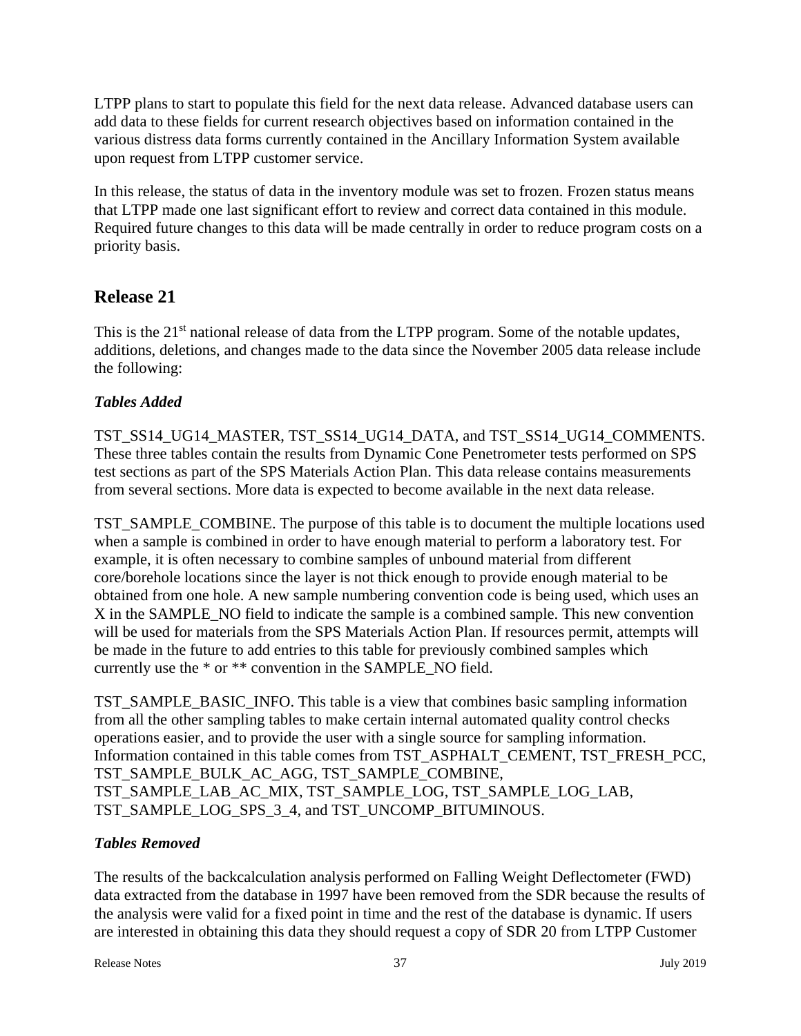LTPP plans to start to populate this field for the next data release. Advanced database users can add data to these fields for current research objectives based on information contained in the various distress data forms currently contained in the Ancillary Information System available upon request from LTPP customer service.

In this release, the status of data in the inventory module was set to frozen. Frozen status means that LTPP made one last significant effort to review and correct data contained in this module. Required future changes to this data will be made centrally in order to reduce program costs on a priority basis.

## Release 21

This is the 21st national release of data from the LTPP program. Some of the notable updates, additions, deletions, and changes made to the data since the November 2005 data release include the following:

### *Tables Added*

TST_SS14_UG14_MASTER, TST_SS14_UG14_DATA, and TST_SS14_UG14_COMMENTS. These three tables contain the results from Dynamic Cone Penetrometer tests performed on SPS test sections as part of the SPS Materials Action Plan. This data release contains measurements from several sections. More data is expected to become available in the next data release.

TST_SAMPLE_COMBINE. The purpose of this table is to document the multiple locations used when a sample is combined in order to have enough material to perform a laboratory test. For example, it is often necessary to combine samples of unbound material from different core/borehole locations since the layer is not thick enough to provide enough material to be obtained from one hole. A new sample numbering convention code is being used, which uses an X in the SAMPLE_NO field to indicate the sample is a combined sample. This new convention will be used for materials from the SPS Materials Action Plan. If resources permit, attempts will be made in the future to add entries to this table for previously combined samples which currently use the * or ** convention in the SAMPLE_NO field.

TST_SAMPLE_BASIC_INFO. This table is a view that combines basic sampling information from all the other sampling tables to make certain internal automated quality control checks operations easier, and to provide the user with a single source for sampling information. Information contained in this table comes from TST_ASPHALT_CEMENT, TST_FRESH_PCC, TST_SAMPLE_BULK_AC_AGG, TST_SAMPLE_COMBINE, TST_SAMPLE_LAB_AC_MIX, TST_SAMPLE_LOG, TST_SAMPLE_LOG_LAB, TST_SAMPLE_LOG_SPS_3_4, and TST_UNCOMP_BITUMINOUS.

### *Tables Removed*

The results of the backcalculation analysis performed on Falling Weight Deflectometer (FWD) data extracted from the database in 1997 have been removed from the SDR because the results of the analysis were valid for a fixed point in time and the rest of the database is dynamic. If users are interested in obtaining this data they should request a copy of SDR 20 from LTPP Customer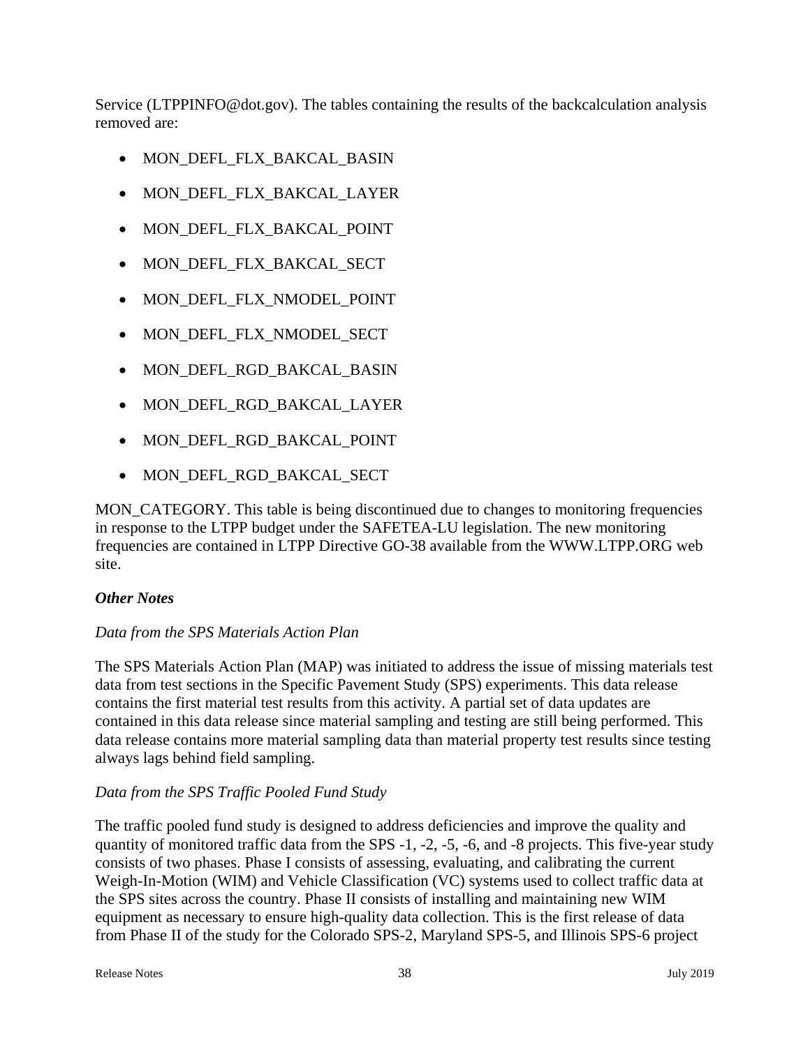Service (LTPPINFO@dot.gov). The tables containing the results of the backcalculation analysis removed are:

- MON_DEFL_FLX_BAKCAL_BASIN
- MON_DEFL_FLX_BAKCAL_LAYER
- MON_DEFL_FLX_BAKCAL_POINT
- MON_DEFL_FLX_BAKCAL_SECT
- MON_DEFL_FLX_NMODEL_POINT
- MON_DEFL_FLX_NMODEL_SECT
- MON_DEFL_RGD_BAKCAL_BASIN
- MON_DEFL_RGD_BAKCAL_LAYER
- MON_DEFL_RGD_BAKCAL_POINT
- MON_DEFL_RGD_BAKCAL_SECT

MON_CATEGORY. This table is being discontinued due to changes to monitoring frequencies in response to the LTPP budget under the SAFETEA-LU legislation. The new monitoring frequencies are contained in LTPP Directive GO-38 available from the WWW.LTPP.ORG web site.

***Other Notes***

*Data from the SPS Materials Action Plan*

The SPS Materials Action Plan (MAP) was initiated to address the issue of missing materials test data from test sections in the Specific Pavement Study (SPS) experiments. This data release contains the first material test results from this activity. A partial set of data updates are contained in this data release since material sampling and testing are still being performed. This data release contains more material sampling data than material property test results since testing always lags behind field sampling.

*Data from the SPS Traffic Pooled Fund Study*

The traffic pooled fund study is designed to address deficiencies and improve the quality and quantity of monitored traffic data from the SPS -1, -2, -5, -6, and -8 projects. This five-year study consists of two phases. Phase I consists of assessing, evaluating, and calibrating the current Weigh-In-Motion (WIM) and Vehicle Classification (VC) systems used to collect traffic data at the SPS sites across the country. Phase II consists of installing and maintaining new WIM equipment as necessary to ensure high-quality data collection. This is the first release of data from Phase II of the study for the Colorado SPS-2, Maryland SPS-5, and Illinois SPS-6 project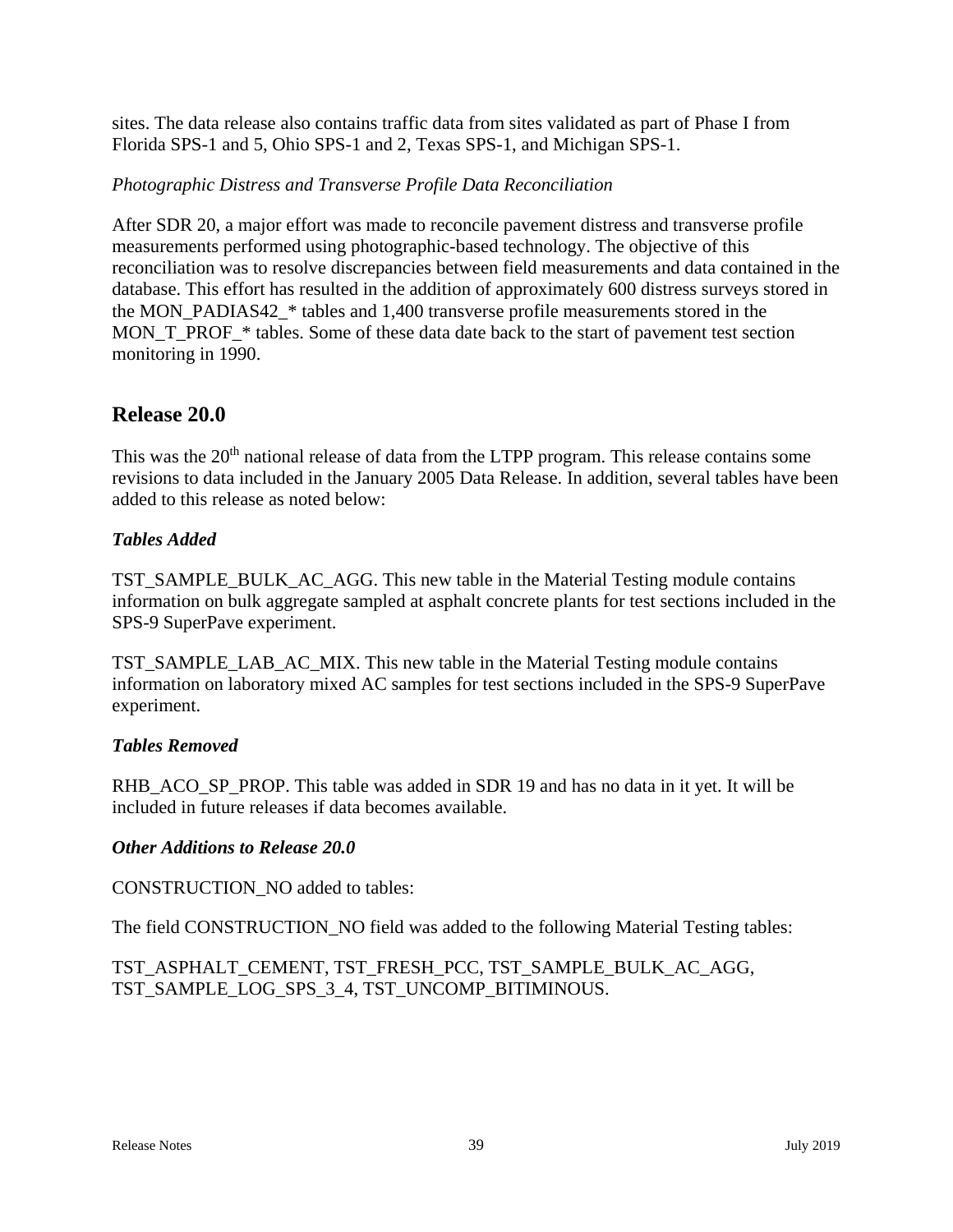sites. The data release also contains traffic data from sites validated as part of Phase I from Florida SPS-1 and 5, Ohio SPS-1 and 2, Texas SPS-1, and Michigan SPS-1.

*Photographic Distress and Transverse Profile Data Reconciliation*

After SDR 20, a major effort was made to reconcile pavement distress and transverse profile measurements performed using photographic-based technology. The objective of this reconciliation was to resolve discrepancies between field measurements and data contained in the database. This effort has resulted in the addition of approximately 600 distress surveys stored in the MON_PADIAS42_* tables and 1,400 transverse profile measurements stored in the MON_T_PROF_* tables. Some of these data date back to the start of pavement test section monitoring in 1990.

## Release 20.0

This was the 20th national release of data from the LTPP program. This release contains some revisions to data included in the January 2005 Data Release. In addition, several tables have been added to this release as noted below:

***Tables Added***

TST_SAMPLE_BULK_AC_AGG. This new table in the Material Testing module contains information on bulk aggregate sampled at asphalt concrete plants for test sections included in the SPS-9 SuperPave experiment.

TST_SAMPLE_LAB_AC_MIX. This new table in the Material Testing module contains information on laboratory mixed AC samples for test sections included in the SPS-9 SuperPave experiment.

***Tables Removed***

RHB_ACO_SP_PROP. This table was added in SDR 19 and has no data in it yet. It will be included in future releases if data becomes available.

***Other Additions to Release 20.0***

CONSTRUCTION_NO added to tables:

The field CONSTRUCTION_NO field was added to the following Material Testing tables:

TST_ASPHALT_CEMENT, TST_FRESH_PCC, TST_SAMPLE_BULK_AC_AGG, TST_SAMPLE_LOG_SPS_3_4, TST_UNCOMP_BITIMINOUS.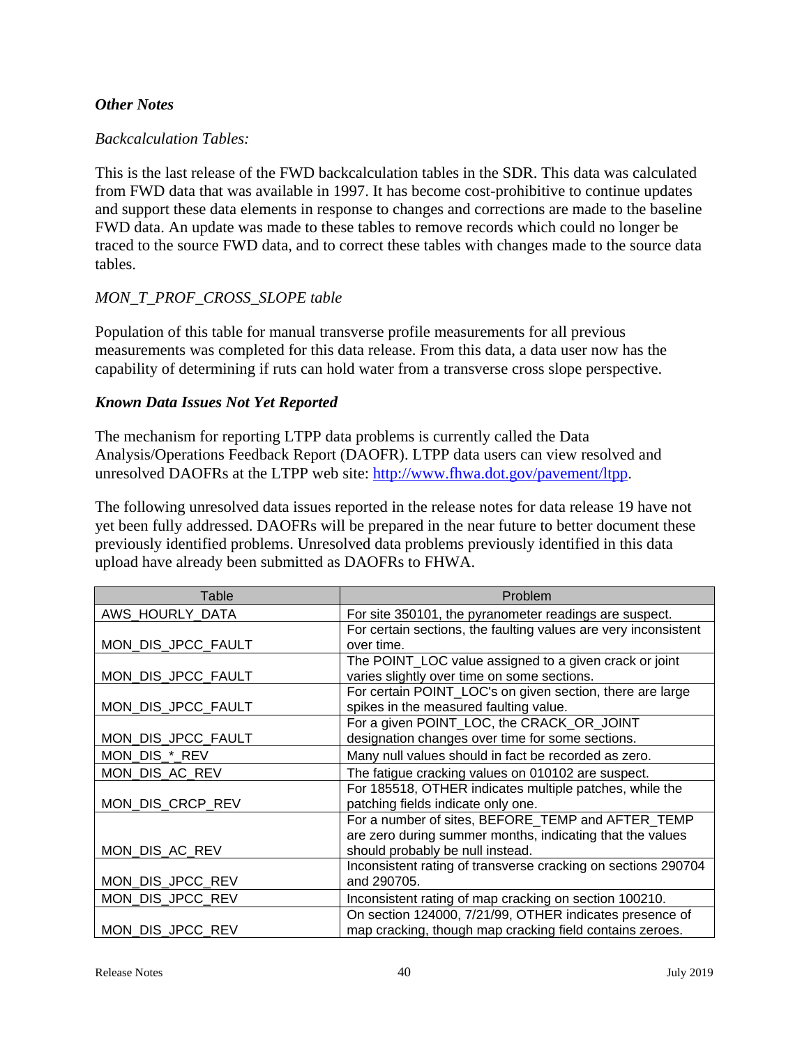### *Other Notes*

*Backcalculation Tables:*

This is the last release of the FWD backcalculation tables in the SDR. This data was calculated from FWD data that was available in 1997. It has become cost-prohibitive to continue updates and support these data elements in response to changes and corrections are made to the baseline FWD data. An update was made to these tables to remove records which could no longer be traced to the source FWD data, and to correct these tables with changes made to the source data tables.

*MON_T_PROF_CROSS_SLOPE table*

Population of this table for manual transverse profile measurements for all previous measurements was completed for this data release. From this data, a data user now has the capability of determining if ruts can hold water from a transverse cross slope perspective.

### *Known Data Issues Not Yet Reported*

The mechanism for reporting LTPP data problems is currently called the Data Analysis/Operations Feedback Report (DAOFR). LTPP data users can view resolved and unresolved DAOFRs at the LTPP web site: http://www.fhwa.dot.gov/pavement/ltpp.

The following unresolved data issues reported in the release notes for data release 19 have not yet been fully addressed. DAOFRs will be prepared in the near future to better document these previously identified problems. Unresolved data problems previously identified in this data upload have already been submitted as DAOFRs to FHWA.

| Table | Problem |
| --- | --- |
| AWS_HOURLY_DATA | For site 350101, the pyranometer readings are suspect. |
| MON_DIS_JPCC_FAULT | For certain sections, the faulting values are very inconsistent over time. |
| MON_DIS_JPCC_FAULT | The POINT_LOC value assigned to a given crack or joint varies slightly over time on some sections. |
| MON_DIS_JPCC_FAULT | For certain POINT_LOC's on given section, there are large spikes in the measured faulting value. |
| MON_DIS_JPCC_FAULT | For a given POINT_LOC, the CRACK_OR_JOINT designation changes over time for some sections. |
| MON_DIS_*_REV | Many null values should in fact be recorded as zero. |
| MON_DIS_AC_REV | The fatigue cracking values on 010102 are suspect. |
| MON_DIS_CRCP_REV | For 185518, OTHER indicates multiple patches, while the patching fields indicate only one. |
| MON_DIS_AC_REV | For a number of sites, BEFORE_TEMP and AFTER_TEMP are zero during summer months, indicating that the values should probably be null instead. |
| MON_DIS_JPCC_REV | Inconsistent rating of transverse cracking on sections 290704 and 290705. |
| MON_DIS_JPCC_REV | Inconsistent rating of map cracking on section 100210. |
| MON_DIS_JPCC_REV | On section 124000, 7/21/99, OTHER indicates presence of map cracking, though map cracking field contains zeroes. |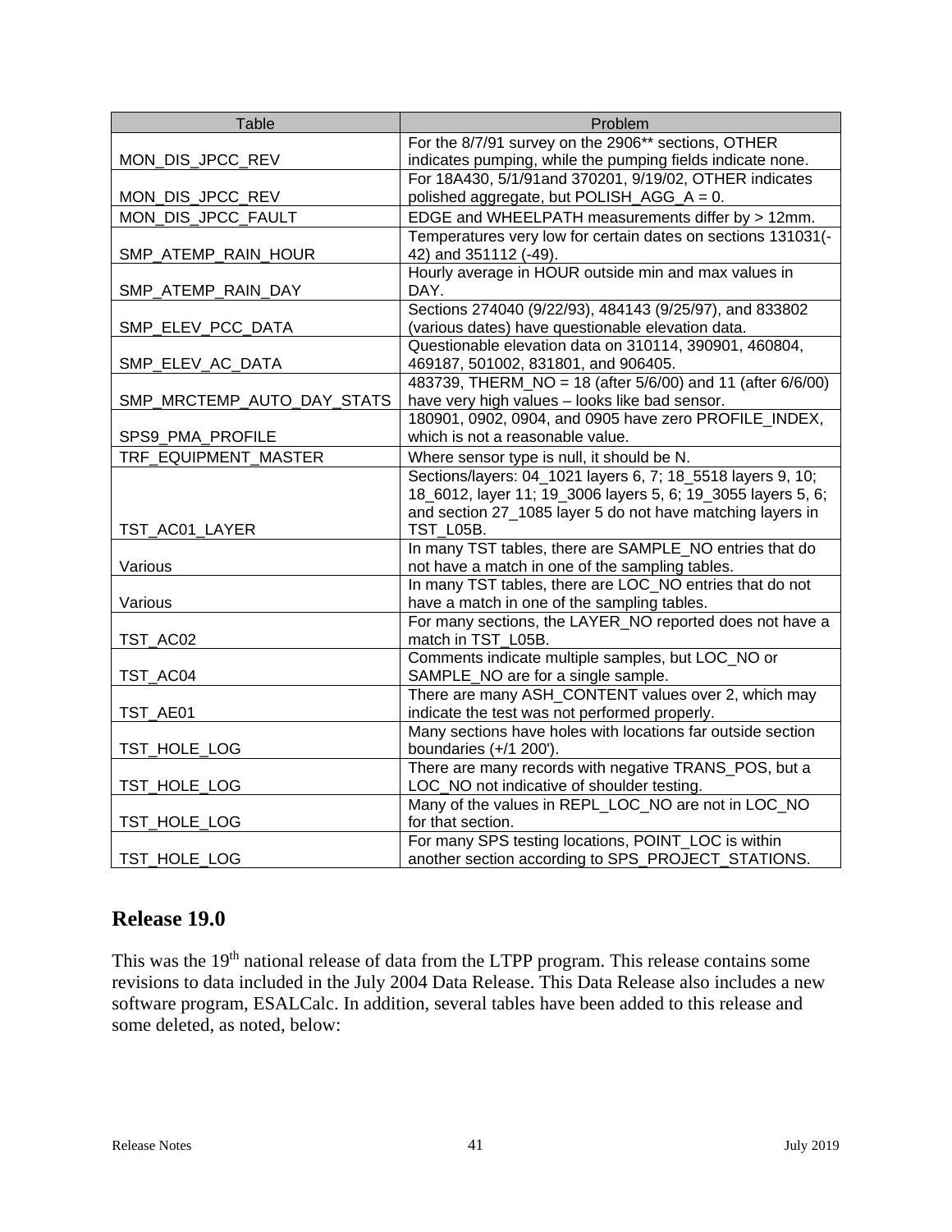| Table | Problem |
|---|---|
| MON_DIS_JPCC_REV | For the 8/7/91 survey on the 2906** sections, OTHER indicates pumping, while the pumping fields indicate none. |
| MON_DIS_JPCC_REV | For 18A430, 5/1/91and 370201, 9/19/02, OTHER indicates polished aggregate, but POLISH_AGG_A = 0. |
| MON_DIS_JPCC_FAULT | EDGE and WHEELPATH measurements differ by > 12mm. |
| SMP_ATEMP_RAIN_HOUR | Temperatures very low for certain dates on sections 131031(-42) and 351112 (-49). |
| SMP_ATEMP_RAIN_DAY | Hourly average in HOUR outside min and max values in DAY. |
| SMP_ELEV_PCC_DATA | Sections 274040 (9/22/93), 484143 (9/25/97), and 833802 (various dates) have questionable elevation data. |
| SMP_ELEV_AC_DATA | Questionable elevation data on 310114, 390901, 460804, 469187, 501002, 831801, and 906405. |
| SMP_MRCTEMP_AUTO_DAY_STATS | 483739, THERM_NO = 18 (after 5/6/00) and 11 (after 6/6/00) have very high values – looks like bad sensor. |
| SPS9_PMA_PROFILE | 180901, 0902, 0904, and 0905 have zero PROFILE_INDEX, which is not a reasonable value. |
| TRF_EQUIPMENT_MASTER | Where sensor type is null, it should be N. |
| TST_AC01_LAYER | Sections/layers: 04_1021 layers 6, 7; 18_5518 layers 9, 10; 18_6012, layer 11; 19_3006 layers 5, 6; 19_3055 layers 5, 6; and section 27_1085 layer 5 do not have matching layers in TST_L05B. |
| Various | In many TST tables, there are SAMPLE_NO entries that do not have a match in one of the sampling tables. |
| Various | In many TST tables, there are LOC_NO entries that do not have a match in one of the sampling tables. |
| TST_AC02 | For many sections, the LAYER_NO reported does not have a match in TST_L05B. |
| TST_AC04 | Comments indicate multiple samples, but LOC_NO or SAMPLE_NO are for a single sample. |
| TST_AE01 | There are many ASH_CONTENT values over 2, which may indicate the test was not performed properly. |
| TST_HOLE_LOG | Many sections have holes with locations far outside section boundaries (+/1 200'). |
| TST_HOLE_LOG | There are many records with negative TRANS_POS, but a LOC_NO not indicative of shoulder testing. |
| TST_HOLE_LOG | Many of the values in REPL_LOC_NO are not in LOC_NO for that section. |
| TST_HOLE_LOG | For many SPS testing locations, POINT_LOC is within another section according to SPS_PROJECT_STATIONS. |

## Release 19.0

This was the 19th national release of data from the LTPP program. This release contains some revisions to data included in the July 2004 Data Release. This Data Release also includes a new software program, ESALCalc. In addition, several tables have been added to this release and some deleted, as noted, below: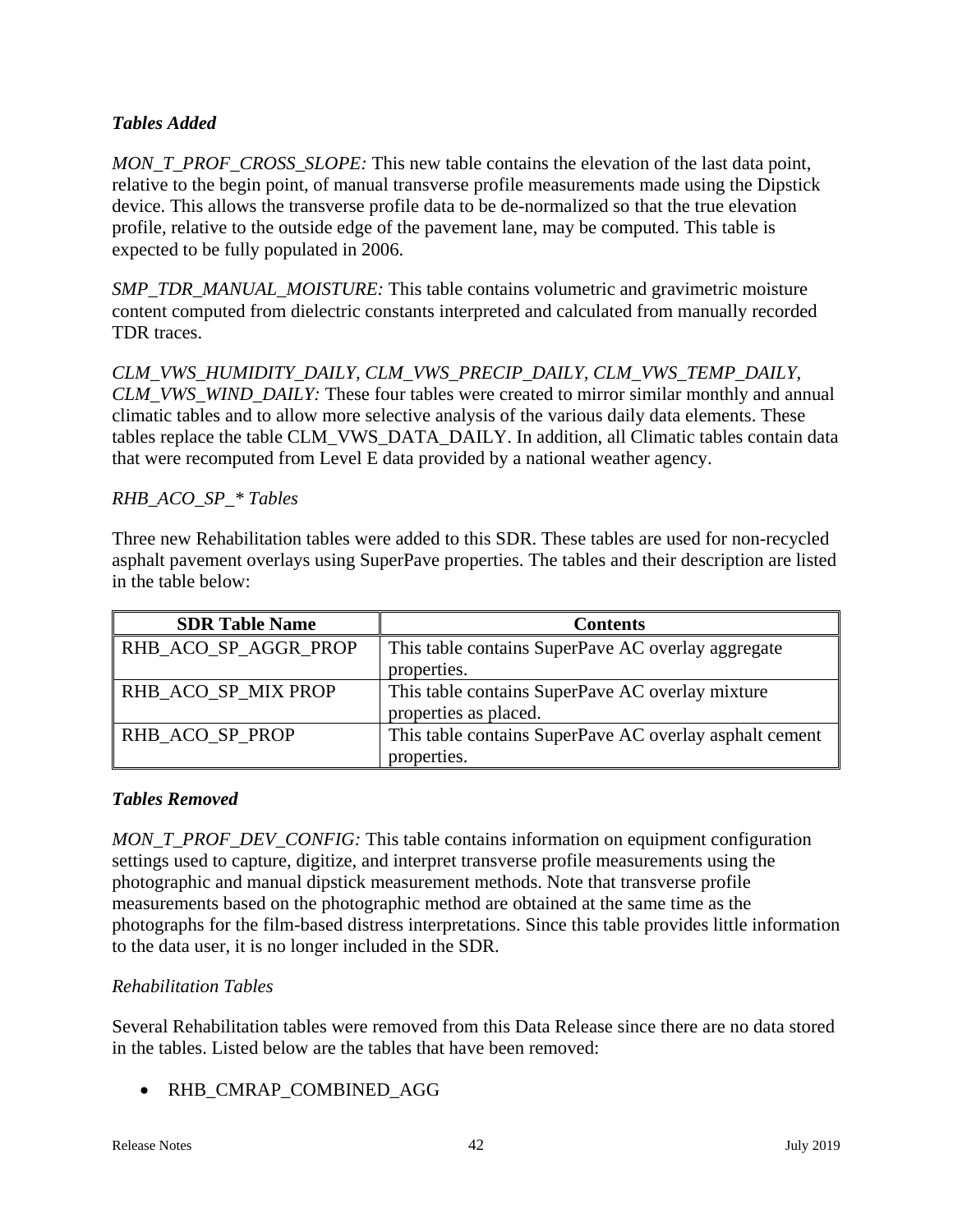### *Tables Added*

*MON_T_PROF_CROSS_SLOPE:* This new table contains the elevation of the last data point, relative to the begin point, of manual transverse profile measurements made using the Dipstick device. This allows the transverse profile data to be de-normalized so that the true elevation profile, relative to the outside edge of the pavement lane, may be computed. This table is expected to be fully populated in 2006.

*SMP_TDR_MANUAL_MOISTURE:* This table contains volumetric and gravimetric moisture content computed from dielectric constants interpreted and calculated from manually recorded TDR traces.

*CLM_VWS_HUMIDITY_DAILY, CLM_VWS_PRECIP_DAILY, CLM_VWS_TEMP_DAILY, CLM_VWS_WIND_DAILY:* These four tables were created to mirror similar monthly and annual climatic tables and to allow more selective analysis of the various daily data elements. These tables replace the table CLM_VWS_DATA_DAILY. In addition, all Climatic tables contain data that were recomputed from Level E data provided by a national weather agency.

*RHB_ACO_SP_* Tables*

Three new Rehabilitation tables were added to this SDR. These tables are used for non-recycled asphalt pavement overlays using SuperPave properties. The tables and their description are listed in the table below:

| SDR Table Name | Contents |
|---|---|
| RHB_ACO_SP_AGGR_PROP | This table contains SuperPave AC overlay aggregate properties. |
| RHB_ACO_SP_MIX PROP | This table contains SuperPave AC overlay mixture properties as placed. |
| RHB_ACO_SP_PROP | This table contains SuperPave AC overlay asphalt cement properties. |

### *Tables Removed*

*MON_T_PROF_DEV_CONFIG:* This table contains information on equipment configuration settings used to capture, digitize, and interpret transverse profile measurements using the photographic and manual dipstick measurement methods. Note that transverse profile measurements based on the photographic method are obtained at the same time as the photographs for the film-based distress interpretations. Since this table provides little information to the data user, it is no longer included in the SDR.

*Rehabilitation Tables*

Several Rehabilitation tables were removed from this Data Release since there are no data stored in the tables. Listed below are the tables that have been removed:

- RHB_CMRAP_COMBINED_AGG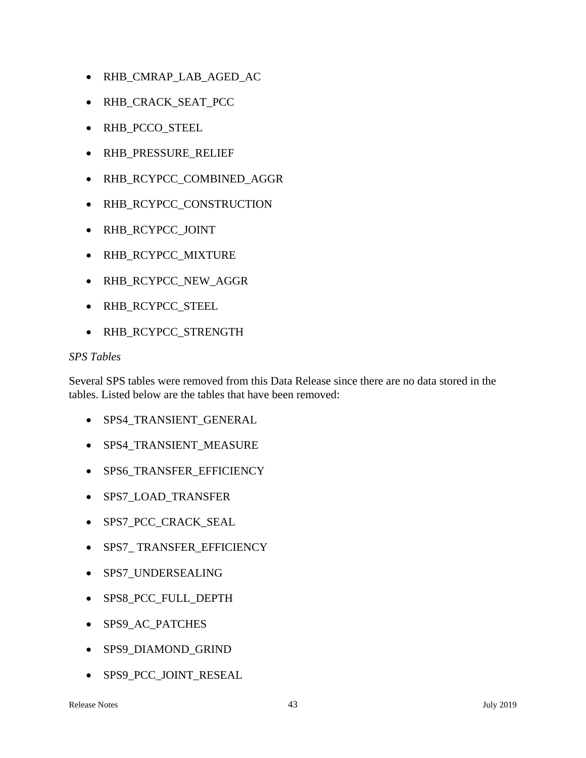- RHB_CMRAP_LAB_AGED_AC
- RHB_CRACK_SEAT_PCC
- RHB_PCCO_STEEL
- RHB_PRESSURE_RELIEF
- RHB_RCYPCC_COMBINED_AGGR
- RHB_RCYPCC_CONSTRUCTION
- RHB_RCYPCC_JOINT
- RHB_RCYPCC_MIXTURE
- RHB_RCYPCC_NEW_AGGR
- RHB_RCYPCC_STEEL
- RHB_RCYPCC_STRENGTH

*SPS Tables*

Several SPS tables were removed from this Data Release since there are no data stored in the tables. Listed below are the tables that have been removed:

- SPS4_TRANSIENT_GENERAL
- SPS4_TRANSIENT_MEASURE
- SPS6_TRANSFER_EFFICIENCY
- SPS7_LOAD_TRANSFER
- SPS7_PCC_CRACK_SEAL
- SPS7_ TRANSFER_EFFICIENCY
- SPS7_UNDERSEALING
- SPS8_PCC_FULL_DEPTH
- SPS9_AC_PATCHES
- SPS9_DIAMOND_GRIND
- SPS9_PCC_JOINT_RESEAL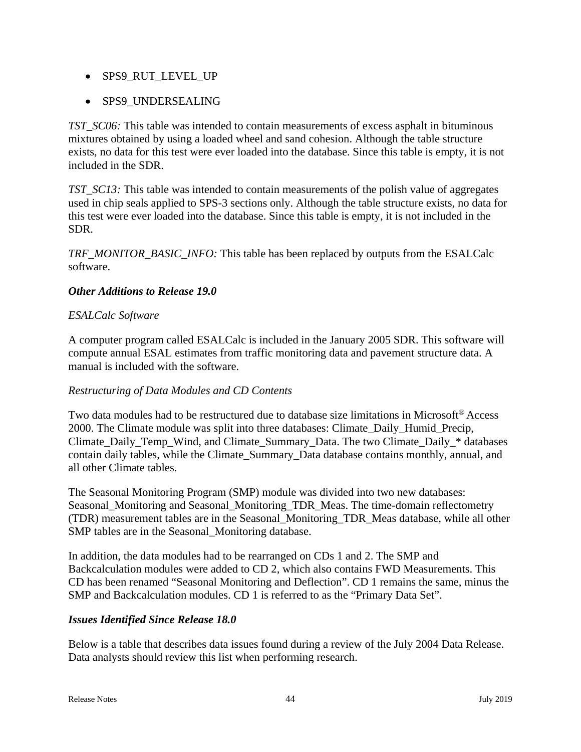- SPS9_RUT_LEVEL_UP
- SPS9_UNDERSEALING

*TST_SC06:* This table was intended to contain measurements of excess asphalt in bituminous mixtures obtained by using a loaded wheel and sand cohesion. Although the table structure exists, no data for this test were ever loaded into the database. Since this table is empty, it is not included in the SDR.

*TST_SC13:* This table was intended to contain measurements of the polish value of aggregates used in chip seals applied to SPS-3 sections only. Although the table structure exists, no data for this test were ever loaded into the database. Since this table is empty, it is not included in the SDR.

*TRF_MONITOR_BASIC_INFO:* This table has been replaced by outputs from the ESALCalc software.

***Other Additions to Release 19.0***

*ESALCalc Software*

A computer program called ESALCalc is included in the January 2005 SDR. This software will compute annual ESAL estimates from traffic monitoring data and pavement structure data. A manual is included with the software.

*Restructuring of Data Modules and CD Contents*

Two data modules had to be restructured due to database size limitations in Microsoft® Access 2000. The Climate module was split into three databases: Climate_Daily_Humid_Precip, Climate_Daily_Temp_Wind, and Climate_Summary_Data. The two Climate_Daily_* databases contain daily tables, while the Climate_Summary_Data database contains monthly, annual, and all other Climate tables.

The Seasonal Monitoring Program (SMP) module was divided into two new databases: Seasonal_Monitoring and Seasonal_Monitoring_TDR_Meas. The time-domain reflectometry (TDR) measurement tables are in the Seasonal_Monitoring_TDR_Meas database, while all other SMP tables are in the Seasonal_Monitoring database.

In addition, the data modules had to be rearranged on CDs 1 and 2. The SMP and Backcalculation modules were added to CD 2, which also contains FWD Measurements. This CD has been renamed "Seasonal Monitoring and Deflection". CD 1 remains the same, minus the SMP and Backcalculation modules. CD 1 is referred to as the "Primary Data Set".

***Issues Identified Since Release 18.0***

Below is a table that describes data issues found during a review of the July 2004 Data Release. Data analysts should review this list when performing research.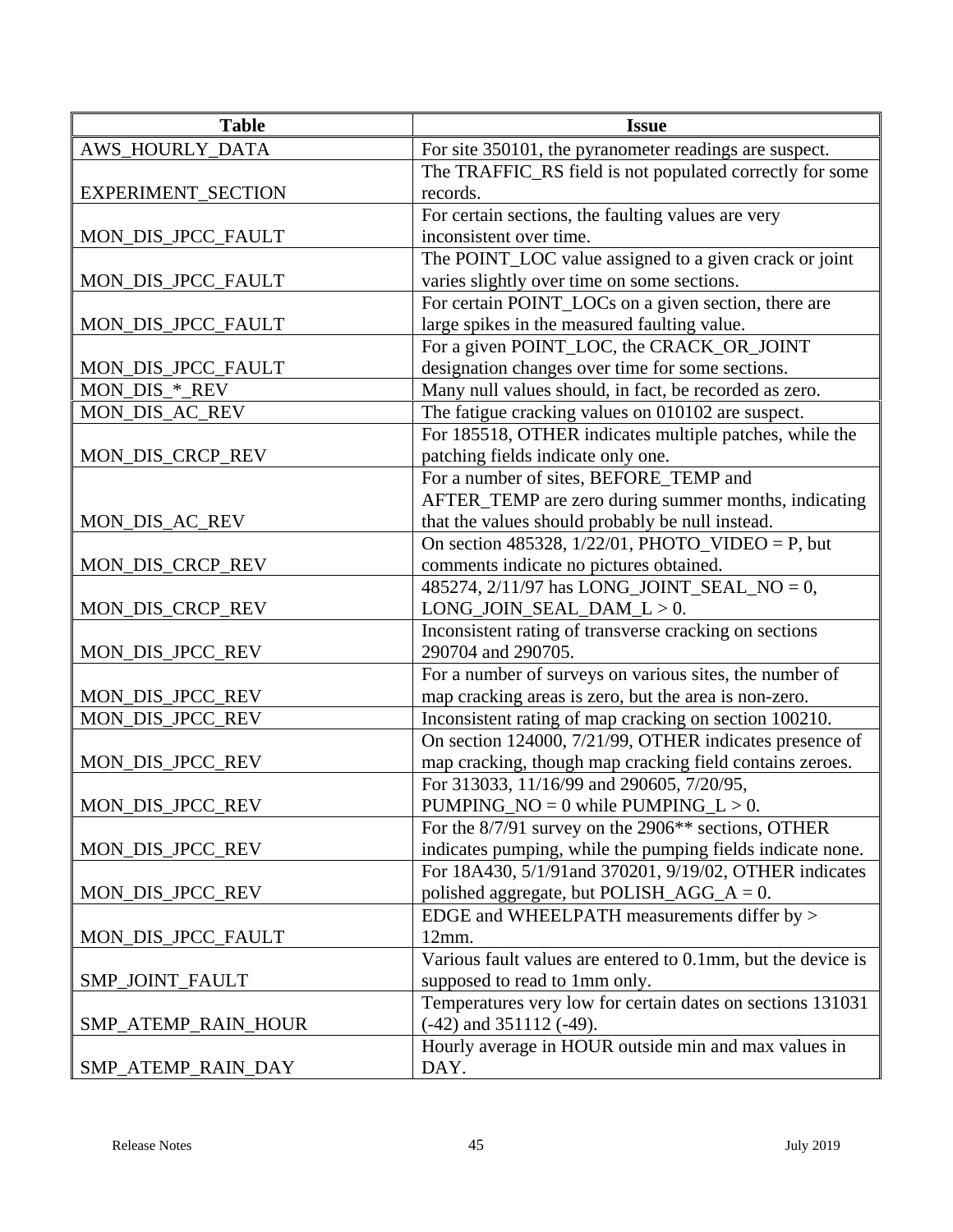| Table | Issue |
|---|---|
| AWS_HOURLY_DATA | For site 350101, the pyranometer readings are suspect. |
| EXPERIMENT_SECTION | The TRAFFIC_RS field is not populated correctly for some records. |
| MON_DIS_JPCC_FAULT | For certain sections, the faulting values are very inconsistent over time. |
| MON_DIS_JPCC_FAULT | The POINT_LOC value assigned to a given crack or joint varies slightly over time on some sections. |
| MON_DIS_JPCC_FAULT | For certain POINT_LOCs on a given section, there are large spikes in the measured faulting value. |
| MON_DIS_JPCC_FAULT | For a given POINT_LOC, the CRACK_OR_JOINT designation changes over time for some sections. |
| MON_DIS_*_REV | Many null values should, in fact, be recorded as zero. |
| MON_DIS_AC_REV | The fatigue cracking values on 010102 are suspect. |
| MON_DIS_CRCP_REV | For 185518, OTHER indicates multiple patches, while the patching fields indicate only one. |
| MON_DIS_AC_REV | For a number of sites, BEFORE_TEMP and AFTER_TEMP are zero during summer months, indicating that the values should probably be null instead. |
| MON_DIS_CRCP_REV | On section 485328, 1/22/01, PHOTO_VIDEO = P, but comments indicate no pictures obtained. |
| MON_DIS_CRCP_REV | 485274, 2/11/97 has LONG_JOINT_SEAL_NO = 0, LONG_JOIN_SEAL_DAM_L > 0. |
| MON_DIS_JPCC_REV | Inconsistent rating of transverse cracking on sections 290704 and 290705. |
| MON_DIS_JPCC_REV | For a number of surveys on various sites, the number of map cracking areas is zero, but the area is non-zero. |
| MON_DIS_JPCC_REV | Inconsistent rating of map cracking on section 100210. |
| MON_DIS_JPCC_REV | On section 124000, 7/21/99, OTHER indicates presence of map cracking, though map cracking field contains zeroes. |
| MON_DIS_JPCC_REV | For 313033, 11/16/99 and 290605, 7/20/95, PUMPING_NO = 0 while PUMPING_L > 0. |
| MON_DIS_JPCC_REV | For the 8/7/91 survey on the 2906** sections, OTHER indicates pumping, while the pumping fields indicate none. |
| MON_DIS_JPCC_REV | For 18A430, 5/1/91and 370201, 9/19/02, OTHER indicates polished aggregate, but POLISH_AGG_A = 0. |
| MON_DIS_JPCC_FAULT | EDGE and WHEELPATH measurements differ by > 12mm. |
| SMP_JOINT_FAULT | Various fault values are entered to 0.1mm, but the device is supposed to read to 1mm only. |
| SMP_ATEMP_RAIN_HOUR | Temperatures very low for certain dates on sections 131031 (-42) and 351112 (-49). |
| SMP_ATEMP_RAIN_DAY | Hourly average in HOUR outside min and max values in DAY. |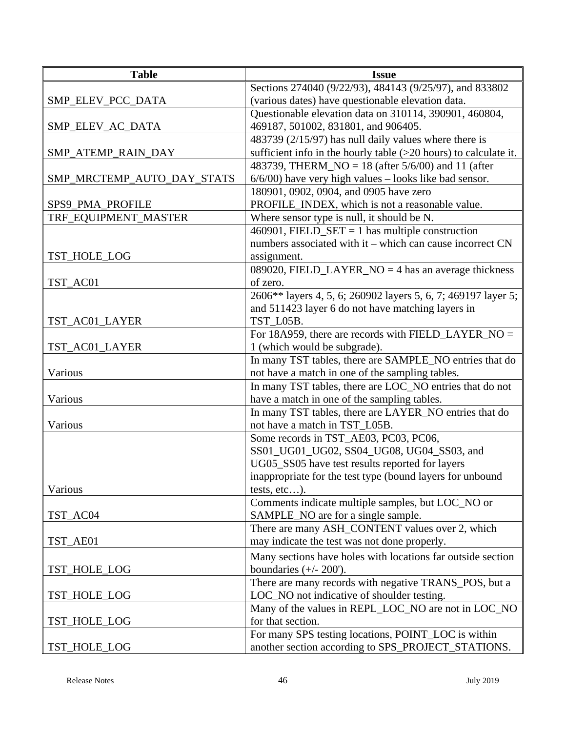| Table | Issue |
| --- | --- |
| SMP_ELEV_PCC_DATA | Sections 274040 (9/22/93), 484143 (9/25/97), and 833802 (various dates) have questionable elevation data. |
| SMP_ELEV_AC_DATA | Questionable elevation data on 310114, 390901, 460804, 469187, 501002, 831801, and 906405. |
| SMP_ATEMP_RAIN_DAY | 483739 (2/15/97) has null daily values where there is sufficient info in the hourly table (>20 hours) to calculate it. |
| SMP_MRCTEMP_AUTO_DAY_STATS | 483739, THERM_NO = 18 (after 5/6/00) and 11 (after 6/6/00) have very high values – looks like bad sensor. |
| SPS9_PMA_PROFILE | 180901, 0902, 0904, and 0905 have zero PROFILE_INDEX, which is not a reasonable value. |
| TRF_EQUIPMENT_MASTER | Where sensor type is null, it should be N. |
| TST_HOLE_LOG | 460901, FIELD_SET = 1 has multiple construction numbers associated with it – which can cause incorrect CN assignment. |
| TST_AC01 | 089020, FIELD_LAYER_NO = 4 has an average thickness of zero. |
| TST_AC01_LAYER | 2606** layers 4, 5, 6; 260902 layers 5, 6, 7; 469197 layer 5; and 511423 layer 6 do not have matching layers in TST_L05B. |
| TST_AC01_LAYER | For 18A959, there are records with FIELD_LAYER_NO = 1 (which would be subgrade). |
| Various | In many TST tables, there are SAMPLE_NO entries that do not have a match in one of the sampling tables. |
| Various | In many TST tables, there are LOC_NO entries that do not have a match in one of the sampling tables. |
| Various | In many TST tables, there are LAYER_NO entries that do not have a match in TST_L05B. |
| Various | Some records in TST_AE03, PC03, PC06, SS01_UG01_UG02, SS04_UG08, UG04_SS03, and UG05_SS05 have test results reported for layers inappropriate for the test type (bound layers for unbound tests, etc…). |
| TST_AC04 | Comments indicate multiple samples, but LOC_NO or SAMPLE_NO are for a single sample. |
| TST_AE01 | There are many ASH_CONTENT values over 2, which may indicate the test was not done properly. |
| TST_HOLE_LOG | Many sections have holes with locations far outside section boundaries (+/- 200'). |
| TST_HOLE_LOG | There are many records with negative TRANS_POS, but a LOC_NO not indicative of shoulder testing. |
| TST_HOLE_LOG | Many of the values in REPL_LOC_NO are not in LOC_NO for that section. |
| TST_HOLE_LOG | For many SPS testing locations, POINT_LOC is within another section according to SPS_PROJECT_STATIONS. |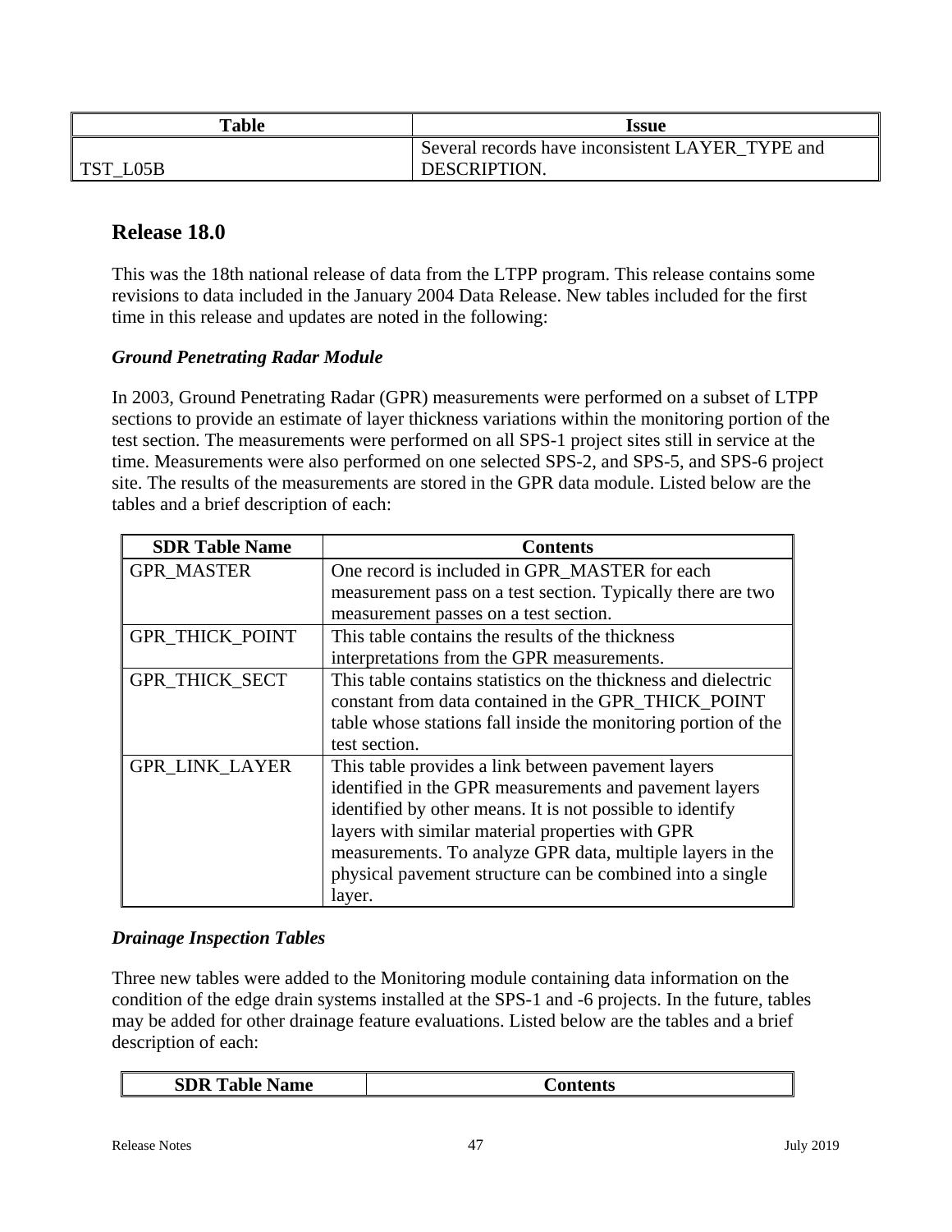| Table | Issue |
|---|---|
| TST_L05B | Several records have inconsistent LAYER_TYPE and DESCRIPTION. |

## Release 18.0

This was the 18th national release of data from the LTPP program. This release contains some revisions to data included in the January 2004 Data Release. New tables included for the first time in this release and updates are noted in the following:

### *Ground Penetrating Radar Module*

In 2003, Ground Penetrating Radar (GPR) measurements were performed on a subset of LTPP sections to provide an estimate of layer thickness variations within the monitoring portion of the test section. The measurements were performed on all SPS-1 project sites still in service at the time. Measurements were also performed on one selected SPS-2, and SPS-5, and SPS-6 project site. The results of the measurements are stored in the GPR data module. Listed below are the tables and a brief description of each:

| SDR Table Name | Contents |
|---|---|
| GPR_MASTER | One record is included in GPR_MASTER for each measurement pass on a test section. Typically there are two measurement passes on a test section. |
| GPR_THICK_POINT | This table contains the results of the thickness interpretations from the GPR measurements. |
| GPR_THICK_SECT | This table contains statistics on the thickness and dielectric constant from data contained in the GPR_THICK_POINT table whose stations fall inside the monitoring portion of the test section. |
| GPR_LINK_LAYER | This table provides a link between pavement layers identified in the GPR measurements and pavement layers identified by other means. It is not possible to identify layers with similar material properties with GPR measurements. To analyze GPR data, multiple layers in the physical pavement structure can be combined into a single layer. |

### *Drainage Inspection Tables*

Three new tables were added to the Monitoring module containing data information on the condition of the edge drain systems installed at the SPS-1 and -6 projects. In the future, tables may be added for other drainage feature evaluations. Listed below are the tables and a brief description of each:

| SDR Table Name | Contents |
|---|---|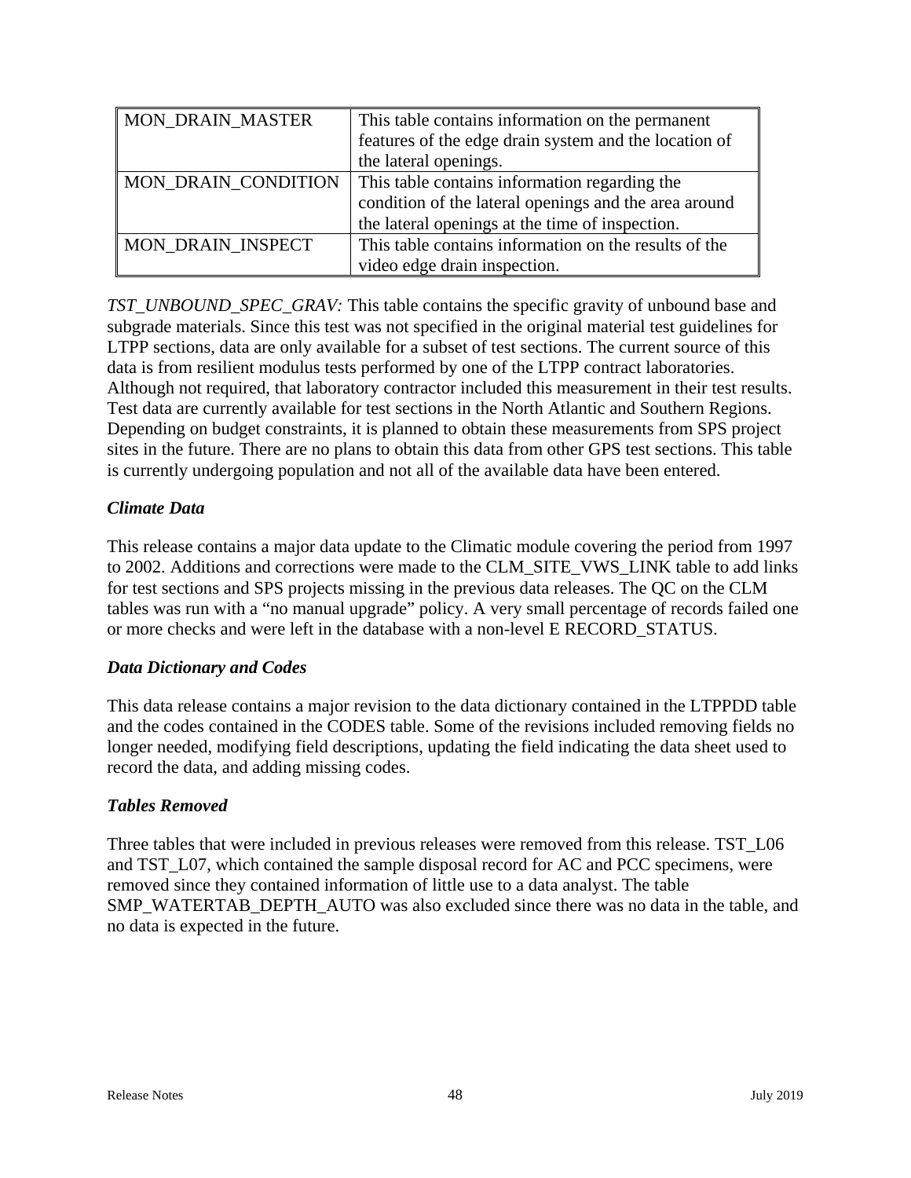| | |
|---|---|
| MON_DRAIN_MASTER | This table contains information on the permanent features of the edge drain system and the location of the lateral openings. |
| MON_DRAIN_CONDITION | This table contains information regarding the condition of the lateral openings and the area around the lateral openings at the time of inspection. |
| MON_DRAIN_INSPECT | This table contains information on the results of the video edge drain inspection. |

*TST_UNBOUND_SPEC_GRAV:* This table contains the specific gravity of unbound base and subgrade materials. Since this test was not specified in the original material test guidelines for LTPP sections, data are only available for a subset of test sections. The current source of this data is from resilient modulus tests performed by one of the LTPP contract laboratories. Although not required, that laboratory contractor included this measurement in their test results. Test data are currently available for test sections in the North Atlantic and Southern Regions. Depending on budget constraints, it is planned to obtain these measurements from SPS project sites in the future. There are no plans to obtain this data from other GPS test sections. This table is currently undergoing population and not all of the available data have been entered.

### *Climate Data*

This release contains a major data update to the Climatic module covering the period from 1997 to 2002. Additions and corrections were made to the CLM_SITE_VWS_LINK table to add links for test sections and SPS projects missing in the previous data releases. The QC on the CLM tables was run with a "no manual upgrade" policy. A very small percentage of records failed one or more checks and were left in the database with a non-level E RECORD_STATUS.

### *Data Dictionary and Codes*

This data release contains a major revision to the data dictionary contained in the LTPPDD table and the codes contained in the CODES table. Some of the revisions included removing fields no longer needed, modifying field descriptions, updating the field indicating the data sheet used to record the data, and adding missing codes.

### *Tables Removed*

Three tables that were included in previous releases were removed from this release. TST_L06 and TST_L07, which contained the sample disposal record for AC and PCC specimens, were removed since they contained information of little use to a data analyst. The table SMP_WATERTAB_DEPTH_AUTO was also excluded since there was no data in the table, and no data is expected in the future.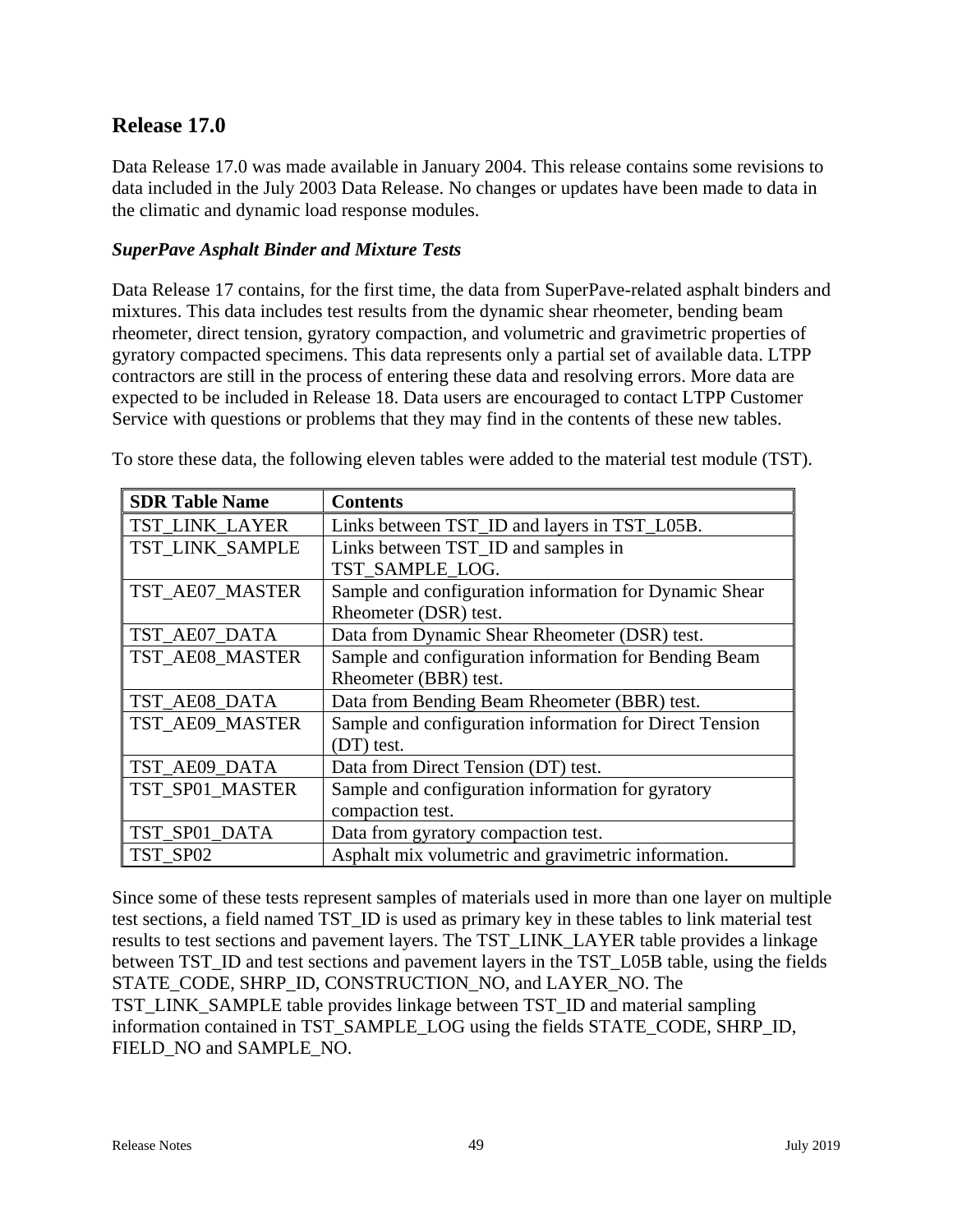## Release 17.0

Data Release 17.0 was made available in January 2004. This release contains some revisions to data included in the July 2003 Data Release. No changes or updates have been made to data in the climatic and dynamic load response modules.

### *SuperPave Asphalt Binder and Mixture Tests*

Data Release 17 contains, for the first time, the data from SuperPave-related asphalt binders and mixtures. This data includes test results from the dynamic shear rheometer, bending beam rheometer, direct tension, gyratory compaction, and volumetric and gravimetric properties of gyratory compacted specimens. This data represents only a partial set of available data. LTPP contractors are still in the process of entering these data and resolving errors. More data are expected to be included in Release 18. Data users are encouraged to contact LTPP Customer Service with questions or problems that they may find in the contents of these new tables.

To store these data, the following eleven tables were added to the material test module (TST).

| SDR Table Name | Contents |
|---|---|
| TST_LINK_LAYER | Links between TST_ID and layers in TST_L05B. |
| TST_LINK_SAMPLE | Links between TST_ID and samples in TST_SAMPLE_LOG. |
| TST_AE07_MASTER | Sample and configuration information for Dynamic Shear Rheometer (DSR) test. |
| TST_AE07_DATA | Data from Dynamic Shear Rheometer (DSR) test. |
| TST_AE08_MASTER | Sample and configuration information for Bending Beam Rheometer (BBR) test. |
| TST_AE08_DATA | Data from Bending Beam Rheometer (BBR) test. |
| TST_AE09_MASTER | Sample and configuration information for Direct Tension (DT) test. |
| TST_AE09_DATA | Data from Direct Tension (DT) test. |
| TST_SP01_MASTER | Sample and configuration information for gyratory compaction test. |
| TST_SP01_DATA | Data from gyratory compaction test. |
| TST_SP02 | Asphalt mix volumetric and gravimetric information. |

Since some of these tests represent samples of materials used in more than one layer on multiple test sections, a field named TST_ID is used as primary key in these tables to link material test results to test sections and pavement layers. The TST_LINK_LAYER table provides a linkage between TST_ID and test sections and pavement layers in the TST_L05B table, using the fields STATE_CODE, SHRP_ID, CONSTRUCTION_NO, and LAYER_NO. The TST_LINK_SAMPLE table provides linkage between TST_ID and material sampling information contained in TST_SAMPLE_LOG using the fields STATE_CODE, SHRP_ID, FIELD_NO and SAMPLE_NO.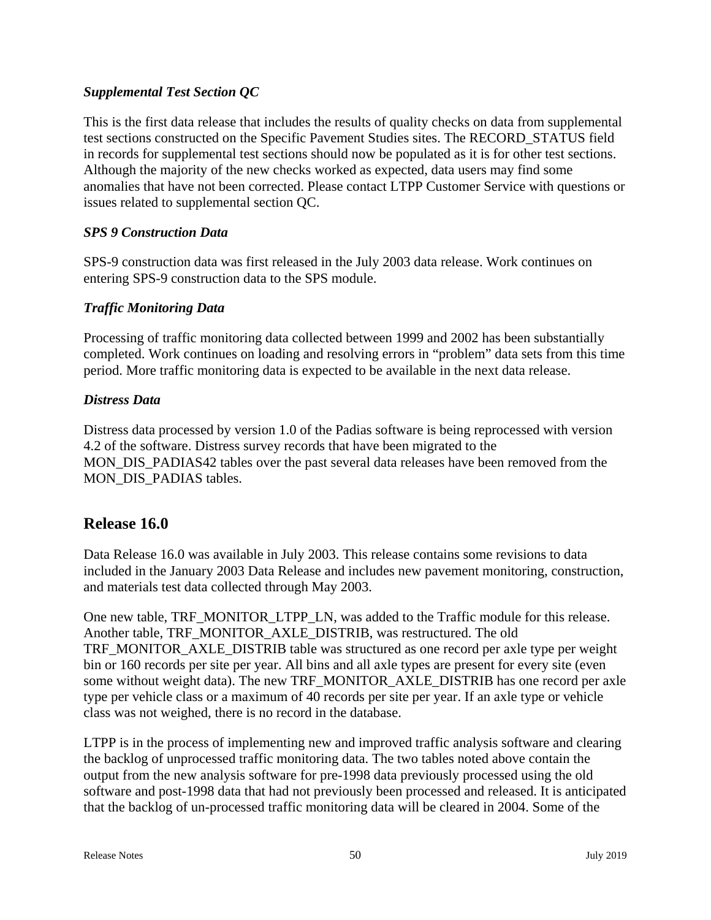### *Supplemental Test Section QC*

This is the first data release that includes the results of quality checks on data from supplemental test sections constructed on the Specific Pavement Studies sites. The RECORD_STATUS field in records for supplemental test sections should now be populated as it is for other test sections. Although the majority of the new checks worked as expected, data users may find some anomalies that have not been corrected. Please contact LTPP Customer Service with questions or issues related to supplemental section QC.

### *SPS 9 Construction Data*

SPS-9 construction data was first released in the July 2003 data release. Work continues on entering SPS-9 construction data to the SPS module.

### *Traffic Monitoring Data*

Processing of traffic monitoring data collected between 1999 and 2002 has been substantially completed. Work continues on loading and resolving errors in "problem" data sets from this time period. More traffic monitoring data is expected to be available in the next data release.

### *Distress Data*

Distress data processed by version 1.0 of the Padias software is being reprocessed with version 4.2 of the software. Distress survey records that have been migrated to the MON_DIS_PADIAS42 tables over the past several data releases have been removed from the MON_DIS_PADIAS tables.

## Release 16.0

Data Release 16.0 was available in July 2003. This release contains some revisions to data included in the January 2003 Data Release and includes new pavement monitoring, construction, and materials test data collected through May 2003.

One new table, TRF_MONITOR_LTPP_LN, was added to the Traffic module for this release. Another table, TRF_MONITOR_AXLE_DISTRIB, was restructured. The old TRF_MONITOR_AXLE_DISTRIB table was structured as one record per axle type per weight bin or 160 records per site per year. All bins and all axle types are present for every site (even some without weight data). The new TRF_MONITOR_AXLE_DISTRIB has one record per axle type per vehicle class or a maximum of 40 records per site per year. If an axle type or vehicle class was not weighed, there is no record in the database.

LTPP is in the process of implementing new and improved traffic analysis software and clearing the backlog of unprocessed traffic monitoring data. The two tables noted above contain the output from the new analysis software for pre-1998 data previously processed using the old software and post-1998 data that had not previously been processed and released. It is anticipated that the backlog of un-processed traffic monitoring data will be cleared in 2004. Some of the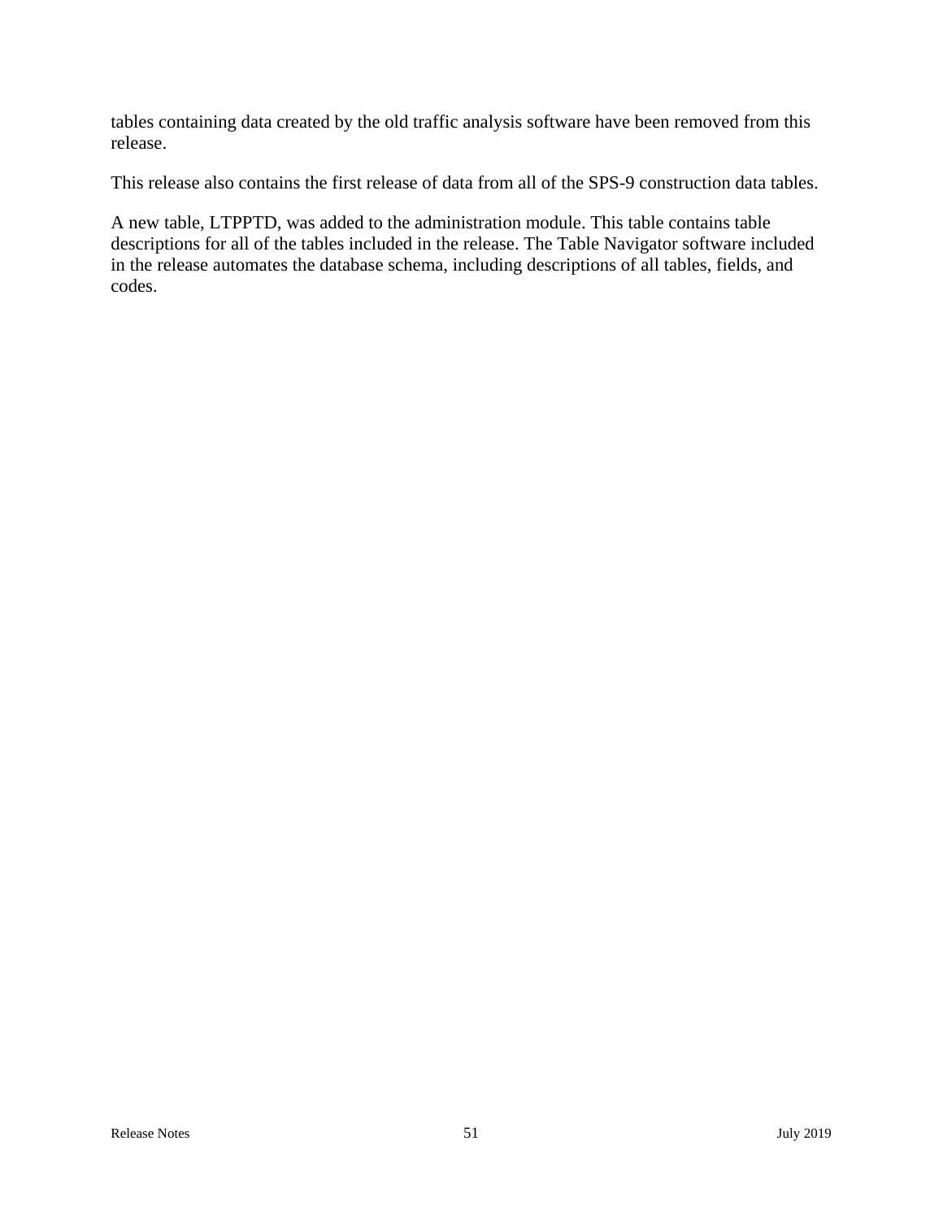tables containing data created by the old traffic analysis software have been removed from this release.

This release also contains the first release of data from all of the SPS-9 construction data tables.

A new table, LTPPTD, was added to the administration module. This table contains table descriptions for all of the tables included in the release. The Table Navigator software included in the release automates the database schema, including descriptions of all tables, fields, and codes.